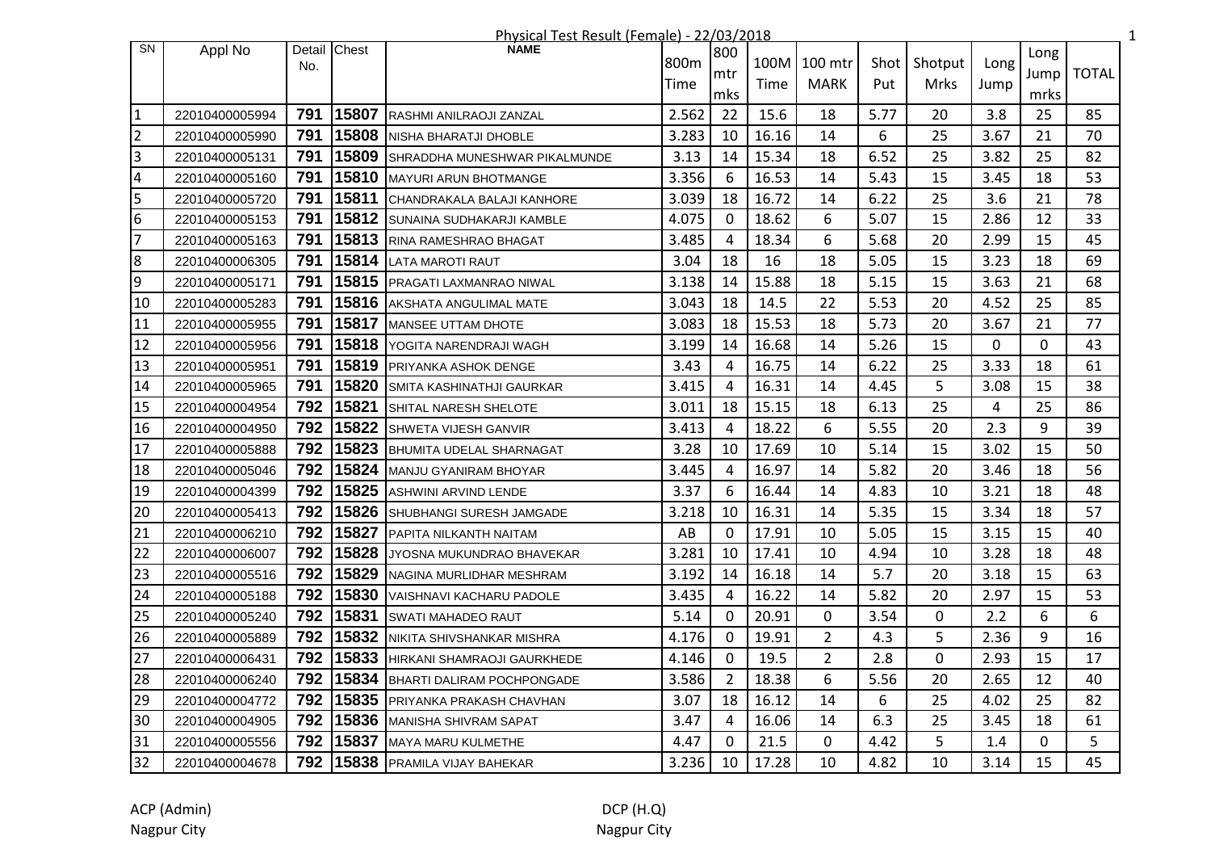Physical Test Result (Female) - 22/03/2018

| SN | Appl No | Detail No. | Chest | NAME | 800m Time | 800 mtr mks | 100M Time | 100 mtr MARK | Shot Put | Shotput Mrks | Long Jump | Long Jump mrks | TOTAL |
|---|---|---|---|---|---|---|---|---|---|---|---|---|---|
| 1 | 22010400005994 | 791 | 15807 | RASHMI ANILRAOJI ZANZAL | 2.562 | 22 | 15.6 | 18 | 5.77 | 20 | 3.8 | 25 | 85 |
| 2 | 22010400005990 | 791 | 15808 | NISHA BHARATJI DHOBLE | 3.283 | 10 | 16.16 | 14 | 6 | 25 | 3.67 | 21 | 70 |
| 3 | 22010400005131 | 791 | 15809 | SHRADDHA MUNESHWAR PIKALMUNDE | 3.13 | 14 | 15.34 | 18 | 6.52 | 25 | 3.82 | 25 | 82 |
| 4 | 22010400005160 | 791 | 15810 | MAYURI ARUN BHOTMANGE | 3.356 | 6 | 16.53 | 14 | 5.43 | 15 | 3.45 | 18 | 53 |
| 5 | 22010400005720 | 791 | 15811 | CHANDRAKALA BALAJI KANHORE | 3.039 | 18 | 16.72 | 14 | 6.22 | 25 | 3.6 | 21 | 78 |
| 6 | 22010400005153 | 791 | 15812 | SUNAINA SUDHAKARJI KAMBLE | 4.075 | 0 | 18.62 | 6 | 5.07 | 15 | 2.86 | 12 | 33 |
| 7 | 22010400005163 | 791 | 15813 | RINA RAMESHRAO BHAGAT | 3.485 | 4 | 18.34 | 6 | 5.68 | 20 | 2.99 | 15 | 45 |
| 8 | 22010400006305 | 791 | 15814 | LATA MAROTI RAUT | 3.04 | 18 | 16 | 18 | 5.05 | 15 | 3.23 | 18 | 69 |
| 9 | 22010400005171 | 791 | 15815 | PRAGATI LAXMANRAO NIWAL | 3.138 | 14 | 15.88 | 18 | 5.15 | 15 | 3.63 | 21 | 68 |
| 10 | 22010400005283 | 791 | 15816 | AKSHATA ANGULIMAL MATE | 3.043 | 18 | 14.5 | 22 | 5.53 | 20 | 4.52 | 25 | 85 |
| 11 | 22010400005955 | 791 | 15817 | MANSEE UTTAM DHOTE | 3.083 | 18 | 15.53 | 18 | 5.73 | 20 | 3.67 | 21 | 77 |
| 12 | 22010400005956 | 791 | 15818 | YOGITA NARENDRAJI WAGH | 3.199 | 14 | 16.68 | 14 | 5.26 | 15 | 0 | 0 | 43 |
| 13 | 22010400005951 | 791 | 15819 | PRIYANKA ASHOK DENGE | 3.43 | 4 | 16.75 | 14 | 6.22 | 25 | 3.33 | 18 | 61 |
| 14 | 22010400005965 | 791 | 15820 | SMITA KASHINATHJI GAURKAR | 3.415 | 4 | 16.31 | 14 | 4.45 | 5 | 3.08 | 15 | 38 |
| 15 | 22010400004954 | 792 | 15821 | SHITAL NARESH SHELOTE | 3.011 | 18 | 15.15 | 18 | 6.13 | 25 | 4 | 25 | 86 |
| 16 | 22010400004950 | 792 | 15822 | SHWETA VIJESH GANVIR | 3.413 | 4 | 18.22 | 6 | 5.55 | 20 | 2.3 | 9 | 39 |
| 17 | 22010400005888 | 792 | 15823 | BHUMITA UDELAL SHARNAGAT | 3.28 | 10 | 17.69 | 10 | 5.14 | 15 | 3.02 | 15 | 50 |
| 18 | 22010400005046 | 792 | 15824 | MANJU GYANIRAM BHOYAR | 3.445 | 4 | 16.97 | 14 | 5.82 | 20 | 3.46 | 18 | 56 |
| 19 | 22010400004399 | 792 | 15825 | ASHWINI ARVIND LENDE | 3.37 | 6 | 16.44 | 14 | 4.83 | 10 | 3.21 | 18 | 48 |
| 20 | 22010400005413 | 792 | 15826 | SHUBHANGI SURESH JAMGADE | 3.218 | 10 | 16.31 | 14 | 5.35 | 15 | 3.34 | 18 | 57 |
| 21 | 22010400006210 | 792 | 15827 | PAPITA NILKANTH NAITAM | AB | 0 | 17.91 | 10 | 5.05 | 15 | 3.15 | 15 | 40 |
| 22 | 22010400006007 | 792 | 15828 | JYOSNA MUKUNDRAO BHAVEKAR | 3.281 | 10 | 17.41 | 10 | 4.94 | 10 | 3.28 | 18 | 48 |
| 23 | 22010400005516 | 792 | 15829 | NAGINA MURLIDHAR MESHRAM | 3.192 | 14 | 16.18 | 14 | 5.7 | 20 | 3.18 | 15 | 63 |
| 24 | 22010400005188 | 792 | 15830 | VAISHNAVI KACHARU PADOLE | 3.435 | 4 | 16.22 | 14 | 5.82 | 20 | 2.97 | 15 | 53 |
| 25 | 22010400005240 | 792 | 15831 | SWATI MAHADEO RAUT | 5.14 | 0 | 20.91 | 0 | 3.54 | 0 | 2.2 | 6 | 6 |
| 26 | 22010400005889 | 792 | 15832 | NIKITA SHIVSHANKAR MISHRA | 4.176 | 0 | 19.91 | 2 | 4.3 | 5 | 2.36 | 9 | 16 |
| 27 | 22010400006431 | 792 | 15833 | HIRKANI SHAMRAOJI GAURKHEDE | 4.146 | 0 | 19.5 | 2 | 2.8 | 0 | 2.93 | 15 | 17 |
| 28 | 22010400006240 | 792 | 15834 | BHARTI DALIRAM POCHPONGADE | 3.586 | 2 | 18.38 | 6 | 5.56 | 20 | 2.65 | 12 | 40 |
| 29 | 22010400004772 | 792 | 15835 | PRIYANKA PRAKASH CHAVHAN | 3.07 | 18 | 16.12 | 14 | 6 | 25 | 4.02 | 25 | 82 |
| 30 | 22010400004905 | 792 | 15836 | MANISHA SHIVRAM SAPAT | 3.47 | 4 | 16.06 | 14 | 6.3 | 25 | 3.45 | 18 | 61 |
| 31 | 22010400005556 | 792 | 15837 | MAYA MARU KULMETHE | 4.47 | 0 | 21.5 | 0 | 4.42 | 5 | 1.4 | 0 | 5 |
| 32 | 22010400004678 | 792 | 15838 | PRAMILA VIJAY BAHEKAR | 3.236 | 10 | 17.28 | 10 | 4.82 | 10 | 3.14 | 15 | 45 |

ACP (Admin)
Nagpur City

DCP (H.Q)
Nagpur City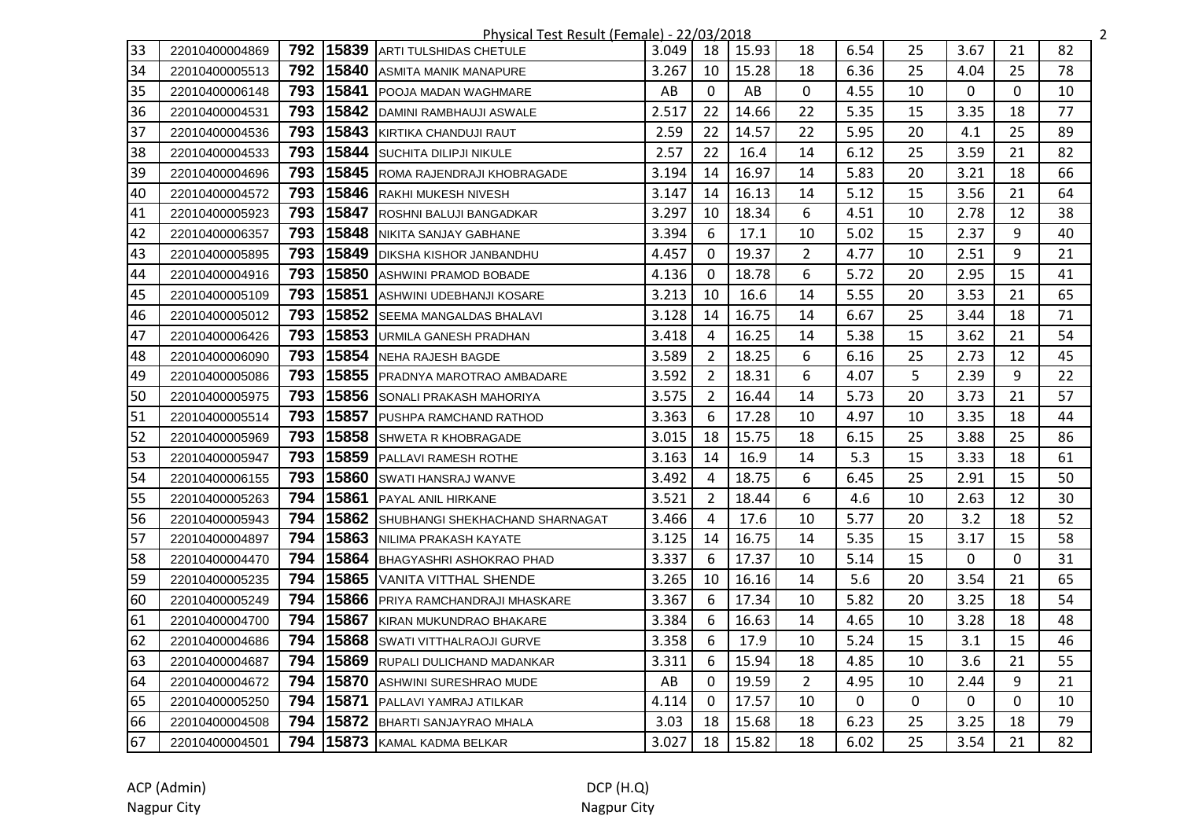Physical Test Result (Female) - 22/03/2018

| | | | | | | | | | | | | | |
|---|---|---|---|---|---|---|---|---|---|---|---|---|---|
| 33 | 22010400004869 | 792 | 15839 | ARTI TULSHIDAS CHETULE | 3.049 | 18 | 15.93 | 18 | 6.54 | 25 | 3.67 | 21 | 82 |
| 34 | 22010400005513 | 792 | 15840 | ASMITA MANIK MANAPURE | 3.267 | 10 | 15.28 | 18 | 6.36 | 25 | 4.04 | 25 | 78 |
| 35 | 22010400006148 | 793 | 15841 | POOJA MADAN WAGHMARE | AB | 0 | AB | 0 | 4.55 | 10 | 0 | 0 | 10 |
| 36 | 22010400004531 | 793 | 15842 | DAMINI RAMBHAUJI ASWALE | 2.517 | 22 | 14.66 | 22 | 5.35 | 15 | 3.35 | 18 | 77 |
| 37 | 22010400004536 | 793 | 15843 | KIRTIKA CHANDUJI RAUT | 2.59 | 22 | 14.57 | 22 | 5.95 | 20 | 4.1 | 25 | 89 |
| 38 | 22010400004533 | 793 | 15844 | SUCHITA DILIPJI NIKULE | 2.57 | 22 | 16.4 | 14 | 6.12 | 25 | 3.59 | 21 | 82 |
| 39 | 22010400004696 | 793 | 15845 | ROMA RAJENDRAJI KHOBRAGADE | 3.194 | 14 | 16.97 | 14 | 5.83 | 20 | 3.21 | 18 | 66 |
| 40 | 22010400004572 | 793 | 15846 | RAKHI MUKESH NIVESH | 3.147 | 14 | 16.13 | 14 | 5.12 | 15 | 3.56 | 21 | 64 |
| 41 | 22010400005923 | 793 | 15847 | ROSHNI BALUJI BANGADKAR | 3.297 | 10 | 18.34 | 6 | 4.51 | 10 | 2.78 | 12 | 38 |
| 42 | 22010400006357 | 793 | 15848 | NIKITA SANJAY GABHANE | 3.394 | 6 | 17.1 | 10 | 5.02 | 15 | 2.37 | 9 | 40 |
| 43 | 22010400005895 | 793 | 15849 | DIKSHA KISHOR JANBANDHU | 4.457 | 0 | 19.37 | 2 | 4.77 | 10 | 2.51 | 9 | 21 |
| 44 | 22010400004916 | 793 | 15850 | ASHWINI PRAMOD BOBADE | 4.136 | 0 | 18.78 | 6 | 5.72 | 20 | 2.95 | 15 | 41 |
| 45 | 22010400005109 | 793 | 15851 | ASHWINI UDEBHANJI KOSARE | 3.213 | 10 | 16.6 | 14 | 5.55 | 20 | 3.53 | 21 | 65 |
| 46 | 22010400005012 | 793 | 15852 | SEEMA MANGALDAS BHALAVI | 3.128 | 14 | 16.75 | 14 | 6.67 | 25 | 3.44 | 18 | 71 |
| 47 | 22010400006426 | 793 | 15853 | URMILA GANESH PRADHAN | 3.418 | 4 | 16.25 | 14 | 5.38 | 15 | 3.62 | 21 | 54 |
| 48 | 22010400006090 | 793 | 15854 | NEHA RAJESH BAGDE | 3.589 | 2 | 18.25 | 6 | 6.16 | 25 | 2.73 | 12 | 45 |
| 49 | 22010400005086 | 793 | 15855 | PRADNYA MAROTRAO AMBADARE | 3.592 | 2 | 18.31 | 6 | 4.07 | 5 | 2.39 | 9 | 22 |
| 50 | 22010400005975 | 793 | 15856 | SONALI PRAKASH MAHORIYA | 3.575 | 2 | 16.44 | 14 | 5.73 | 20 | 3.73 | 21 | 57 |
| 51 | 22010400005514 | 793 | 15857 | PUSHPA RAMCHAND RATHOD | 3.363 | 6 | 17.28 | 10 | 4.97 | 10 | 3.35 | 18 | 44 |
| 52 | 22010400005969 | 793 | 15858 | SHWETA R KHOBRAGADE | 3.015 | 18 | 15.75 | 18 | 6.15 | 25 | 3.88 | 25 | 86 |
| 53 | 22010400005947 | 793 | 15859 | PALLAVI RAMESH ROTHE | 3.163 | 14 | 16.9 | 14 | 5.3 | 15 | 3.33 | 18 | 61 |
| 54 | 22010400006155 | 793 | 15860 | SWATI HANSRAJ WANVE | 3.492 | 4 | 18.75 | 6 | 6.45 | 25 | 2.91 | 15 | 50 |
| 55 | 22010400005263 | 794 | 15861 | PAYAL ANIL HIRKANE | 3.521 | 2 | 18.44 | 6 | 4.6 | 10 | 2.63 | 12 | 30 |
| 56 | 22010400005943 | 794 | 15862 | SHUBHANGI SHEKHACHAND SHARNAGAT | 3.466 | 4 | 17.6 | 10 | 5.77 | 20 | 3.2 | 18 | 52 |
| 57 | 22010400004897 | 794 | 15863 | NILIMA PRAKASH KAYATE | 3.125 | 14 | 16.75 | 14 | 5.35 | 15 | 3.17 | 15 | 58 |
| 58 | 22010400004470 | 794 | 15864 | BHAGYASHRI ASHOKRAO PHAD | 3.337 | 6 | 17.37 | 10 | 5.14 | 15 | 0 | 0 | 31 |
| 59 | 22010400005235 | 794 | 15865 | VANITA VITTHAL SHENDE | 3.265 | 10 | 16.16 | 14 | 5.6 | 20 | 3.54 | 21 | 65 |
| 60 | 22010400005249 | 794 | 15866 | PRIYA RAMCHANDRAJI MHASKARE | 3.367 | 6 | 17.34 | 10 | 5.82 | 20 | 3.25 | 18 | 54 |
| 61 | 22010400004700 | 794 | 15867 | KIRAN MUKUNDRAO BHAKARE | 3.384 | 6 | 16.63 | 14 | 4.65 | 10 | 3.28 | 18 | 48 |
| 62 | 22010400004686 | 794 | 15868 | SWATI VITTHALRAOJI GURVE | 3.358 | 6 | 17.9 | 10 | 5.24 | 15 | 3.1 | 15 | 46 |
| 63 | 22010400004687 | 794 | 15869 | RUPALI DULICHAND MADANKAR | 3.311 | 6 | 15.94 | 18 | 4.85 | 10 | 3.6 | 21 | 55 |
| 64 | 22010400004672 | 794 | 15870 | ASHWINI SURESHRAO MUDE | AB | 0 | 19.59 | 2 | 4.95 | 10 | 2.44 | 9 | 21 |
| 65 | 22010400005250 | 794 | 15871 | PALLAVI YAMRAJ ATILKAR | 4.114 | 0 | 17.57 | 10 | 0 | 0 | 0 | 0 | 10 |
| 66 | 22010400004508 | 794 | 15872 | BHARTI SANJAYRAO MHALA | 3.03 | 18 | 15.68 | 18 | 6.23 | 25 | 3.25 | 18 | 79 |
| 67 | 22010400004501 | 794 | 15873 | KAMAL KADMA BELKAR | 3.027 | 18 | 15.82 | 18 | 6.02 | 25 | 3.54 | 21 | 82 |

ACP (Admin)
Nagpur City

DCP (H.Q)
Nagpur City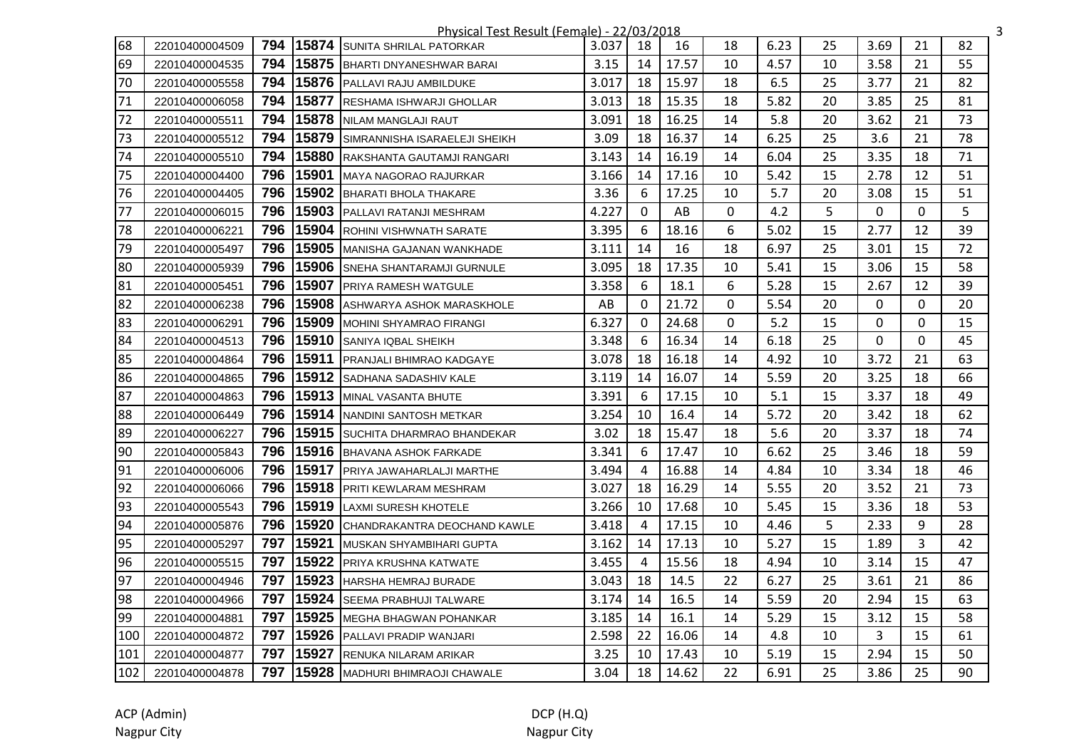# Physical Test Result (Female) - 22/03/2018

| | | | | | | | | | | | | | |
|---|---|---|---|---|---|---|---|---|---|---|---|---|---|
| 68 | 22010400004509 | 794 | 15874 | SUNITA SHRILAL PATORKAR | 3.037 | 18 | 16 | 18 | 6.23 | 25 | 3.69 | 21 | 82 |
| 69 | 22010400004535 | 794 | 15875 | BHARTI DNYANESHWAR BARAI | 3.15 | 14 | 17.57 | 10 | 4.57 | 10 | 3.58 | 21 | 55 |
| 70 | 22010400005558 | 794 | 15876 | PALLAVI RAJU AMBILDUKE | 3.017 | 18 | 15.97 | 18 | 6.5 | 25 | 3.77 | 21 | 82 |
| 71 | 22010400006058 | 794 | 15877 | RESHAMA ISHWARJI GHOLLAR | 3.013 | 18 | 15.35 | 18 | 5.82 | 20 | 3.85 | 25 | 81 |
| 72 | 22010400005511 | 794 | 15878 | NILAM MANGLAJI RAUT | 3.091 | 18 | 16.25 | 14 | 5.8 | 20 | 3.62 | 21 | 73 |
| 73 | 22010400005512 | 794 | 15879 | SIMRANNISHA ISARAELEJI SHEIKH | 3.09 | 18 | 16.37 | 14 | 6.25 | 25 | 3.6 | 21 | 78 |
| 74 | 22010400005510 | 794 | 15880 | RAKSHANTA GAUTAMJI RANGARI | 3.143 | 14 | 16.19 | 14 | 6.04 | 25 | 3.35 | 18 | 71 |
| 75 | 22010400004400 | 796 | 15901 | MAYA NAGORAO RAJURKAR | 3.166 | 14 | 17.16 | 10 | 5.42 | 15 | 2.78 | 12 | 51 |
| 76 | 22010400004405 | 796 | 15902 | BHARATI BHOLA THAKARE | 3.36 | 6 | 17.25 | 10 | 5.7 | 20 | 3.08 | 15 | 51 |
| 77 | 22010400006015 | 796 | 15903 | PALLAVI RATANJI MESHRAM | 4.227 | 0 | AB | 0 | 4.2 | 5 | 0 | 0 | 5 |
| 78 | 22010400006221 | 796 | 15904 | ROHINI VISHWNATH SARATE | 3.395 | 6 | 18.16 | 6 | 5.02 | 15 | 2.77 | 12 | 39 |
| 79 | 22010400005497 | 796 | 15905 | MANISHA GAJANAN WANKHADE | 3.111 | 14 | 16 | 18 | 6.97 | 25 | 3.01 | 15 | 72 |
| 80 | 22010400005939 | 796 | 15906 | SNEHA SHANTARAMJI GURNULE | 3.095 | 18 | 17.35 | 10 | 5.41 | 15 | 3.06 | 15 | 58 |
| 81 | 22010400005451 | 796 | 15907 | PRIYA RAMESH WATGULE | 3.358 | 6 | 18.1 | 6 | 5.28 | 15 | 2.67 | 12 | 39 |
| 82 | 22010400006238 | 796 | 15908 | ASHWARYA ASHOK MARASKHOLE | AB | 0 | 21.72 | 0 | 5.54 | 20 | 0 | 0 | 20 |
| 83 | 22010400006291 | 796 | 15909 | MOHINI SHYAMRAO FIRANGI | 6.327 | 0 | 24.68 | 0 | 5.2 | 15 | 0 | 0 | 15 |
| 84 | 22010400004513 | 796 | 15910 | SANIYA IQBAL SHEIKH | 3.348 | 6 | 16.34 | 14 | 6.18 | 25 | 0 | 0 | 45 |
| 85 | 22010400004864 | 796 | 15911 | PRANJALI BHIMRAO KADGAYE | 3.078 | 18 | 16.18 | 14 | 4.92 | 10 | 3.72 | 21 | 63 |
| 86 | 22010400004865 | 796 | 15912 | SADHANA SADASHIV KALE | 3.119 | 14 | 16.07 | 14 | 5.59 | 20 | 3.25 | 18 | 66 |
| 87 | 22010400004863 | 796 | 15913 | MINAL VASANTA BHUTE | 3.391 | 6 | 17.15 | 10 | 5.1 | 15 | 3.37 | 18 | 49 |
| 88 | 22010400006449 | 796 | 15914 | NANDINI SANTOSH METKAR | 3.254 | 10 | 16.4 | 14 | 5.72 | 20 | 3.42 | 18 | 62 |
| 89 | 22010400006227 | 796 | 15915 | SUCHITA DHARMRAO BHANDEKAR | 3.02 | 18 | 15.47 | 18 | 5.6 | 20 | 3.37 | 18 | 74 |
| 90 | 22010400005843 | 796 | 15916 | BHAVANA ASHOK FARKADE | 3.341 | 6 | 17.47 | 10 | 6.62 | 25 | 3.46 | 18 | 59 |
| 91 | 22010400006006 | 796 | 15917 | PRIYA JAWAHARLALJI MARTHE | 3.494 | 4 | 16.88 | 14 | 4.84 | 10 | 3.34 | 18 | 46 |
| 92 | 22010400006066 | 796 | 15918 | PRITI KEWLARAM MESHRAM | 3.027 | 18 | 16.29 | 14 | 5.55 | 20 | 3.52 | 21 | 73 |
| 93 | 22010400005543 | 796 | 15919 | LAXMI SURESH KHOTELE | 3.266 | 10 | 17.68 | 10 | 5.45 | 15 | 3.36 | 18 | 53 |
| 94 | 22010400005876 | 796 | 15920 | CHANDRAKANTRA DEOCHAND KAWLE | 3.418 | 4 | 17.15 | 10 | 4.46 | 5 | 2.33 | 9 | 28 |
| 95 | 22010400005297 | 797 | 15921 | MUSKAN SHYAMBIHARI GUPTA | 3.162 | 14 | 17.13 | 10 | 5.27 | 15 | 1.89 | 3 | 42 |
| 96 | 22010400005515 | 797 | 15922 | PRIYA KRUSHNA KATWATE | 3.455 | 4 | 15.56 | 18 | 4.94 | 10 | 3.14 | 15 | 47 |
| 97 | 22010400004946 | 797 | 15923 | HARSHA HEMRAJ BURADE | 3.043 | 18 | 14.5 | 22 | 6.27 | 25 | 3.61 | 21 | 86 |
| 98 | 22010400004966 | 797 | 15924 | SEEMA PRABHUJI TALWARE | 3.174 | 14 | 16.5 | 14 | 5.59 | 20 | 2.94 | 15 | 63 |
| 99 | 22010400004881 | 797 | 15925 | MEGHA BHAGWAN POHANKAR | 3.185 | 14 | 16.1 | 14 | 5.29 | 15 | 3.12 | 15 | 58 |
| 100 | 22010400004872 | 797 | 15926 | PALLAVI PRADIP WANJARI | 2.598 | 22 | 16.06 | 14 | 4.8 | 10 | 3 | 15 | 61 |
| 101 | 22010400004877 | 797 | 15927 | RENUKA NILARAM ARIKAR | 3.25 | 10 | 17.43 | 10 | 5.19 | 15 | 2.94 | 15 | 50 |
| 102 | 22010400004878 | 797 | 15928 | MADHURI BHIMRAOJI CHAWALE | 3.04 | 18 | 14.62 | 22 | 6.91 | 25 | 3.86 | 25 | 90 |

ACP (Admin)
Nagpur City

DCP (H.Q)
Nagpur City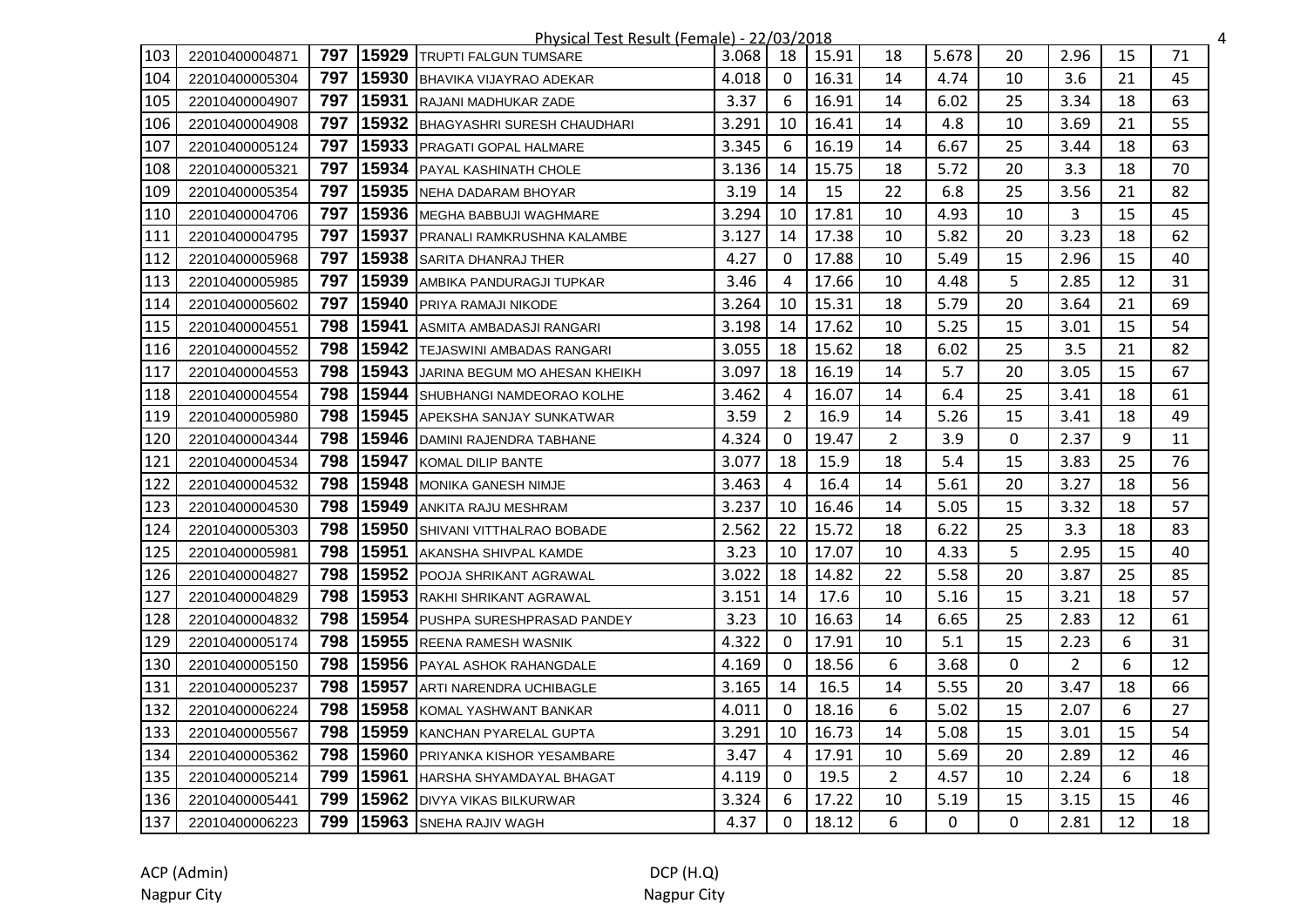Physical Test Result (Female) - 22/03/2018

| | | | | | | | | | | | | | |
|---|---|---|---|---|---|---|---|---|---|---|---|---|---|
| 103 | 22010400004871 | 797 | 15929 | TRUPTI FALGUN TUMSARE | 3.068 | 18 | 15.91 | 18 | 5.678 | 20 | 2.96 | 15 | 71 |
| 104 | 22010400005304 | 797 | 15930 | BHAVIKA VIJAYRAO ADEKAR | 4.018 | 0 | 16.31 | 14 | 4.74 | 10 | 3.6 | 21 | 45 |
| 105 | 22010400004907 | 797 | 15931 | RAJANI MADHUKAR ZADE | 3.37 | 6 | 16.91 | 14 | 6.02 | 25 | 3.34 | 18 | 63 |
| 106 | 22010400004908 | 797 | 15932 | BHAGYASHRI SURESH CHAUDHARI | 3.291 | 10 | 16.41 | 14 | 4.8 | 10 | 3.69 | 21 | 55 |
| 107 | 22010400005124 | 797 | 15933 | PRAGATI GOPAL HALMARE | 3.345 | 6 | 16.19 | 14 | 6.67 | 25 | 3.44 | 18 | 63 |
| 108 | 22010400005321 | 797 | 15934 | PAYAL KASHINATH CHOLE | 3.136 | 14 | 15.75 | 18 | 5.72 | 20 | 3.3 | 18 | 70 |
| 109 | 22010400005354 | 797 | 15935 | NEHA DADARAM BHOYAR | 3.19 | 14 | 15 | 22 | 6.8 | 25 | 3.56 | 21 | 82 |
| 110 | 22010400004706 | 797 | 15936 | MEGHA BABBUJI WAGHMARE | 3.294 | 10 | 17.81 | 10 | 4.93 | 10 | 3 | 15 | 45 |
| 111 | 22010400004795 | 797 | 15937 | PRANALI RAMKRUSHNA KALAMBE | 3.127 | 14 | 17.38 | 10 | 5.82 | 20 | 3.23 | 18 | 62 |
| 112 | 22010400005968 | 797 | 15938 | SARITA DHANRAJ THER | 4.27 | 0 | 17.88 | 10 | 5.49 | 15 | 2.96 | 15 | 40 |
| 113 | 22010400005985 | 797 | 15939 | AMBIKA PANDURAGJI TUPKAR | 3.46 | 4 | 17.66 | 10 | 4.48 | 5 | 2.85 | 12 | 31 |
| 114 | 22010400005602 | 797 | 15940 | PRIYA RAMAJI NIKODE | 3.264 | 10 | 15.31 | 18 | 5.79 | 20 | 3.64 | 21 | 69 |
| 115 | 22010400004551 | 798 | 15941 | ASMITA AMBADASJI RANGARI | 3.198 | 14 | 17.62 | 10 | 5.25 | 15 | 3.01 | 15 | 54 |
| 116 | 22010400004552 | 798 | 15942 | TEJASWINI AMBADAS RANGARI | 3.055 | 18 | 15.62 | 18 | 6.02 | 25 | 3.5 | 21 | 82 |
| 117 | 22010400004553 | 798 | 15943 | JARINA BEGUM MO AHESAN KHEIKH | 3.097 | 18 | 16.19 | 14 | 5.7 | 20 | 3.05 | 15 | 67 |
| 118 | 22010400004554 | 798 | 15944 | SHUBHANGI NAMDEORAO KOLHE | 3.462 | 4 | 16.07 | 14 | 6.4 | 25 | 3.41 | 18 | 61 |
| 119 | 22010400005980 | 798 | 15945 | APEKSHA SANJAY SUNKATWAR | 3.59 | 2 | 16.9 | 14 | 5.26 | 15 | 3.41 | 18 | 49 |
| 120 | 22010400004344 | 798 | 15946 | DAMINI RAJENDRA TABHANE | 4.324 | 0 | 19.47 | 2 | 3.9 | 0 | 2.37 | 9 | 11 |
| 121 | 22010400004534 | 798 | 15947 | KOMAL DILIP BANTE | 3.077 | 18 | 15.9 | 18 | 5.4 | 15 | 3.83 | 25 | 76 |
| 122 | 22010400004532 | 798 | 15948 | MONIKA GANESH NIMJE | 3.463 | 4 | 16.4 | 14 | 5.61 | 20 | 3.27 | 18 | 56 |
| 123 | 22010400004530 | 798 | 15949 | ANKITA RAJU MESHRAM | 3.237 | 10 | 16.46 | 14 | 5.05 | 15 | 3.32 | 18 | 57 |
| 124 | 22010400005303 | 798 | 15950 | SHIVANI VITTHALRAO BOBADE | 2.562 | 22 | 15.72 | 18 | 6.22 | 25 | 3.3 | 18 | 83 |
| 125 | 22010400005981 | 798 | 15951 | AKANSHA SHIVPAL KAMDE | 3.23 | 10 | 17.07 | 10 | 4.33 | 5 | 2.95 | 15 | 40 |
| 126 | 22010400004827 | 798 | 15952 | POOJA SHRIKANT AGRAWAL | 3.022 | 18 | 14.82 | 22 | 5.58 | 20 | 3.87 | 25 | 85 |
| 127 | 22010400004829 | 798 | 15953 | RAKHI SHRIKANT AGRAWAL | 3.151 | 14 | 17.6 | 10 | 5.16 | 15 | 3.21 | 18 | 57 |
| 128 | 22010400004832 | 798 | 15954 | PUSHPA SURESHPRASAD PANDEY | 3.23 | 10 | 16.63 | 14 | 6.65 | 25 | 2.83 | 12 | 61 |
| 129 | 22010400005174 | 798 | 15955 | REENA RAMESH WASNIK | 4.322 | 0 | 17.91 | 10 | 5.1 | 15 | 2.23 | 6 | 31 |
| 130 | 22010400005150 | 798 | 15956 | PAYAL ASHOK RAHANGDALE | 4.169 | 0 | 18.56 | 6 | 3.68 | 0 | 2 | 6 | 12 |
| 131 | 22010400005237 | 798 | 15957 | ARTI NARENDRA UCHIBAGLE | 3.165 | 14 | 16.5 | 14 | 5.55 | 20 | 3.47 | 18 | 66 |
| 132 | 22010400006224 | 798 | 15958 | KOMAL YASHWANT BANKAR | 4.011 | 0 | 18.16 | 6 | 5.02 | 15 | 2.07 | 6 | 27 |
| 133 | 22010400005567 | 798 | 15959 | KANCHAN PYARELAL GUPTA | 3.291 | 10 | 16.73 | 14 | 5.08 | 15 | 3.01 | 15 | 54 |
| 134 | 22010400005362 | 798 | 15960 | PRIYANKA KISHOR YESAMBARE | 3.47 | 4 | 17.91 | 10 | 5.69 | 20 | 2.89 | 12 | 46 |
| 135 | 22010400005214 | 799 | 15961 | HARSHA SHYAMDAYAL BHAGAT | 4.119 | 0 | 19.5 | 2 | 4.57 | 10 | 2.24 | 6 | 18 |
| 136 | 22010400005441 | 799 | 15962 | DIVYA VIKAS BILKURWAR | 3.324 | 6 | 17.22 | 10 | 5.19 | 15 | 3.15 | 15 | 46 |
| 137 | 22010400006223 | 799 | 15963 | SNEHA RAJIV WAGH | 4.37 | 0 | 18.12 | 6 | 0 | 0 | 2.81 | 12 | 18 |

ACP (Admin)
Nagpur City

DCP (H.Q)
Nagpur City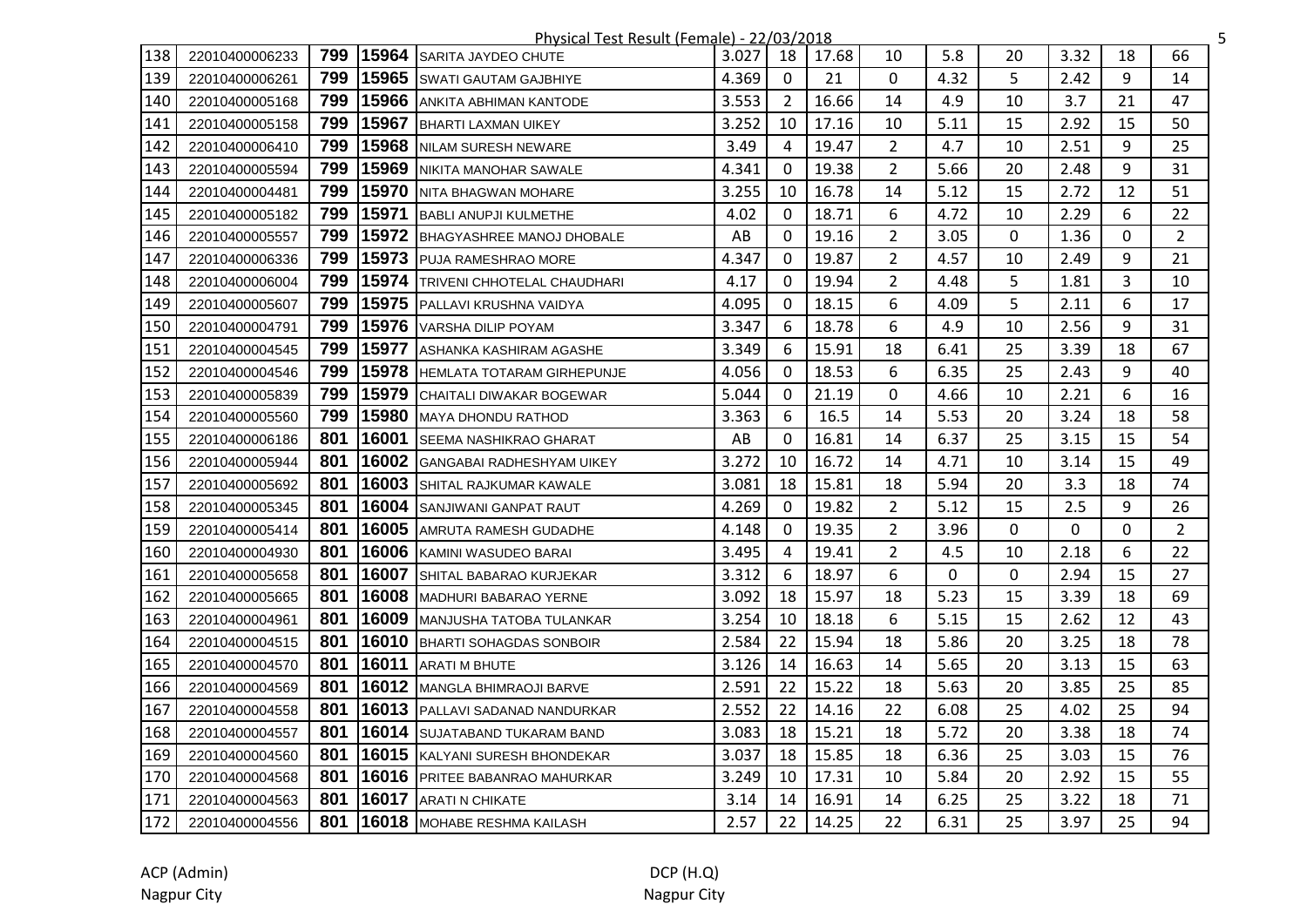Physical Test Result (Female) - 22/03/2018

| | | | | | | | | | | | | | |
|---|---|---|---|---|---|---|---|---|---|---|---|---|---|
| 138 | 22010400006233 | 799 | 15964 | SARITA JAYDEO CHUTE | 3.027 | 18 | 17.68 | 10 | 5.8 | 20 | 3.32 | 18 | 66 |
| 139 | 22010400006261 | 799 | 15965 | SWATI GAUTAM GAJBHIYE | 4.369 | 0 | 21 | 0 | 4.32 | 5 | 2.42 | 9 | 14 |
| 140 | 22010400005168 | 799 | 15966 | ANKITA ABHIMAN KANTODE | 3.553 | 2 | 16.66 | 14 | 4.9 | 10 | 3.7 | 21 | 47 |
| 141 | 22010400005158 | 799 | 15967 | BHARTI LAXMAN UIKEY | 3.252 | 10 | 17.16 | 10 | 5.11 | 15 | 2.92 | 15 | 50 |
| 142 | 22010400006410 | 799 | 15968 | NILAM SURESH NEWARE | 3.49 | 4 | 19.47 | 2 | 4.7 | 10 | 2.51 | 9 | 25 |
| 143 | 22010400005594 | 799 | 15969 | NIKITA MANOHAR SAWALE | 4.341 | 0 | 19.38 | 2 | 5.66 | 20 | 2.48 | 9 | 31 |
| 144 | 22010400004481 | 799 | 15970 | NITA BHAGWAN MOHARE | 3.255 | 10 | 16.78 | 14 | 5.12 | 15 | 2.72 | 12 | 51 |
| 145 | 22010400005182 | 799 | 15971 | BABLI ANUPJI KULMETHE | 4.02 | 0 | 18.71 | 6 | 4.72 | 10 | 2.29 | 6 | 22 |
| 146 | 22010400005557 | 799 | 15972 | BHAGYASHREE MANOJ DHOBALE | AB | 0 | 19.16 | 2 | 3.05 | 0 | 1.36 | 0 | 2 |
| 147 | 22010400006336 | 799 | 15973 | PUJA RAMESHRAO MORE | 4.347 | 0 | 19.87 | 2 | 4.57 | 10 | 2.49 | 9 | 21 |
| 148 | 22010400006004 | 799 | 15974 | TRIVENI CHHOTELAL CHAUDHARI | 4.17 | 0 | 19.94 | 2 | 4.48 | 5 | 1.81 | 3 | 10 |
| 149 | 22010400005607 | 799 | 15975 | PALLAVI KRUSHNA VAIDYA | 4.095 | 0 | 18.15 | 6 | 4.09 | 5 | 2.11 | 6 | 17 |
| 150 | 22010400004791 | 799 | 15976 | VARSHA DILIP POYAM | 3.347 | 6 | 18.78 | 6 | 4.9 | 10 | 2.56 | 9 | 31 |
| 151 | 22010400004545 | 799 | 15977 | ASHANKA KASHIRAM AGASHE | 3.349 | 6 | 15.91 | 18 | 6.41 | 25 | 3.39 | 18 | 67 |
| 152 | 22010400004546 | 799 | 15978 | HEMLATA TOTARAM GIRHEPUNJE | 4.056 | 0 | 18.53 | 6 | 6.35 | 25 | 2.43 | 9 | 40 |
| 153 | 22010400005839 | 799 | 15979 | CHAITALI DIWAKAR BOGEWAR | 5.044 | 0 | 21.19 | 0 | 4.66 | 10 | 2.21 | 6 | 16 |
| 154 | 22010400005560 | 799 | 15980 | MAYA DHONDU RATHOD | 3.363 | 6 | 16.5 | 14 | 5.53 | 20 | 3.24 | 18 | 58 |
| 155 | 22010400006186 | 801 | 16001 | SEEMA NASHIKRAO GHARAT | AB | 0 | 16.81 | 14 | 6.37 | 25 | 3.15 | 15 | 54 |
| 156 | 22010400005944 | 801 | 16002 | GANGABAI RADHESHYAM UIKEY | 3.272 | 10 | 16.72 | 14 | 4.71 | 10 | 3.14 | 15 | 49 |
| 157 | 22010400005692 | 801 | 16003 | SHITAL RAJKUMAR KAWALE | 3.081 | 18 | 15.81 | 18 | 5.94 | 20 | 3.3 | 18 | 74 |
| 158 | 22010400005345 | 801 | 16004 | SANJIWANI GANPAT RAUT | 4.269 | 0 | 19.82 | 2 | 5.12 | 15 | 2.5 | 9 | 26 |
| 159 | 22010400005414 | 801 | 16005 | AMRUTA RAMESH GUDADHE | 4.148 | 0 | 19.35 | 2 | 3.96 | 0 | 0 | 0 | 2 |
| 160 | 22010400004930 | 801 | 16006 | KAMINI WASUDEO BARAI | 3.495 | 4 | 19.41 | 2 | 4.5 | 10 | 2.18 | 6 | 22 |
| 161 | 22010400005658 | 801 | 16007 | SHITAL BABARAO KURJEKAR | 3.312 | 6 | 18.97 | 6 | 0 | 0 | 2.94 | 15 | 27 |
| 162 | 22010400005665 | 801 | 16008 | MADHURI BABARAO YERNE | 3.092 | 18 | 15.97 | 18 | 5.23 | 15 | 3.39 | 18 | 69 |
| 163 | 22010400004961 | 801 | 16009 | MANJUSHA TATOBA TULANKAR | 3.254 | 10 | 18.18 | 6 | 5.15 | 15 | 2.62 | 12 | 43 |
| 164 | 22010400004515 | 801 | 16010 | BHARTI SOHAGDAS SONBOIR | 2.584 | 22 | 15.94 | 18 | 5.86 | 20 | 3.25 | 18 | 78 |
| 165 | 22010400004570 | 801 | 16011 | ARATI M BHUTE | 3.126 | 14 | 16.63 | 14 | 5.65 | 20 | 3.13 | 15 | 63 |
| 166 | 22010400004569 | 801 | 16012 | MANGLA BHIMRAOJI BARVE | 2.591 | 22 | 15.22 | 18 | 5.63 | 20 | 3.85 | 25 | 85 |
| 167 | 22010400004558 | 801 | 16013 | PALLAVI SADANAD NANDURKAR | 2.552 | 22 | 14.16 | 22 | 6.08 | 25 | 4.02 | 25 | 94 |
| 168 | 22010400004557 | 801 | 16014 | SUJATABAND TUKARAM BAND | 3.083 | 18 | 15.21 | 18 | 5.72 | 20 | 3.38 | 18 | 74 |
| 169 | 22010400004560 | 801 | 16015 | KALYANI SURESH BHONDEKAR | 3.037 | 18 | 15.85 | 18 | 6.36 | 25 | 3.03 | 15 | 76 |
| 170 | 22010400004568 | 801 | 16016 | PRITEE BABANRAO MAHURKAR | 3.249 | 10 | 17.31 | 10 | 5.84 | 20 | 2.92 | 15 | 55 |
| 171 | 22010400004563 | 801 | 16017 | ARATI N CHIKATE | 3.14 | 14 | 16.91 | 14 | 6.25 | 25 | 3.22 | 18 | 71 |
| 172 | 22010400004556 | 801 | 16018 | MOHABE RESHMA KAILASH | 2.57 | 22 | 14.25 | 22 | 6.31 | 25 | 3.97 | 25 | 94 |

ACP (Admin)
Nagpur City

DCP (H.Q)
Nagpur City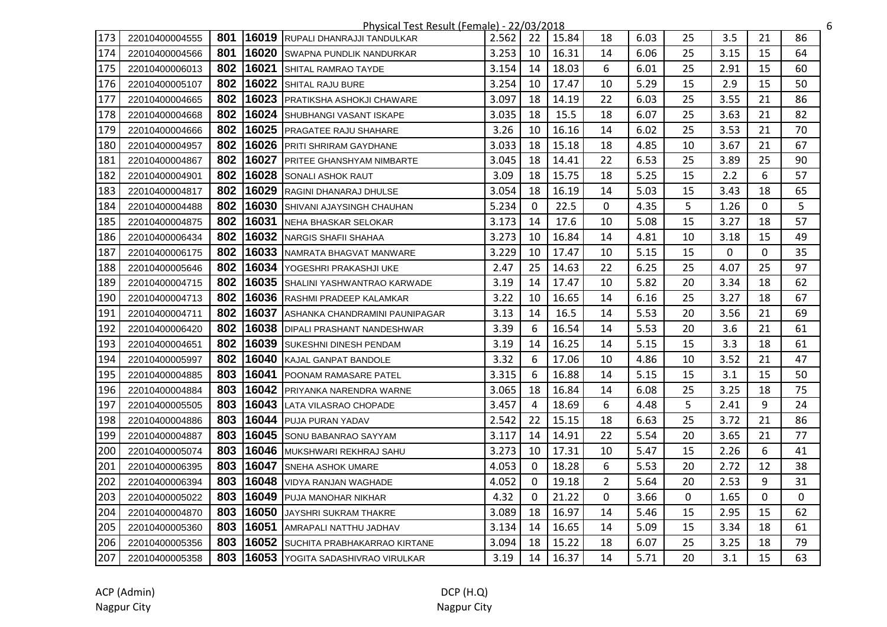Physical Test Result (Female) - 22/03/2018

| | | | | | | | | | | | | | |
|---|---|---|---|---|---|---|---|---|---|---|---|---|---|
| 173 | 22010400004555 | 801 | 16019 | RUPALI DHANRAJJI TANDULKAR | 2.562 | 22 | 15.84 | 18 | 6.03 | 25 | 3.5 | 21 | 86 |
| 174 | 22010400004566 | 801 | 16020 | SWAPNA PUNDLIK NANDURKAR | 3.253 | 10 | 16.31 | 14 | 6.06 | 25 | 3.15 | 15 | 64 |
| 175 | 22010400006013 | 802 | 16021 | SHITAL RAMRAO TAYDE | 3.154 | 14 | 18.03 | 6 | 6.01 | 25 | 2.91 | 15 | 60 |
| 176 | 22010400005107 | 802 | 16022 | SHITAL RAJU BURE | 3.254 | 10 | 17.47 | 10 | 5.29 | 15 | 2.9 | 15 | 50 |
| 177 | 22010400004665 | 802 | 16023 | PRATIKSHA ASHOKJI CHAWARE | 3.097 | 18 | 14.19 | 22 | 6.03 | 25 | 3.55 | 21 | 86 |
| 178 | 22010400004668 | 802 | 16024 | SHUBHANGI VASANT ISKAPE | 3.035 | 18 | 15.5 | 18 | 6.07 | 25 | 3.63 | 21 | 82 |
| 179 | 22010400004666 | 802 | 16025 | PRAGATEE RAJU SHAHARE | 3.26 | 10 | 16.16 | 14 | 6.02 | 25 | 3.53 | 21 | 70 |
| 180 | 22010400004957 | 802 | 16026 | PRITI SHRIRAM GAYDHANE | 3.033 | 18 | 15.18 | 18 | 4.85 | 10 | 3.67 | 21 | 67 |
| 181 | 22010400004867 | 802 | 16027 | PRITEE GHANSHYAM NIMBARTE | 3.045 | 18 | 14.41 | 22 | 6.53 | 25 | 3.89 | 25 | 90 |
| 182 | 22010400004901 | 802 | 16028 | SONALI ASHOK RAUT | 3.09 | 18 | 15.75 | 18 | 5.25 | 15 | 2.2 | 6 | 57 |
| 183 | 22010400004817 | 802 | 16029 | RAGINI DHANARAJ DHULSE | 3.054 | 18 | 16.19 | 14 | 5.03 | 15 | 3.43 | 18 | 65 |
| 184 | 22010400004488 | 802 | 16030 | SHIVANI AJAYSINGH CHAUHAN | 5.234 | 0 | 22.5 | 0 | 4.35 | 5 | 1.26 | 0 | 5 |
| 185 | 22010400004875 | 802 | 16031 | NEHA BHASKAR SELOKAR | 3.173 | 14 | 17.6 | 10 | 5.08 | 15 | 3.27 | 18 | 57 |
| 186 | 22010400006434 | 802 | 16032 | NARGIS SHAFII SHAHAA | 3.273 | 10 | 16.84 | 14 | 4.81 | 10 | 3.18 | 15 | 49 |
| 187 | 22010400006175 | 802 | 16033 | NAMRATA BHAGVAT MANWARE | 3.229 | 10 | 17.47 | 10 | 5.15 | 15 | 0 | 0 | 35 |
| 188 | 22010400005646 | 802 | 16034 | YOGESHRI PRAKASHJI UKE | 2.47 | 25 | 14.63 | 22 | 6.25 | 25 | 4.07 | 25 | 97 |
| 189 | 22010400004715 | 802 | 16035 | SHALINI YASHWANTRAO KARWADE | 3.19 | 14 | 17.47 | 10 | 5.82 | 20 | 3.34 | 18 | 62 |
| 190 | 22010400004713 | 802 | 16036 | RASHMI PRADEEP KALAMKAR | 3.22 | 10 | 16.65 | 14 | 6.16 | 25 | 3.27 | 18 | 67 |
| 191 | 22010400004711 | 802 | 16037 | ASHANKA CHANDRAMINI PAUNIPAGAR | 3.13 | 14 | 16.5 | 14 | 5.53 | 20 | 3.56 | 21 | 69 |
| 192 | 22010400006420 | 802 | 16038 | DIPALI PRASHANT NANDESHWAR | 3.39 | 6 | 16.54 | 14 | 5.53 | 20 | 3.6 | 21 | 61 |
| 193 | 22010400004651 | 802 | 16039 | SUKESHNI DINESH PENDAM | 3.19 | 14 | 16.25 | 14 | 5.15 | 15 | 3.3 | 18 | 61 |
| 194 | 22010400005997 | 802 | 16040 | KAJAL GANPAT BANDOLE | 3.32 | 6 | 17.06 | 10 | 4.86 | 10 | 3.52 | 21 | 47 |
| 195 | 22010400004885 | 803 | 16041 | POONAM RAMASARE PATEL | 3.315 | 6 | 16.88 | 14 | 5.15 | 15 | 3.1 | 15 | 50 |
| 196 | 22010400004884 | 803 | 16042 | PRIYANKA NARENDRA WARNE | 3.065 | 18 | 16.84 | 14 | 6.08 | 25 | 3.25 | 18 | 75 |
| 197 | 22010400005505 | 803 | 16043 | LATA VILASRAO CHOPADE | 3.457 | 4 | 18.69 | 6 | 4.48 | 5 | 2.41 | 9 | 24 |
| 198 | 22010400004886 | 803 | 16044 | PUJA PURAN YADAV | 2.542 | 22 | 15.15 | 18 | 6.63 | 25 | 3.72 | 21 | 86 |
| 199 | 22010400004887 | 803 | 16045 | SONU BABANRAO SAYYAM | 3.117 | 14 | 14.91 | 22 | 5.54 | 20 | 3.65 | 21 | 77 |
| 200 | 22010400005074 | 803 | 16046 | MUKSHWARI REKHRAJ SAHU | 3.273 | 10 | 17.31 | 10 | 5.47 | 15 | 2.26 | 6 | 41 |
| 201 | 22010400006395 | 803 | 16047 | SNEHA ASHOK UMARE | 4.053 | 0 | 18.28 | 6 | 5.53 | 20 | 2.72 | 12 | 38 |
| 202 | 22010400006394 | 803 | 16048 | VIDYA RANJAN WAGHADE | 4.052 | 0 | 19.18 | 2 | 5.64 | 20 | 2.53 | 9 | 31 |
| 203 | 22010400005022 | 803 | 16049 | PUJA MANOHAR NIKHAR | 4.32 | 0 | 21.22 | 0 | 3.66 | 0 | 1.65 | 0 | 0 |
| 204 | 22010400004870 | 803 | 16050 | JAYSHRI SUKRAM THAKRE | 3.089 | 18 | 16.97 | 14 | 5.46 | 15 | 2.95 | 15 | 62 |
| 205 | 22010400005360 | 803 | 16051 | AMRAPALI NATTHU JADHAV | 3.134 | 14 | 16.65 | 14 | 5.09 | 15 | 3.34 | 18 | 61 |
| 206 | 22010400005356 | 803 | 16052 | SUCHITA PRABHAKARRAO KIRTANE | 3.094 | 18 | 15.22 | 18 | 6.07 | 25 | 3.25 | 18 | 79 |
| 207 | 22010400005358 | 803 | 16053 | YOGITA SADASHIVRAO VIRULKAR | 3.19 | 14 | 16.37 | 14 | 5.71 | 20 | 3.1 | 15 | 63 |

ACP (Admin)
Nagpur City

DCP (H.Q)
Nagpur City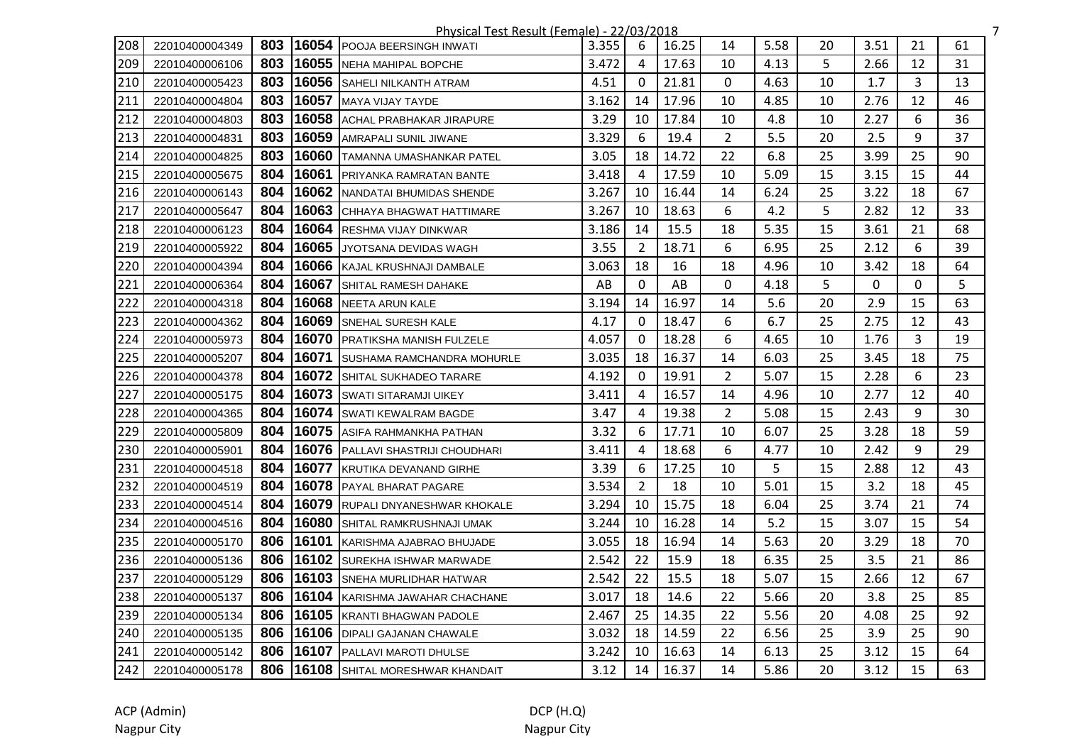Physical Test Result (Female) - 22/03/2018

| | | | | | | | | | | | | | |
|---|---|---|---|---|---|---|---|---|---|---|---|---|---|
| 208 | 22010400004349 | 803 | 16054 | POOJA BEERSINGH INWATI | 3.355 | 6 | 16.25 | 14 | 5.58 | 20 | 3.51 | 21 | 61 |
| 209 | 22010400006106 | 803 | 16055 | NEHA MAHIPAL BOPCHE | 3.472 | 4 | 17.63 | 10 | 4.13 | 5 | 2.66 | 12 | 31 |
| 210 | 22010400005423 | 803 | 16056 | SAHELI NILKANTH ATRAM | 4.51 | 0 | 21.81 | 0 | 4.63 | 10 | 1.7 | 3 | 13 |
| 211 | 22010400004804 | 803 | 16057 | MAYA VIJAY TAYDE | 3.162 | 14 | 17.96 | 10 | 4.85 | 10 | 2.76 | 12 | 46 |
| 212 | 22010400004803 | 803 | 16058 | ACHAL PRABHAKAR JIRAPURE | 3.29 | 10 | 17.84 | 10 | 4.8 | 10 | 2.27 | 6 | 36 |
| 213 | 22010400004831 | 803 | 16059 | AMRAPALI SUNIL JIWANE | 3.329 | 6 | 19.4 | 2 | 5.5 | 20 | 2.5 | 9 | 37 |
| 214 | 22010400004825 | 803 | 16060 | TAMANNA UMASHANKAR PATEL | 3.05 | 18 | 14.72 | 22 | 6.8 | 25 | 3.99 | 25 | 90 |
| 215 | 22010400005675 | 804 | 16061 | PRIYANKA RAMRATAN BANTE | 3.418 | 4 | 17.59 | 10 | 5.09 | 15 | 3.15 | 15 | 44 |
| 216 | 22010400006143 | 804 | 16062 | NANDATAI BHUMIDAS SHENDE | 3.267 | 10 | 16.44 | 14 | 6.24 | 25 | 3.22 | 18 | 67 |
| 217 | 22010400005647 | 804 | 16063 | CHHAYA BHAGWAT HATTIMARE | 3.267 | 10 | 18.63 | 6 | 4.2 | 5 | 2.82 | 12 | 33 |
| 218 | 22010400006123 | 804 | 16064 | RESHMA VIJAY DINKWAR | 3.186 | 14 | 15.5 | 18 | 5.35 | 15 | 3.61 | 21 | 68 |
| 219 | 22010400005922 | 804 | 16065 | JYOTSANA DEVIDAS WAGH | 3.55 | 2 | 18.71 | 6 | 6.95 | 25 | 2.12 | 6 | 39 |
| 220 | 22010400004394 | 804 | 16066 | KAJAL KRUSHNAJI DAMBALE | 3.063 | 18 | 16 | 18 | 4.96 | 10 | 3.42 | 18 | 64 |
| 221 | 22010400006364 | 804 | 16067 | SHITAL RAMESH DAHAKE | AB | 0 | AB | 0 | 4.18 | 5 | 0 | 0 | 5 |
| 222 | 22010400004318 | 804 | 16068 | NEETA ARUN KALE | 3.194 | 14 | 16.97 | 14 | 5.6 | 20 | 2.9 | 15 | 63 |
| 223 | 22010400004362 | 804 | 16069 | SNEHAL SURESH KALE | 4.17 | 0 | 18.47 | 6 | 6.7 | 25 | 2.75 | 12 | 43 |
| 224 | 22010400005973 | 804 | 16070 | PRATIKSHA MANISH FULZELE | 4.057 | 0 | 18.28 | 6 | 4.65 | 10 | 1.76 | 3 | 19 |
| 225 | 22010400005207 | 804 | 16071 | SUSHAMA RAMCHANDRA MOHURLE | 3.035 | 18 | 16.37 | 14 | 6.03 | 25 | 3.45 | 18 | 75 |
| 226 | 22010400004378 | 804 | 16072 | SHITAL SUKHADEO TARARE | 4.192 | 0 | 19.91 | 2 | 5.07 | 15 | 2.28 | 6 | 23 |
| 227 | 22010400005175 | 804 | 16073 | SWATI SITARAMJI UIKEY | 3.411 | 4 | 16.57 | 14 | 4.96 | 10 | 2.77 | 12 | 40 |
| 228 | 22010400004365 | 804 | 16074 | SWATI KEWALRAM BAGDE | 3.47 | 4 | 19.38 | 2 | 5.08 | 15 | 2.43 | 9 | 30 |
| 229 | 22010400005809 | 804 | 16075 | ASIFA RAHMANKHA PATHAN | 3.32 | 6 | 17.71 | 10 | 6.07 | 25 | 3.28 | 18 | 59 |
| 230 | 22010400005901 | 804 | 16076 | PALLAVI SHASTRIJI CHOUDHARI | 3.411 | 4 | 18.68 | 6 | 4.77 | 10 | 2.42 | 9 | 29 |
| 231 | 22010400004518 | 804 | 16077 | KRUTIKA DEVANAND GIRHE | 3.39 | 6 | 17.25 | 10 | 5 | 15 | 2.88 | 12 | 43 |
| 232 | 22010400004519 | 804 | 16078 | PAYAL BHARAT PAGARE | 3.534 | 2 | 18 | 10 | 5.01 | 15 | 3.2 | 18 | 45 |
| 233 | 22010400004514 | 804 | 16079 | RUPALI DNYANESHWAR KHOKALE | 3.294 | 10 | 15.75 | 18 | 6.04 | 25 | 3.74 | 21 | 74 |
| 234 | 22010400004516 | 804 | 16080 | SHITAL RAMKRUSHNAJI UMAK | 3.244 | 10 | 16.28 | 14 | 5.2 | 15 | 3.07 | 15 | 54 |
| 235 | 22010400005170 | 806 | 16101 | KARISHMA AJABRAO BHUJADE | 3.055 | 18 | 16.94 | 14 | 5.63 | 20 | 3.29 | 18 | 70 |
| 236 | 22010400005136 | 806 | 16102 | SUREKHA ISHWAR MARWADE | 2.542 | 22 | 15.9 | 18 | 6.35 | 25 | 3.5 | 21 | 86 |
| 237 | 22010400005129 | 806 | 16103 | SNEHA MURLIDHAR HATWAR | 2.542 | 22 | 15.5 | 18 | 5.07 | 15 | 2.66 | 12 | 67 |
| 238 | 22010400005137 | 806 | 16104 | KARISHMA JAWAHAR CHACHANE | 3.017 | 18 | 14.6 | 22 | 5.66 | 20 | 3.8 | 25 | 85 |
| 239 | 22010400005134 | 806 | 16105 | KRANTI BHAGWAN PADOLE | 2.467 | 25 | 14.35 | 22 | 5.56 | 20 | 4.08 | 25 | 92 |
| 240 | 22010400005135 | 806 | 16106 | DIPALI GAJANAN CHAWALE | 3.032 | 18 | 14.59 | 22 | 6.56 | 25 | 3.9 | 25 | 90 |
| 241 | 22010400005142 | 806 | 16107 | PALLAVI MAROTI DHULSE | 3.242 | 10 | 16.63 | 14 | 6.13 | 25 | 3.12 | 15 | 64 |
| 242 | 22010400005178 | 806 | 16108 | SHITAL MORESHWAR KHANDAIT | 3.12 | 14 | 16.37 | 14 | 5.86 | 20 | 3.12 | 15 | 63 |

ACP (Admin)
Nagpur City

DCP (H.Q)
Nagpur City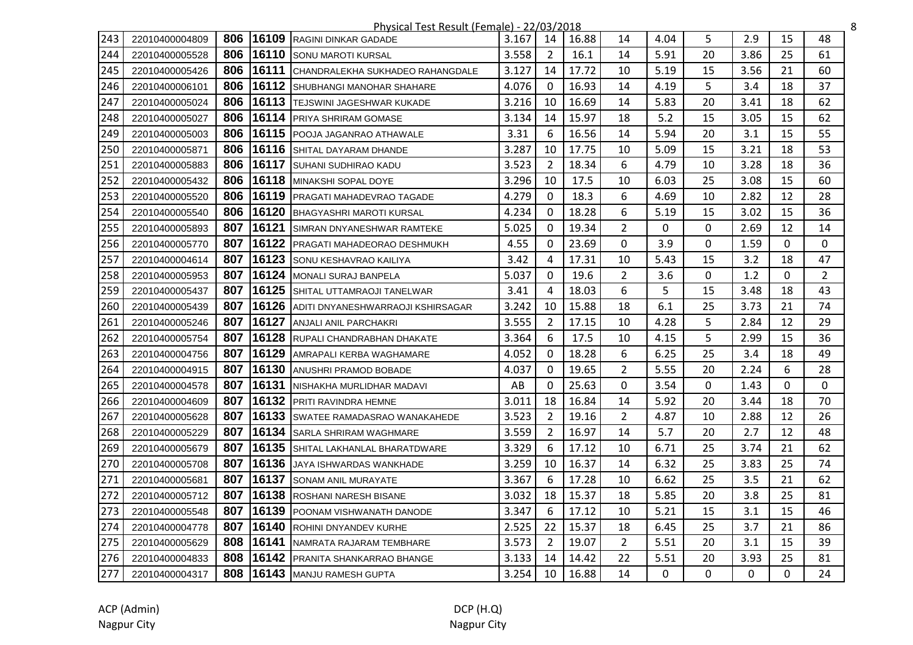Physical Test Result (Female) - 22/03/2018

| | | | | | | | | | | | | | |
|---|---|---|---|---|---|---|---|---|---|---|---|---|---|
| 243 | 22010400004809 | 806 | 16109 | RAGINI DINKAR GADADE | 3.167 | 14 | 16.88 | 14 | 4.04 | 5 | 2.9 | 15 | 48 |
| 244 | 22010400005528 | 806 | 16110 | SONU MAROTI KURSAL | 3.558 | 2 | 16.1 | 14 | 5.91 | 20 | 3.86 | 25 | 61 |
| 245 | 22010400005426 | 806 | 16111 | CHANDRALEKHA SUKHADEO RAHANGDALE | 3.127 | 14 | 17.72 | 10 | 5.19 | 15 | 3.56 | 21 | 60 |
| 246 | 22010400006101 | 806 | 16112 | SHUBHANGI MANOHAR SHAHARE | 4.076 | 0 | 16.93 | 14 | 4.19 | 5 | 3.4 | 18 | 37 |
| 247 | 22010400005024 | 806 | 16113 | TEJSWINI JAGESHWAR KUKADE | 3.216 | 10 | 16.69 | 14 | 5.83 | 20 | 3.41 | 18 | 62 |
| 248 | 22010400005027 | 806 | 16114 | PRIYA SHRIRAM GOMASE | 3.134 | 14 | 15.97 | 18 | 5.2 | 15 | 3.05 | 15 | 62 |
| 249 | 22010400005003 | 806 | 16115 | POOJA JAGANRAO ATHAWALE | 3.31 | 6 | 16.56 | 14 | 5.94 | 20 | 3.1 | 15 | 55 |
| 250 | 22010400005871 | 806 | 16116 | SHITAL DAYARAM DHANDE | 3.287 | 10 | 17.75 | 10 | 5.09 | 15 | 3.21 | 18 | 53 |
| 251 | 22010400005883 | 806 | 16117 | SUHANI SUDHIRAO KADU | 3.523 | 2 | 18.34 | 6 | 4.79 | 10 | 3.28 | 18 | 36 |
| 252 | 22010400005432 | 806 | 16118 | MINAKSHI SOPAL DOYE | 3.296 | 10 | 17.5 | 10 | 6.03 | 25 | 3.08 | 15 | 60 |
| 253 | 22010400005520 | 806 | 16119 | PRAGATI MAHADEVRAO TAGADE | 4.279 | 0 | 18.3 | 6 | 4.69 | 10 | 2.82 | 12 | 28 |
| 254 | 22010400005540 | 806 | 16120 | BHAGYASHRI MAROTI KURSAL | 4.234 | 0 | 18.28 | 6 | 5.19 | 15 | 3.02 | 15 | 36 |
| 255 | 22010400005893 | 807 | 16121 | SIMRAN DNYANESHWAR RAMTEKE | 5.025 | 0 | 19.34 | 2 | 0 | 0 | 2.69 | 12 | 14 |
| 256 | 22010400005770 | 807 | 16122 | PRAGATI MAHADEORAO DESHMUKH | 4.55 | 0 | 23.69 | 0 | 3.9 | 0 | 1.59 | 0 | 0 |
| 257 | 22010400004614 | 807 | 16123 | SONU KESHAVRAO KAILIYA | 3.42 | 4 | 17.31 | 10 | 5.43 | 15 | 3.2 | 18 | 47 |
| 258 | 22010400005953 | 807 | 16124 | MONALI SURAJ BANPELA | 5.037 | 0 | 19.6 | 2 | 3.6 | 0 | 1.2 | 0 | 2 |
| 259 | 22010400005437 | 807 | 16125 | SHITAL UTTAMRAOJI TANELWAR | 3.41 | 4 | 18.03 | 6 | 5 | 15 | 3.48 | 18 | 43 |
| 260 | 22010400005439 | 807 | 16126 | ADITI DNYANESHWARRAOJI KSHIRSAGAR | 3.242 | 10 | 15.88 | 18 | 6.1 | 25 | 3.73 | 21 | 74 |
| 261 | 22010400005246 | 807 | 16127 | ANJALI ANIL PARCHAKRI | 3.555 | 2 | 17.15 | 10 | 4.28 | 5 | 2.84 | 12 | 29 |
| 262 | 22010400005754 | 807 | 16128 | RUPALI CHANDRABHAN DHAKATE | 3.364 | 6 | 17.5 | 10 | 4.15 | 5 | 2.99 | 15 | 36 |
| 263 | 22010400004756 | 807 | 16129 | AMRAPALI KERBA WAGHAMARE | 4.052 | 0 | 18.28 | 6 | 6.25 | 25 | 3.4 | 18 | 49 |
| 264 | 22010400004915 | 807 | 16130 | ANUSHRI PRAMOD BOBADE | 4.037 | 0 | 19.65 | 2 | 5.55 | 20 | 2.24 | 6 | 28 |
| 265 | 22010400004578 | 807 | 16131 | NISHAKHA MURLIDHAR MADAVI | AB | 0 | 25.63 | 0 | 3.54 | 0 | 1.43 | 0 | 0 |
| 266 | 22010400004609 | 807 | 16132 | PRITI RAVINDRA HEMNE | 3.011 | 18 | 16.84 | 14 | 5.92 | 20 | 3.44 | 18 | 70 |
| 267 | 22010400005628 | 807 | 16133 | SWATEE RAMADASRAO WANAKAHEDE | 3.523 | 2 | 19.16 | 2 | 4.87 | 10 | 2.88 | 12 | 26 |
| 268 | 22010400005229 | 807 | 16134 | SARLA SHRIRAM WAGHMARE | 3.559 | 2 | 16.97 | 14 | 5.7 | 20 | 2.7 | 12 | 48 |
| 269 | 22010400005679 | 807 | 16135 | SHITAL LAKHANLAL BHARATDWARE | 3.329 | 6 | 17.12 | 10 | 6.71 | 25 | 3.74 | 21 | 62 |
| 270 | 22010400005708 | 807 | 16136 | JAYA ISHWARDAS WANKHADE | 3.259 | 10 | 16.37 | 14 | 6.32 | 25 | 3.83 | 25 | 74 |
| 271 | 22010400005681 | 807 | 16137 | SONAM ANIL MURAYATE | 3.367 | 6 | 17.28 | 10 | 6.62 | 25 | 3.5 | 21 | 62 |
| 272 | 22010400005712 | 807 | 16138 | ROSHANI NARESH BISANE | 3.032 | 18 | 15.37 | 18 | 5.85 | 20 | 3.8 | 25 | 81 |
| 273 | 22010400005548 | 807 | 16139 | POONAM VISHWANATH DANODE | 3.347 | 6 | 17.12 | 10 | 5.21 | 15 | 3.1 | 15 | 46 |
| 274 | 22010400004778 | 807 | 16140 | ROHINI DNYANDEV KURHE | 2.525 | 22 | 15.37 | 18 | 6.45 | 25 | 3.7 | 21 | 86 |
| 275 | 22010400005629 | 808 | 16141 | NAMRATA RAJARAM TEMBHARE | 3.573 | 2 | 19.07 | 2 | 5.51 | 20 | 3.1 | 15 | 39 |
| 276 | 22010400004833 | 808 | 16142 | PRANITA SHANKARRAO BHANGE | 3.133 | 14 | 14.42 | 22 | 5.51 | 20 | 3.93 | 25 | 81 |
| 277 | 22010400004317 | 808 | 16143 | MANJU RAMESH GUPTA | 3.254 | 10 | 16.88 | 14 | 0 | 0 | 0 | 0 | 24 |

ACP (Admin)
Nagpur City

DCP (H.Q)
Nagpur City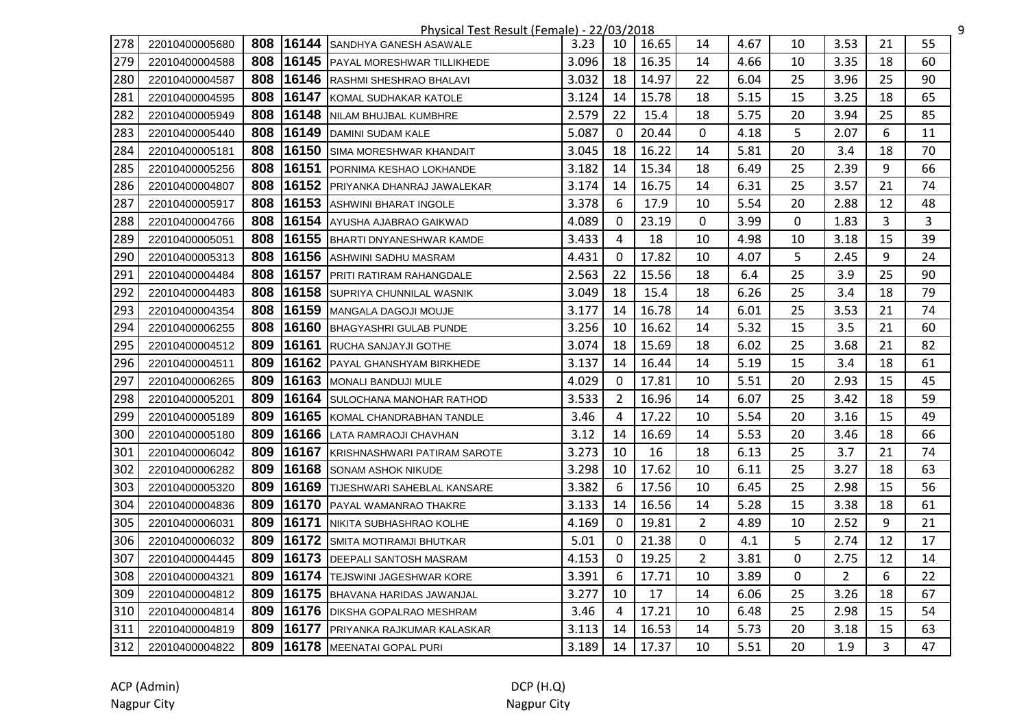Physical Test Result (Female) - 22/03/2018

| | | | | | | | | | | | | | |
|---|---|---|---|---|---|---|---|---|---|---|---|---|---|
| 278 | 22010400005680 | 808 | 16144 | SANDHYA GANESH ASAWALE | 3.23 | 10 | 16.65 | 14 | 4.67 | 10 | 3.53 | 21 | 55 |
| 279 | 22010400004588 | 808 | 16145 | PAYAL MORESHWAR TILLIKHEDE | 3.096 | 18 | 16.35 | 14 | 4.66 | 10 | 3.35 | 18 | 60 |
| 280 | 22010400004587 | 808 | 16146 | RASHMI SHESHRAO BHALAVI | 3.032 | 18 | 14.97 | 22 | 6.04 | 25 | 3.96 | 25 | 90 |
| 281 | 22010400004595 | 808 | 16147 | KOMAL SUDHAKAR KATOLE | 3.124 | 14 | 15.78 | 18 | 5.15 | 15 | 3.25 | 18 | 65 |
| 282 | 22010400005949 | 808 | 16148 | NILAM BHUJBAL KUMBHRE | 2.579 | 22 | 15.4 | 18 | 5.75 | 20 | 3.94 | 25 | 85 |
| 283 | 22010400005440 | 808 | 16149 | DAMINI SUDAM KALE | 5.087 | 0 | 20.44 | 0 | 4.18 | 5 | 2.07 | 6 | 11 |
| 284 | 22010400005181 | 808 | 16150 | SIMA MORESHWAR KHANDAIT | 3.045 | 18 | 16.22 | 14 | 5.81 | 20 | 3.4 | 18 | 70 |
| 285 | 22010400005256 | 808 | 16151 | PORNIMA KESHAO LOKHANDE | 3.182 | 14 | 15.34 | 18 | 6.49 | 25 | 2.39 | 9 | 66 |
| 286 | 22010400004807 | 808 | 16152 | PRIYANKA DHANRAJ JAWALEKAR | 3.174 | 14 | 16.75 | 14 | 6.31 | 25 | 3.57 | 21 | 74 |
| 287 | 22010400005917 | 808 | 16153 | ASHWINI BHARAT INGOLE | 3.378 | 6 | 17.9 | 10 | 5.54 | 20 | 2.88 | 12 | 48 |
| 288 | 22010400004766 | 808 | 16154 | AYUSHA AJABRAO GAIKWAD | 4.089 | 0 | 23.19 | 0 | 3.99 | 0 | 1.83 | 3 | 3 |
| 289 | 22010400005051 | 808 | 16155 | BHARTI DNYANESHWAR KAMDE | 3.433 | 4 | 18 | 10 | 4.98 | 10 | 3.18 | 15 | 39 |
| 290 | 22010400005313 | 808 | 16156 | ASHWINI SADHU MASRAM | 4.431 | 0 | 17.82 | 10 | 4.07 | 5 | 2.45 | 9 | 24 |
| 291 | 22010400004484 | 808 | 16157 | PRITI RATIRAM RAHANGDALE | 2.563 | 22 | 15.56 | 18 | 6.4 | 25 | 3.9 | 25 | 90 |
| 292 | 22010400004483 | 808 | 16158 | SUPRIYA CHUNNILAL WASNIK | 3.049 | 18 | 15.4 | 18 | 6.26 | 25 | 3.4 | 18 | 79 |
| 293 | 22010400004354 | 808 | 16159 | MANGALA DAGOJI MOUJE | 3.177 | 14 | 16.78 | 14 | 6.01 | 25 | 3.53 | 21 | 74 |
| 294 | 22010400006255 | 808 | 16160 | BHAGYASHRI GULAB PUNDE | 3.256 | 10 | 16.62 | 14 | 5.32 | 15 | 3.5 | 21 | 60 |
| 295 | 22010400004512 | 809 | 16161 | RUCHA SANJAYJI GOTHE | 3.074 | 18 | 15.69 | 18 | 6.02 | 25 | 3.68 | 21 | 82 |
| 296 | 22010400004511 | 809 | 16162 | PAYAL GHANSHYAM BIRKHEDE | 3.137 | 14 | 16.44 | 14 | 5.19 | 15 | 3.4 | 18 | 61 |
| 297 | 22010400006265 | 809 | 16163 | MONALI BANDUJI MULE | 4.029 | 0 | 17.81 | 10 | 5.51 | 20 | 2.93 | 15 | 45 |
| 298 | 22010400005201 | 809 | 16164 | SULOCHANA MANOHAR RATHOD | 3.533 | 2 | 16.96 | 14 | 6.07 | 25 | 3.42 | 18 | 59 |
| 299 | 22010400005189 | 809 | 16165 | KOMAL CHANDRABHAN TANDLE | 3.46 | 4 | 17.22 | 10 | 5.54 | 20 | 3.16 | 15 | 49 |
| 300 | 22010400005180 | 809 | 16166 | LATA RAMRAOJI CHAVHAN | 3.12 | 14 | 16.69 | 14 | 5.53 | 20 | 3.46 | 18 | 66 |
| 301 | 22010400006042 | 809 | 16167 | KRISHNASHWARI PATIRAM SAROTE | 3.273 | 10 | 16 | 18 | 6.13 | 25 | 3.7 | 21 | 74 |
| 302 | 22010400006282 | 809 | 16168 | SONAM ASHOK NIKUDE | 3.298 | 10 | 17.62 | 10 | 6.11 | 25 | 3.27 | 18 | 63 |
| 303 | 22010400005320 | 809 | 16169 | TIJESHWARI SAHEBLAL KANSARE | 3.382 | 6 | 17.56 | 10 | 6.45 | 25 | 2.98 | 15 | 56 |
| 304 | 22010400004836 | 809 | 16170 | PAYAL WAMANRAO THAKRE | 3.133 | 14 | 16.56 | 14 | 5.28 | 15 | 3.38 | 18 | 61 |
| 305 | 22010400006031 | 809 | 16171 | NIKITA SUBHASHRAO KOLHE | 4.169 | 0 | 19.81 | 2 | 4.89 | 10 | 2.52 | 9 | 21 |
| 306 | 22010400006032 | 809 | 16172 | SMITA MOTIRAMJI BHUTKAR | 5.01 | 0 | 21.38 | 0 | 4.1 | 5 | 2.74 | 12 | 17 |
| 307 | 22010400004445 | 809 | 16173 | DEEPALI SANTOSH MASRAM | 4.153 | 0 | 19.25 | 2 | 3.81 | 0 | 2.75 | 12 | 14 |
| 308 | 22010400004321 | 809 | 16174 | TEJSWINI JAGESHWAR KORE | 3.391 | 6 | 17.71 | 10 | 3.89 | 0 | 2 | 6 | 22 |
| 309 | 22010400004812 | 809 | 16175 | BHAVANA HARIDAS JAWANJAL | 3.277 | 10 | 17 | 14 | 6.06 | 25 | 3.26 | 18 | 67 |
| 310 | 22010400004814 | 809 | 16176 | DIKSHA GOPALRAO MESHRAM | 3.46 | 4 | 17.21 | 10 | 6.48 | 25 | 2.98 | 15 | 54 |
| 311 | 22010400004819 | 809 | 16177 | PRIYANKA RAJKUMAR KALASKAR | 3.113 | 14 | 16.53 | 14 | 5.73 | 20 | 3.18 | 15 | 63 |
| 312 | 22010400004822 | 809 | 16178 | MEENATAI GOPAL PURI | 3.189 | 14 | 17.37 | 10 | 5.51 | 20 | 1.9 | 3 | 47 |

ACP (Admin)
Nagpur City

DCP (H.Q)
Nagpur City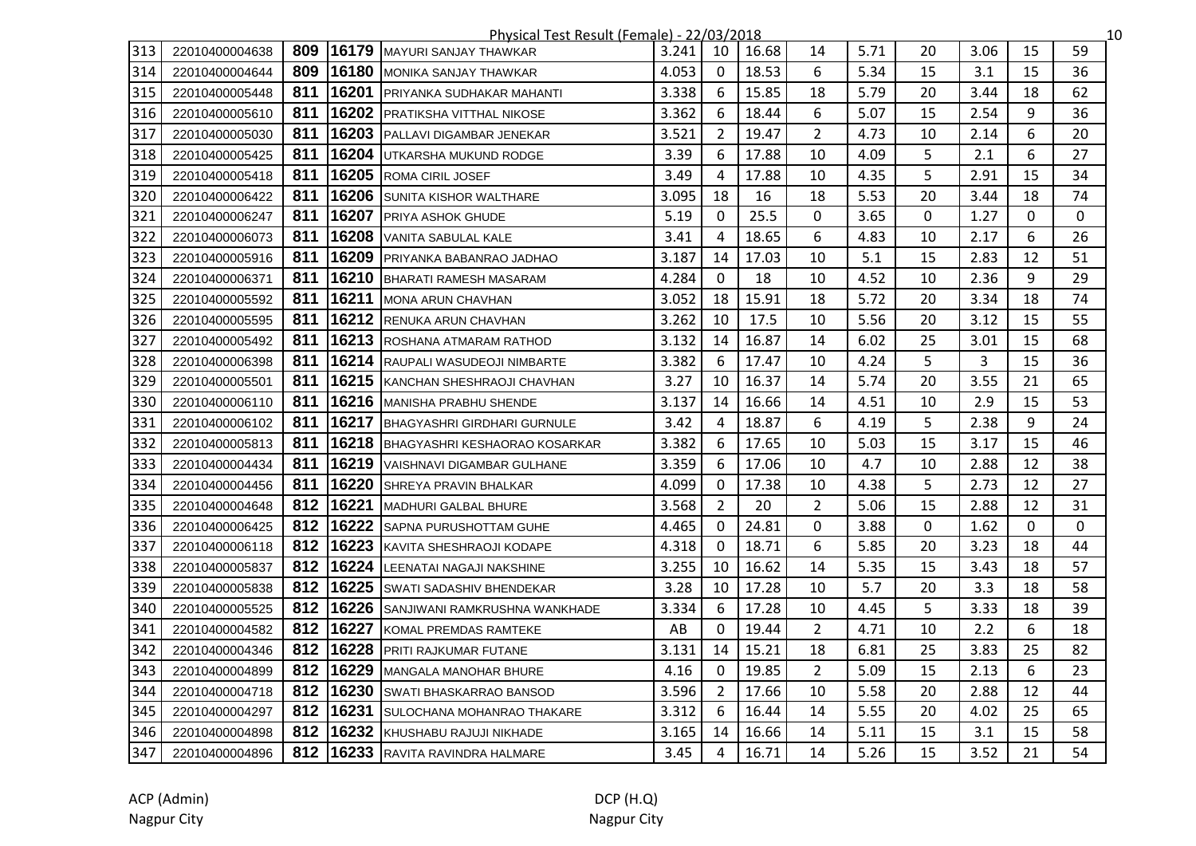Physical Test Result (Female) - 22/03/2018

| | | | | | | | | | | | | | |
|---|---|---|---|---|---|---|---|---|---|---|---|---|---|
| 313 | 22010400004638 | 809 | 16179 | MAYURI SANJAY THAWKAR | 3.241 | 10 | 16.68 | 14 | 5.71 | 20 | 3.06 | 15 | 59 |
| 314 | 22010400004644 | 809 | 16180 | MONIKA SANJAY THAWKAR | 4.053 | 0 | 18.53 | 6 | 5.34 | 15 | 3.1 | 15 | 36 |
| 315 | 22010400005448 | 811 | 16201 | PRIYANKA SUDHAKAR MAHANTI | 3.338 | 6 | 15.85 | 18 | 5.79 | 20 | 3.44 | 18 | 62 |
| 316 | 22010400005610 | 811 | 16202 | PRATIKSHA VITTHAL NIKOSE | 3.362 | 6 | 18.44 | 6 | 5.07 | 15 | 2.54 | 9 | 36 |
| 317 | 22010400005030 | 811 | 16203 | PALLAVI DIGAMBAR JENEKAR | 3.521 | 2 | 19.47 | 2 | 4.73 | 10 | 2.14 | 6 | 20 |
| 318 | 22010400005425 | 811 | 16204 | UTKARSHA MUKUND RODGE | 3.39 | 6 | 17.88 | 10 | 4.09 | 5 | 2.1 | 6 | 27 |
| 319 | 22010400005418 | 811 | 16205 | ROMA CIRIL JOSEF | 3.49 | 4 | 17.88 | 10 | 4.35 | 5 | 2.91 | 15 | 34 |
| 320 | 22010400006422 | 811 | 16206 | SUNITA KISHOR WALTHARE | 3.095 | 18 | 16 | 18 | 5.53 | 20 | 3.44 | 18 | 74 |
| 321 | 22010400006247 | 811 | 16207 | PRIYA ASHOK GHUDE | 5.19 | 0 | 25.5 | 0 | 3.65 | 0 | 1.27 | 0 | 0 |
| 322 | 22010400006073 | 811 | 16208 | VANITA SABULAL KALE | 3.41 | 4 | 18.65 | 6 | 4.83 | 10 | 2.17 | 6 | 26 |
| 323 | 22010400005916 | 811 | 16209 | PRIYANKA BABANRAO JADHAO | 3.187 | 14 | 17.03 | 10 | 5.1 | 15 | 2.83 | 12 | 51 |
| 324 | 22010400006371 | 811 | 16210 | BHARATI RAMESH MASARAM | 4.284 | 0 | 18 | 10 | 4.52 | 10 | 2.36 | 9 | 29 |
| 325 | 22010400005592 | 811 | 16211 | MONA ARUN CHAVHAN | 3.052 | 18 | 15.91 | 18 | 5.72 | 20 | 3.34 | 18 | 74 |
| 326 | 22010400005595 | 811 | 16212 | RENUKA ARUN CHAVHAN | 3.262 | 10 | 17.5 | 10 | 5.56 | 20 | 3.12 | 15 | 55 |
| 327 | 22010400005492 | 811 | 16213 | ROSHANA ATMARAM RATHOD | 3.132 | 14 | 16.87 | 14 | 6.02 | 25 | 3.01 | 15 | 68 |
| 328 | 22010400006398 | 811 | 16214 | RAUPALI WASUDEOJI NIMBARTE | 3.382 | 6 | 17.47 | 10 | 4.24 | 5 | 3 | 15 | 36 |
| 329 | 22010400005501 | 811 | 16215 | KANCHAN SHESHRAOJI CHAVHAN | 3.27 | 10 | 16.37 | 14 | 5.74 | 20 | 3.55 | 21 | 65 |
| 330 | 22010400006110 | 811 | 16216 | MANISHA PRABHU SHENDE | 3.137 | 14 | 16.66 | 14 | 4.51 | 10 | 2.9 | 15 | 53 |
| 331 | 22010400006102 | 811 | 16217 | BHAGYASHRI GIRDHARI GURNULE | 3.42 | 4 | 18.87 | 6 | 4.19 | 5 | 2.38 | 9 | 24 |
| 332 | 22010400005813 | 811 | 16218 | BHAGYASHRI KESHAORAO KOSARKAR | 3.382 | 6 | 17.65 | 10 | 5.03 | 15 | 3.17 | 15 | 46 |
| 333 | 22010400004434 | 811 | 16219 | VAISHNAVI DIGAMBAR GULHANE | 3.359 | 6 | 17.06 | 10 | 4.7 | 10 | 2.88 | 12 | 38 |
| 334 | 22010400004456 | 811 | 16220 | SHREYA PRAVIN BHALKAR | 4.099 | 0 | 17.38 | 10 | 4.38 | 5 | 2.73 | 12 | 27 |
| 335 | 22010400004648 | 812 | 16221 | MADHURI GALBAL BHURE | 3.568 | 2 | 20 | 2 | 5.06 | 15 | 2.88 | 12 | 31 |
| 336 | 22010400006425 | 812 | 16222 | SAPNA PURUSHOTTAM GUHE | 4.465 | 0 | 24.81 | 0 | 3.88 | 0 | 1.62 | 0 | 0 |
| 337 | 22010400006118 | 812 | 16223 | KAVITA SHESHRAOJI KODAPE | 4.318 | 0 | 18.71 | 6 | 5.85 | 20 | 3.23 | 18 | 44 |
| 338 | 22010400005837 | 812 | 16224 | LEENATAI NAGAJI NAKSHINE | 3.255 | 10 | 16.62 | 14 | 5.35 | 15 | 3.43 | 18 | 57 |
| 339 | 22010400005838 | 812 | 16225 | SWATI SADASHIV BHENDEKAR | 3.28 | 10 | 17.28 | 10 | 5.7 | 20 | 3.3 | 18 | 58 |
| 340 | 22010400005525 | 812 | 16226 | SANJIWANI RAMKRUSHNA WANKHADE | 3.334 | 6 | 17.28 | 10 | 4.45 | 5 | 3.33 | 18 | 39 |
| 341 | 22010400004582 | 812 | 16227 | KOMAL PREMDAS RAMTEKE | AB | 0 | 19.44 | 2 | 4.71 | 10 | 2.2 | 6 | 18 |
| 342 | 22010400004346 | 812 | 16228 | PRITI RAJKUMAR FUTANE | 3.131 | 14 | 15.21 | 18 | 6.81 | 25 | 3.83 | 25 | 82 |
| 343 | 22010400004899 | 812 | 16229 | MANGALA MANOHAR BHURE | 4.16 | 0 | 19.85 | 2 | 5.09 | 15 | 2.13 | 6 | 23 |
| 344 | 22010400004718 | 812 | 16230 | SWATI BHASKARRAO BANSOD | 3.596 | 2 | 17.66 | 10 | 5.58 | 20 | 2.88 | 12 | 44 |
| 345 | 22010400004297 | 812 | 16231 | SULOCHANA MOHANRAO THAKARE | 3.312 | 6 | 16.44 | 14 | 5.55 | 20 | 4.02 | 25 | 65 |
| 346 | 22010400004898 | 812 | 16232 | KHUSHABU RAJUJI NIKHADE | 3.165 | 14 | 16.66 | 14 | 5.11 | 15 | 3.1 | 15 | 58 |
| 347 | 22010400004896 | 812 | 16233 | RAVITA RAVINDRA HALMARE | 3.45 | 4 | 16.71 | 14 | 5.26 | 15 | 3.52 | 21 | 54 |

ACP (Admin)
Nagpur City

DCP (H.Q)
Nagpur City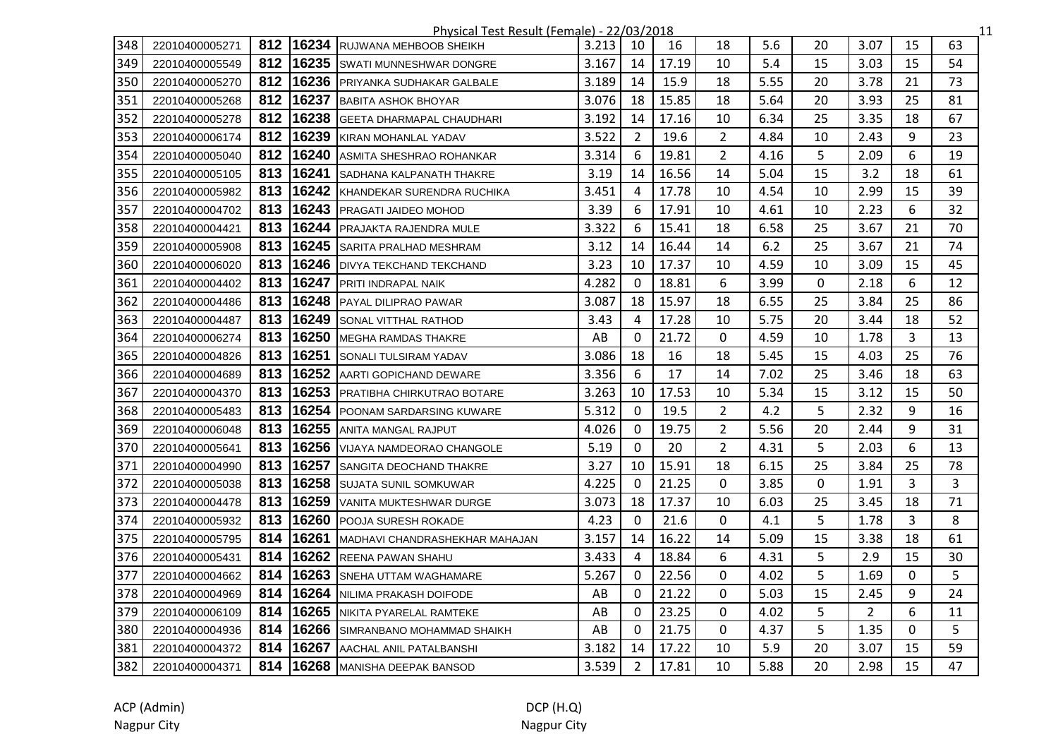Physical Test Result (Female) - 22/03/2018

| | | | | | | | | | | | | | |
|---|---|---|---|---|---|---|---|---|---|---|---|---|---|
| 348 | 22010400005271 | 812 | 16234 | RUJWANA MEHBOOB SHEIKH | 3.213 | 10 | 16 | 18 | 5.6 | 20 | 3.07 | 15 | 63 |
| 349 | 22010400005549 | 812 | 16235 | SWATI MUNNESHWAR DONGRE | 3.167 | 14 | 17.19 | 10 | 5.4 | 15 | 3.03 | 15 | 54 |
| 350 | 22010400005270 | 812 | 16236 | PRIYANKA SUDHAKAR GALBALE | 3.189 | 14 | 15.9 | 18 | 5.55 | 20 | 3.78 | 21 | 73 |
| 351 | 22010400005268 | 812 | 16237 | BABITA ASHOK BHOYAR | 3.076 | 18 | 15.85 | 18 | 5.64 | 20 | 3.93 | 25 | 81 |
| 352 | 22010400005278 | 812 | 16238 | GEETA DHARMAPAL CHAUDHARI | 3.192 | 14 | 17.16 | 10 | 6.34 | 25 | 3.35 | 18 | 67 |
| 353 | 22010400006174 | 812 | 16239 | KIRAN MOHANLAL YADAV | 3.522 | 2 | 19.6 | 2 | 4.84 | 10 | 2.43 | 9 | 23 |
| 354 | 22010400005040 | 812 | 16240 | ASMITA SHESHRAO ROHANKAR | 3.314 | 6 | 19.81 | 2 | 4.16 | 5 | 2.09 | 6 | 19 |
| 355 | 22010400005105 | 813 | 16241 | SADHANA KALPANATH THAKRE | 3.19 | 14 | 16.56 | 14 | 5.04 | 15 | 3.2 | 18 | 61 |
| 356 | 22010400005982 | 813 | 16242 | KHANDEKAR SURENDRA RUCHIKA | 3.451 | 4 | 17.78 | 10 | 4.54 | 10 | 2.99 | 15 | 39 |
| 357 | 22010400004702 | 813 | 16243 | PRAGATI JAIDEO MOHOD | 3.39 | 6 | 17.91 | 10 | 4.61 | 10 | 2.23 | 6 | 32 |
| 358 | 22010400004421 | 813 | 16244 | PRAJAKTA RAJENDRA MULE | 3.322 | 6 | 15.41 | 18 | 6.58 | 25 | 3.67 | 21 | 70 |
| 359 | 22010400005908 | 813 | 16245 | SARITA PRALHAD MESHRAM | 3.12 | 14 | 16.44 | 14 | 6.2 | 25 | 3.67 | 21 | 74 |
| 360 | 22010400006020 | 813 | 16246 | DIVYA TEKCHAND TEKCHAND | 3.23 | 10 | 17.37 | 10 | 4.59 | 10 | 3.09 | 15 | 45 |
| 361 | 22010400004402 | 813 | 16247 | PRITI INDRAPAL NAIK | 4.282 | 0 | 18.81 | 6 | 3.99 | 0 | 2.18 | 6 | 12 |
| 362 | 22010400004486 | 813 | 16248 | PAYAL DILIPRAO PAWAR | 3.087 | 18 | 15.97 | 18 | 6.55 | 25 | 3.84 | 25 | 86 |
| 363 | 22010400004487 | 813 | 16249 | SONAL VITTHAL RATHOD | 3.43 | 4 | 17.28 | 10 | 5.75 | 20 | 3.44 | 18 | 52 |
| 364 | 22010400006274 | 813 | 16250 | MEGHA RAMDAS THAKRE | AB | 0 | 21.72 | 0 | 4.59 | 10 | 1.78 | 3 | 13 |
| 365 | 22010400004826 | 813 | 16251 | SONALI TULSIRAM YADAV | 3.086 | 18 | 16 | 18 | 5.45 | 15 | 4.03 | 25 | 76 |
| 366 | 22010400004689 | 813 | 16252 | AARTI GOPICHAND DEWARE | 3.356 | 6 | 17 | 14 | 7.02 | 25 | 3.46 | 18 | 63 |
| 367 | 22010400004370 | 813 | 16253 | PRATIBHA CHIRKUTRAO BOTARE | 3.263 | 10 | 17.53 | 10 | 5.34 | 15 | 3.12 | 15 | 50 |
| 368 | 22010400005483 | 813 | 16254 | POONAM SARDARSING KUWARE | 5.312 | 0 | 19.5 | 2 | 4.2 | 5 | 2.32 | 9 | 16 |
| 369 | 22010400006048 | 813 | 16255 | ANITA MANGAL RAJPUT | 4.026 | 0 | 19.75 | 2 | 5.56 | 20 | 2.44 | 9 | 31 |
| 370 | 22010400005641 | 813 | 16256 | VIJAYA NAMDEORAO CHANGOLE | 5.19 | 0 | 20 | 2 | 4.31 | 5 | 2.03 | 6 | 13 |
| 371 | 22010400004990 | 813 | 16257 | SANGITA DEOCHAND THAKRE | 3.27 | 10 | 15.91 | 18 | 6.15 | 25 | 3.84 | 25 | 78 |
| 372 | 22010400005038 | 813 | 16258 | SUJATA SUNIL SOMKUWAR | 4.225 | 0 | 21.25 | 0 | 3.85 | 0 | 1.91 | 3 | 3 |
| 373 | 22010400004478 | 813 | 16259 | VANITA MUKTESHWAR DURGE | 3.073 | 18 | 17.37 | 10 | 6.03 | 25 | 3.45 | 18 | 71 |
| 374 | 22010400005932 | 813 | 16260 | POOJA SURESH ROKADE | 4.23 | 0 | 21.6 | 0 | 4.1 | 5 | 1.78 | 3 | 8 |
| 375 | 22010400005795 | 814 | 16261 | MADHAVI CHANDRASHEKHAR MAHAJAN | 3.157 | 14 | 16.22 | 14 | 5.09 | 15 | 3.38 | 18 | 61 |
| 376 | 22010400005431 | 814 | 16262 | REENA PAWAN SHAHU | 3.433 | 4 | 18.84 | 6 | 4.31 | 5 | 2.9 | 15 | 30 |
| 377 | 22010400004662 | 814 | 16263 | SNEHA UTTAM WAGHAMARE | 5.267 | 0 | 22.56 | 0 | 4.02 | 5 | 1.69 | 0 | 5 |
| 378 | 22010400004969 | 814 | 16264 | NILIMA PRAKASH DOIFODE | AB | 0 | 21.22 | 0 | 5.03 | 15 | 2.45 | 9 | 24 |
| 379 | 22010400006109 | 814 | 16265 | NIKITA PYARELAL RAMTEKE | AB | 0 | 23.25 | 0 | 4.02 | 5 | 2 | 6 | 11 |
| 380 | 22010400004936 | 814 | 16266 | SIMRANBANO MOHAMMAD SHAIKH | AB | 0 | 21.75 | 0 | 4.37 | 5 | 1.35 | 0 | 5 |
| 381 | 22010400004372 | 814 | 16267 | AACHAL ANIL PATALBANSHI | 3.182 | 14 | 17.22 | 10 | 5.9 | 20 | 3.07 | 15 | 59 |
| 382 | 22010400004371 | 814 | 16268 | MANISHA DEEPAK BANSOD | 3.539 | 2 | 17.81 | 10 | 5.88 | 20 | 2.98 | 15 | 47 |

ACP (Admin)
Nagpur City

DCP (H.Q)
Nagpur City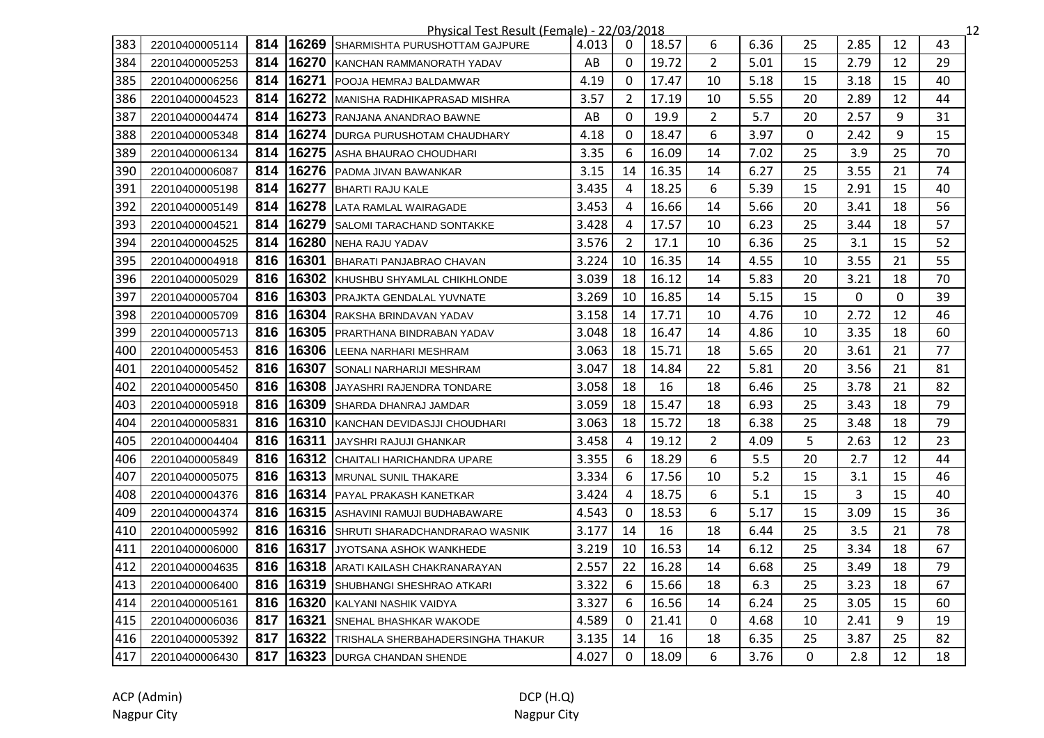Physical Test Result (Female) - 22/03/2018

| | | | | | | | | | | | | | |
|---|---|---|---|---|---|---|---|---|---|---|---|---|---|
| 383 | 22010400005114 | 814 | 16269 | SHARMISHTA PURUSHOTTAM GAJPURE | 4.013 | 0 | 18.57 | 6 | 6.36 | 25 | 2.85 | 12 | 43 |
| 384 | 22010400005253 | 814 | 16270 | KANCHAN RAMMANORATH YADAV | AB | 0 | 19.72 | 2 | 5.01 | 15 | 2.79 | 12 | 29 |
| 385 | 22010400006256 | 814 | 16271 | POOJA HEMRAJ BALDAMWAR | 4.19 | 0 | 17.47 | 10 | 5.18 | 15 | 3.18 | 15 | 40 |
| 386 | 22010400004523 | 814 | 16272 | MANISHA RADHIKAPRASAD MISHRA | 3.57 | 2 | 17.19 | 10 | 5.55 | 20 | 2.89 | 12 | 44 |
| 387 | 22010400004474 | 814 | 16273 | RANJANA ANANDRAO BAWNE | AB | 0 | 19.9 | 2 | 5.7 | 20 | 2.57 | 9 | 31 |
| 388 | 22010400005348 | 814 | 16274 | DURGA PURUSHOTAM CHAUDHARY | 4.18 | 0 | 18.47 | 6 | 3.97 | 0 | 2.42 | 9 | 15 |
| 389 | 22010400006134 | 814 | 16275 | ASHA BHAURAO CHOUDHARI | 3.35 | 6 | 16.09 | 14 | 7.02 | 25 | 3.9 | 25 | 70 |
| 390 | 22010400006087 | 814 | 16276 | PADMA JIVAN BAWANKAR | 3.15 | 14 | 16.35 | 14 | 6.27 | 25 | 3.55 | 21 | 74 |
| 391 | 22010400005198 | 814 | 16277 | BHARTI RAJU KALE | 3.435 | 4 | 18.25 | 6 | 5.39 | 15 | 2.91 | 15 | 40 |
| 392 | 22010400005149 | 814 | 16278 | LATA RAMLAL WAIRAGADE | 3.453 | 4 | 16.66 | 14 | 5.66 | 20 | 3.41 | 18 | 56 |
| 393 | 22010400004521 | 814 | 16279 | SALOMI TARACHAND SONTAKKE | 3.428 | 4 | 17.57 | 10 | 6.23 | 25 | 3.44 | 18 | 57 |
| 394 | 22010400004525 | 814 | 16280 | NEHA RAJU YADAV | 3.576 | 2 | 17.1 | 10 | 6.36 | 25 | 3.1 | 15 | 52 |
| 395 | 22010400004918 | 816 | 16301 | BHARATI PANJABRAO CHAVAN | 3.224 | 10 | 16.35 | 14 | 4.55 | 10 | 3.55 | 21 | 55 |
| 396 | 22010400005029 | 816 | 16302 | KHUSHBU SHYAMLAL CHIKHLONDE | 3.039 | 18 | 16.12 | 14 | 5.83 | 20 | 3.21 | 18 | 70 |
| 397 | 22010400005704 | 816 | 16303 | PRAJKTA GENDALAL YUVNATE | 3.269 | 10 | 16.85 | 14 | 5.15 | 15 | 0 | 0 | 39 |
| 398 | 22010400005709 | 816 | 16304 | RAKSHA BRINDAVAN YADAV | 3.158 | 14 | 17.71 | 10 | 4.76 | 10 | 2.72 | 12 | 46 |
| 399 | 22010400005713 | 816 | 16305 | PRARTHANA BINDRABAN YADAV | 3.048 | 18 | 16.47 | 14 | 4.86 | 10 | 3.35 | 18 | 60 |
| 400 | 22010400005453 | 816 | 16306 | LEENA NARHARI MESHRAM | 3.063 | 18 | 15.71 | 18 | 5.65 | 20 | 3.61 | 21 | 77 |
| 401 | 22010400005452 | 816 | 16307 | SONALI NARHARIJI MESHRAM | 3.047 | 18 | 14.84 | 22 | 5.81 | 20 | 3.56 | 21 | 81 |
| 402 | 22010400005450 | 816 | 16308 | JAYASHRI RAJENDRA TONDARE | 3.058 | 18 | 16 | 18 | 6.46 | 25 | 3.78 | 21 | 82 |
| 403 | 22010400005918 | 816 | 16309 | SHARDA DHANRAJ JAMDAR | 3.059 | 18 | 15.47 | 18 | 6.93 | 25 | 3.43 | 18 | 79 |
| 404 | 22010400005831 | 816 | 16310 | KANCHAN DEVIDASJJI CHOUDHARI | 3.063 | 18 | 15.72 | 18 | 6.38 | 25 | 3.48 | 18 | 79 |
| 405 | 22010400004404 | 816 | 16311 | JAYSHRI RAJUJI GHANKAR | 3.458 | 4 | 19.12 | 2 | 4.09 | 5 | 2.63 | 12 | 23 |
| 406 | 22010400005849 | 816 | 16312 | CHAITALI HARICHANDRA UPARE | 3.355 | 6 | 18.29 | 6 | 5.5 | 20 | 2.7 | 12 | 44 |
| 407 | 22010400005075 | 816 | 16313 | MRUNAL SUNIL THAKARE | 3.334 | 6 | 17.56 | 10 | 5.2 | 15 | 3.1 | 15 | 46 |
| 408 | 22010400004376 | 816 | 16314 | PAYAL PRAKASH KANETKAR | 3.424 | 4 | 18.75 | 6 | 5.1 | 15 | 3 | 15 | 40 |
| 409 | 22010400004374 | 816 | 16315 | ASHAVINI RAMUJI BUDHABAWARE | 4.543 | 0 | 18.53 | 6 | 5.17 | 15 | 3.09 | 15 | 36 |
| 410 | 22010400005992 | 816 | 16316 | SHRUTI SHARADCHANDRARAO WASNIK | 3.177 | 14 | 16 | 18 | 6.44 | 25 | 3.5 | 21 | 78 |
| 411 | 22010400006000 | 816 | 16317 | JYOTSANA ASHOK WANKHEDE | 3.219 | 10 | 16.53 | 14 | 6.12 | 25 | 3.34 | 18 | 67 |
| 412 | 22010400004635 | 816 | 16318 | ARATI KAILASH CHAKRANARAYAN | 2.557 | 22 | 16.28 | 14 | 6.68 | 25 | 3.49 | 18 | 79 |
| 413 | 22010400006400 | 816 | 16319 | SHUBHANGI SHESHRAO ATKARI | 3.322 | 6 | 15.66 | 18 | 6.3 | 25 | 3.23 | 18 | 67 |
| 414 | 22010400005161 | 816 | 16320 | KALYANI NASHIK VAIDYA | 3.327 | 6 | 16.56 | 14 | 6.24 | 25 | 3.05 | 15 | 60 |
| 415 | 22010400006036 | 817 | 16321 | SNEHAL BHASHKAR WAKODE | 4.589 | 0 | 21.41 | 0 | 4.68 | 10 | 2.41 | 9 | 19 |
| 416 | 22010400005392 | 817 | 16322 | TRISHALA SHERBAHADERSINGHA THAKUR | 3.135 | 14 | 16 | 18 | 6.35 | 25 | 3.87 | 25 | 82 |
| 417 | 22010400006430 | 817 | 16323 | DURGA CHANDAN SHENDE | 4.027 | 0 | 18.09 | 6 | 3.76 | 0 | 2.8 | 12 | 18 |

ACP (Admin)
Nagpur City

DCP (H.Q)
Nagpur City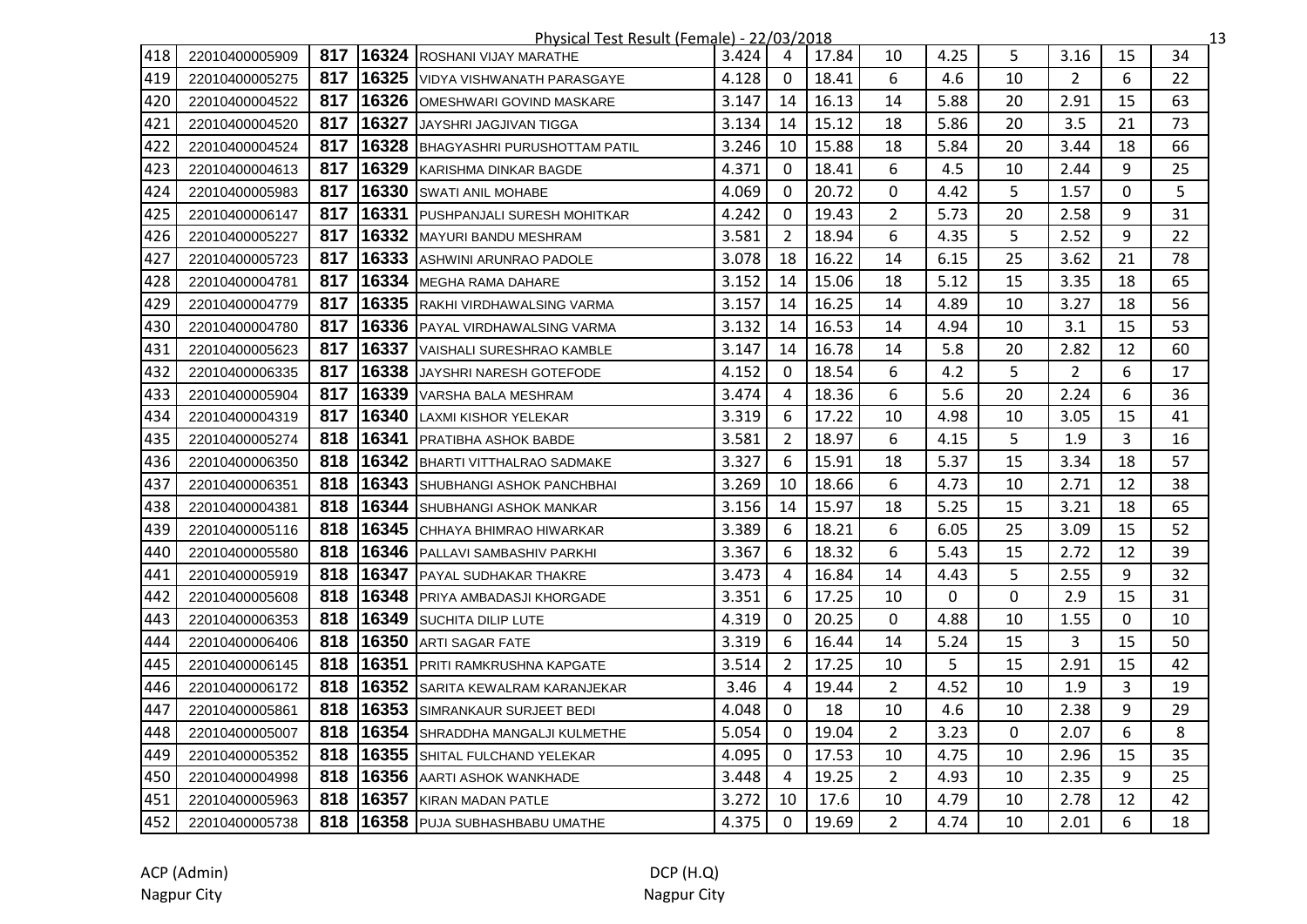Physical Test Result (Female) - 22/03/2018

| | | | | | | | | | | | | | |
|---|---|---|---|---|---|---|---|---|---|---|---|---|---|
| 418 | 22010400005909 | 817 | 16324 | ROSHANI VIJAY MARATHE | 3.424 | 4 | 17.84 | 10 | 4.25 | 5 | 3.16 | 15 | 34 |
| 419 | 22010400005275 | 817 | 16325 | VIDYA VISHWANATH PARASGAYE | 4.128 | 0 | 18.41 | 6 | 4.6 | 10 | 2 | 6 | 22 |
| 420 | 22010400004522 | 817 | 16326 | OMESHWARI GOVIND MASKARE | 3.147 | 14 | 16.13 | 14 | 5.88 | 20 | 2.91 | 15 | 63 |
| 421 | 22010400004520 | 817 | 16327 | JAYSHRI JAGJIVAN TIGGA | 3.134 | 14 | 15.12 | 18 | 5.86 | 20 | 3.5 | 21 | 73 |
| 422 | 22010400004524 | 817 | 16328 | BHAGYASHRI PURUSHOTTAM PATIL | 3.246 | 10 | 15.88 | 18 | 5.84 | 20 | 3.44 | 18 | 66 |
| 423 | 22010400004613 | 817 | 16329 | KARISHMA DINKAR BAGDE | 4.371 | 0 | 18.41 | 6 | 4.5 | 10 | 2.44 | 9 | 25 |
| 424 | 22010400005983 | 817 | 16330 | SWATI ANIL MOHABE | 4.069 | 0 | 20.72 | 0 | 4.42 | 5 | 1.57 | 0 | 5 |
| 425 | 22010400006147 | 817 | 16331 | PUSHPANJALI SURESH MOHITKAR | 4.242 | 0 | 19.43 | 2 | 5.73 | 20 | 2.58 | 9 | 31 |
| 426 | 22010400005227 | 817 | 16332 | MAYURI BANDU MESHRAM | 3.581 | 2 | 18.94 | 6 | 4.35 | 5 | 2.52 | 9 | 22 |
| 427 | 22010400005723 | 817 | 16333 | ASHWINI ARUNRAO PADOLE | 3.078 | 18 | 16.22 | 14 | 6.15 | 25 | 3.62 | 21 | 78 |
| 428 | 22010400004781 | 817 | 16334 | MEGHA RAMA DAHARE | 3.152 | 14 | 15.06 | 18 | 5.12 | 15 | 3.35 | 18 | 65 |
| 429 | 22010400004779 | 817 | 16335 | RAKHI VIRDHAWALSING VARMA | 3.157 | 14 | 16.25 | 14 | 4.89 | 10 | 3.27 | 18 | 56 |
| 430 | 22010400004780 | 817 | 16336 | PAYAL VIRDHAWALSING VARMA | 3.132 | 14 | 16.53 | 14 | 4.94 | 10 | 3.1 | 15 | 53 |
| 431 | 22010400005623 | 817 | 16337 | VAISHALI SURESHRAO KAMBLE | 3.147 | 14 | 16.78 | 14 | 5.8 | 20 | 2.82 | 12 | 60 |
| 432 | 22010400006335 | 817 | 16338 | JAYSHRI NARESH GOTEFODE | 4.152 | 0 | 18.54 | 6 | 4.2 | 5 | 2 | 6 | 17 |
| 433 | 22010400005904 | 817 | 16339 | VARSHA BALA MESHRAM | 3.474 | 4 | 18.36 | 6 | 5.6 | 20 | 2.24 | 6 | 36 |
| 434 | 22010400004319 | 817 | 16340 | LAXMI KISHOR YELEKAR | 3.319 | 6 | 17.22 | 10 | 4.98 | 10 | 3.05 | 15 | 41 |
| 435 | 22010400005274 | 818 | 16341 | PRATIBHA ASHOK BABDE | 3.581 | 2 | 18.97 | 6 | 4.15 | 5 | 1.9 | 3 | 16 |
| 436 | 22010400006350 | 818 | 16342 | BHARTI VITTHALRAO SADMAKE | 3.327 | 6 | 15.91 | 18 | 5.37 | 15 | 3.34 | 18 | 57 |
| 437 | 22010400006351 | 818 | 16343 | SHUBHANGI ASHOK PANCHBHAI | 3.269 | 10 | 18.66 | 6 | 4.73 | 10 | 2.71 | 12 | 38 |
| 438 | 22010400004381 | 818 | 16344 | SHUBHANGI ASHOK MANKAR | 3.156 | 14 | 15.97 | 18 | 5.25 | 15 | 3.21 | 18 | 65 |
| 439 | 22010400005116 | 818 | 16345 | CHHAYA BHIMRAO HIWARKAR | 3.389 | 6 | 18.21 | 6 | 6.05 | 25 | 3.09 | 15 | 52 |
| 440 | 22010400005580 | 818 | 16346 | PALLAVI SAMBASHIV PARKHI | 3.367 | 6 | 18.32 | 6 | 5.43 | 15 | 2.72 | 12 | 39 |
| 441 | 22010400005919 | 818 | 16347 | PAYAL SUDHAKAR THAKRE | 3.473 | 4 | 16.84 | 14 | 4.43 | 5 | 2.55 | 9 | 32 |
| 442 | 22010400005608 | 818 | 16348 | PRIYA AMBADASJI KHORGADE | 3.351 | 6 | 17.25 | 10 | 0 | 0 | 2.9 | 15 | 31 |
| 443 | 22010400006353 | 818 | 16349 | SUCHITA DILIP LUTE | 4.319 | 0 | 20.25 | 0 | 4.88 | 10 | 1.55 | 0 | 10 |
| 444 | 22010400006406 | 818 | 16350 | ARTI SAGAR FATE | 3.319 | 6 | 16.44 | 14 | 5.24 | 15 | 3 | 15 | 50 |
| 445 | 22010400006145 | 818 | 16351 | PRITI RAMKRUSHNA KAPGATE | 3.514 | 2 | 17.25 | 10 | 5 | 15 | 2.91 | 15 | 42 |
| 446 | 22010400006172 | 818 | 16352 | SARITA KEWALRAM KARANJEKAR | 3.46 | 4 | 19.44 | 2 | 4.52 | 10 | 1.9 | 3 | 19 |
| 447 | 22010400005861 | 818 | 16353 | SIMRANKAUR SURJEET BEDI | 4.048 | 0 | 18 | 10 | 4.6 | 10 | 2.38 | 9 | 29 |
| 448 | 22010400005007 | 818 | 16354 | SHRADDHA MANGALJI KULMETHE | 5.054 | 0 | 19.04 | 2 | 3.23 | 0 | 2.07 | 6 | 8 |
| 449 | 22010400005352 | 818 | 16355 | SHITAL FULCHAND YELEKAR | 4.095 | 0 | 17.53 | 10 | 4.75 | 10 | 2.96 | 15 | 35 |
| 450 | 22010400004998 | 818 | 16356 | AARTI ASHOK WANKHADE | 3.448 | 4 | 19.25 | 2 | 4.93 | 10 | 2.35 | 9 | 25 |
| 451 | 22010400005963 | 818 | 16357 | KIRAN MADAN PATLE | 3.272 | 10 | 17.6 | 10 | 4.79 | 10 | 2.78 | 12 | 42 |
| 452 | 22010400005738 | 818 | 16358 | PUJA SUBHASHBABU UMATHE | 4.375 | 0 | 19.69 | 2 | 4.74 | 10 | 2.01 | 6 | 18 |

ACP (Admin)
Nagpur City

DCP (H.Q)
Nagpur City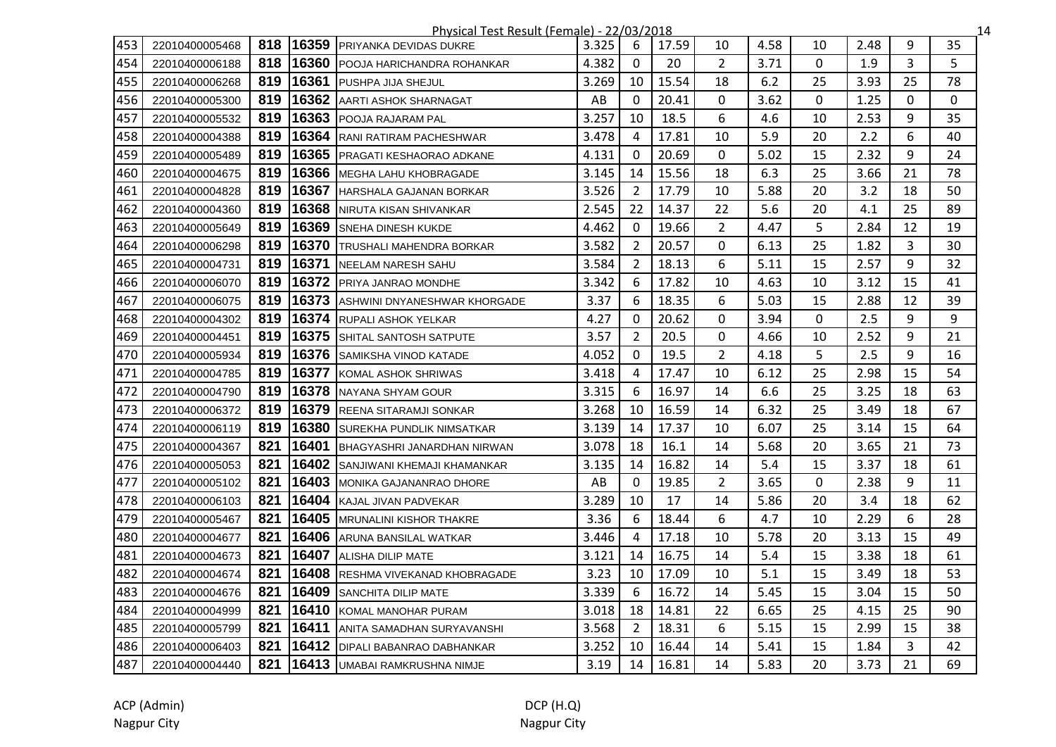Physical Test Result (Female) - 22/03/2018

| | | | | | | | | | | | | | |
|---|---|---|---|---|---|---|---|---|---|---|---|---|---|
| 453 | 22010400005468 | 818 | 16359 | PRIYANKA DEVIDAS DUKRE | 3.325 | 6 | 17.59 | 10 | 4.58 | 10 | 2.48 | 9 | 35 |
| 454 | 22010400006188 | 818 | 16360 | POOJA HARICHANDRA ROHANKAR | 4.382 | 0 | 20 | 2 | 3.71 | 0 | 1.9 | 3 | 5 |
| 455 | 22010400006268 | 819 | 16361 | PUSHPA JIJA SHEJUL | 3.269 | 10 | 15.54 | 18 | 6.2 | 25 | 3.93 | 25 | 78 |
| 456 | 22010400005300 | 819 | 16362 | AARTI ASHOK SHARNAGAT | AB | 0 | 20.41 | 0 | 3.62 | 0 | 1.25 | 0 | 0 |
| 457 | 22010400005532 | 819 | 16363 | POOJA RAJARAM PAL | 3.257 | 10 | 18.5 | 6 | 4.6 | 10 | 2.53 | 9 | 35 |
| 458 | 22010400004388 | 819 | 16364 | RANI RATIRAM PACHESHWAR | 3.478 | 4 | 17.81 | 10 | 5.9 | 20 | 2.2 | 6 | 40 |
| 459 | 22010400005489 | 819 | 16365 | PRAGATI KESHAORAO ADKANE | 4.131 | 0 | 20.69 | 0 | 5.02 | 15 | 2.32 | 9 | 24 |
| 460 | 22010400004675 | 819 | 16366 | MEGHA LAHU KHOBRAGADE | 3.145 | 14 | 15.56 | 18 | 6.3 | 25 | 3.66 | 21 | 78 |
| 461 | 22010400004828 | 819 | 16367 | HARSHALA GAJANAN BORKAR | 3.526 | 2 | 17.79 | 10 | 5.88 | 20 | 3.2 | 18 | 50 |
| 462 | 22010400004360 | 819 | 16368 | NIRUTA KISAN SHIVANKAR | 2.545 | 22 | 14.37 | 22 | 5.6 | 20 | 4.1 | 25 | 89 |
| 463 | 22010400005649 | 819 | 16369 | SNEHA DINESH KUKDE | 4.462 | 0 | 19.66 | 2 | 4.47 | 5 | 2.84 | 12 | 19 |
| 464 | 22010400006298 | 819 | 16370 | TRUSHALI MAHENDRA BORKAR | 3.582 | 2 | 20.57 | 0 | 6.13 | 25 | 1.82 | 3 | 30 |
| 465 | 22010400004731 | 819 | 16371 | NEELAM NARESH SAHU | 3.584 | 2 | 18.13 | 6 | 5.11 | 15 | 2.57 | 9 | 32 |
| 466 | 22010400006070 | 819 | 16372 | PRIYA JANRAO MONDHE | 3.342 | 6 | 17.82 | 10 | 4.63 | 10 | 3.12 | 15 | 41 |
| 467 | 22010400006075 | 819 | 16373 | ASHWINI DNYANESHWAR KHORGADE | 3.37 | 6 | 18.35 | 6 | 5.03 | 15 | 2.88 | 12 | 39 |
| 468 | 22010400004302 | 819 | 16374 | RUPALI ASHOK YELKAR | 4.27 | 0 | 20.62 | 0 | 3.94 | 0 | 2.5 | 9 | 9 |
| 469 | 22010400004451 | 819 | 16375 | SHITAL SANTOSH SATPUTE | 3.57 | 2 | 20.5 | 0 | 4.66 | 10 | 2.52 | 9 | 21 |
| 470 | 22010400005934 | 819 | 16376 | SAMIKSHA VINOD KATADE | 4.052 | 0 | 19.5 | 2 | 4.18 | 5 | 2.5 | 9 | 16 |
| 471 | 22010400004785 | 819 | 16377 | KOMAL ASHOK SHRIWAS | 3.418 | 4 | 17.47 | 10 | 6.12 | 25 | 2.98 | 15 | 54 |
| 472 | 22010400004790 | 819 | 16378 | NAYANA SHYAM GOUR | 3.315 | 6 | 16.97 | 14 | 6.6 | 25 | 3.25 | 18 | 63 |
| 473 | 22010400006372 | 819 | 16379 | REENA SITARAMJI SONKAR | 3.268 | 10 | 16.59 | 14 | 6.32 | 25 | 3.49 | 18 | 67 |
| 474 | 22010400006119 | 819 | 16380 | SUREKHA PUNDLIK NIMSATKAR | 3.139 | 14 | 17.37 | 10 | 6.07 | 25 | 3.14 | 15 | 64 |
| 475 | 22010400004367 | 821 | 16401 | BHAGYASHRI JANARDHAN NIRWAN | 3.078 | 18 | 16.1 | 14 | 5.68 | 20 | 3.65 | 21 | 73 |
| 476 | 22010400005053 | 821 | 16402 | SANJIWANI KHEMAJI KHAMANKAR | 3.135 | 14 | 16.82 | 14 | 5.4 | 15 | 3.37 | 18 | 61 |
| 477 | 22010400005102 | 821 | 16403 | MONIKA GAJANANRAO DHORE | AB | 0 | 19.85 | 2 | 3.65 | 0 | 2.38 | 9 | 11 |
| 478 | 22010400006103 | 821 | 16404 | KAJAL JIVAN PADVEKAR | 3.289 | 10 | 17 | 14 | 5.86 | 20 | 3.4 | 18 | 62 |
| 479 | 22010400005467 | 821 | 16405 | MRUNALINI KISHOR THAKRE | 3.36 | 6 | 18.44 | 6 | 4.7 | 10 | 2.29 | 6 | 28 |
| 480 | 22010400004677 | 821 | 16406 | ARUNA BANSILAL WATKAR | 3.446 | 4 | 17.18 | 10 | 5.78 | 20 | 3.13 | 15 | 49 |
| 481 | 22010400004673 | 821 | 16407 | ALISHA DILIP MATE | 3.121 | 14 | 16.75 | 14 | 5.4 | 15 | 3.38 | 18 | 61 |
| 482 | 22010400004674 | 821 | 16408 | RESHMA VIVEKANAD KHOBRAGADE | 3.23 | 10 | 17.09 | 10 | 5.1 | 15 | 3.49 | 18 | 53 |
| 483 | 22010400004676 | 821 | 16409 | SANCHITA DILIP MATE | 3.339 | 6 | 16.72 | 14 | 5.45 | 15 | 3.04 | 15 | 50 |
| 484 | 22010400004999 | 821 | 16410 | KOMAL MANOHAR PURAM | 3.018 | 18 | 14.81 | 22 | 6.65 | 25 | 4.15 | 25 | 90 |
| 485 | 22010400005799 | 821 | 16411 | ANITA SAMADHAN SURYAVANSHI | 3.568 | 2 | 18.31 | 6 | 5.15 | 15 | 2.99 | 15 | 38 |
| 486 | 22010400006403 | 821 | 16412 | DIPALI BABANRAO DABHANKAR | 3.252 | 10 | 16.44 | 14 | 5.41 | 15 | 1.84 | 3 | 42 |
| 487 | 22010400004440 | 821 | 16413 | UMABAI RAMKRUSHNA NIMJE | 3.19 | 14 | 16.81 | 14 | 5.83 | 20 | 3.73 | 21 | 69 |

ACP (Admin)
Nagpur City

DCP (H.Q)
Nagpur City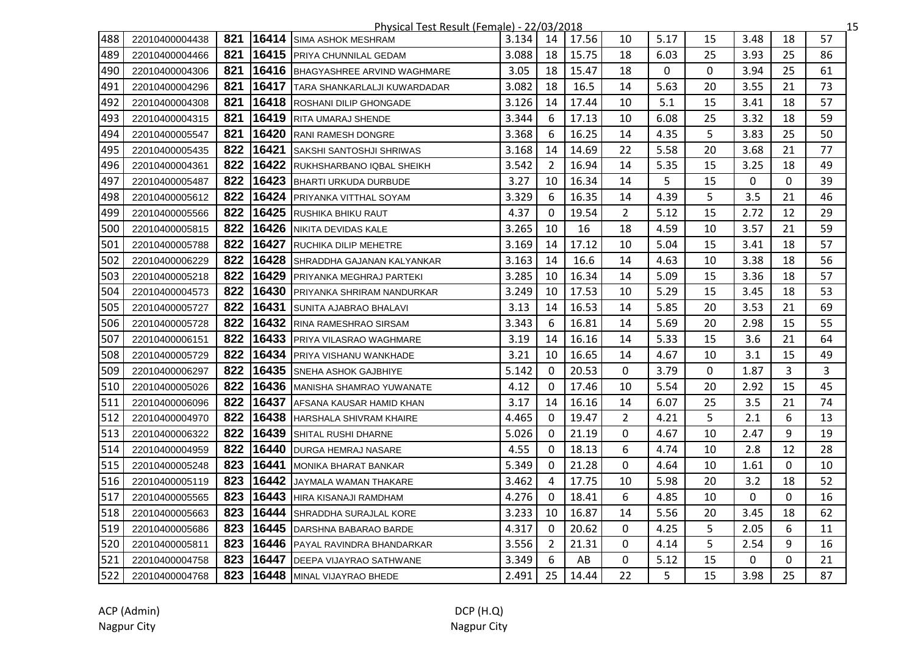Physical Test Result (Female) - 22/03/2018

| | | | | | | | | | | | | | |
|---|---|---|---|---|---|---|---|---|---|---|---|---|---|
| 488 | 22010400004438 | 821 | 16414 | SIMA ASHOK MESHRAM | 3.134 | 14 | 17.56 | 10 | 5.17 | 15 | 3.48 | 18 | 57 |
| 489 | 22010400004466 | 821 | 16415 | PRIYA CHUNNILAL GEDAM | 3.088 | 18 | 15.75 | 18 | 6.03 | 25 | 3.93 | 25 | 86 |
| 490 | 22010400004306 | 821 | 16416 | BHAGYASHREE ARVIND WAGHMARE | 3.05 | 18 | 15.47 | 18 | 0 | 0 | 3.94 | 25 | 61 |
| 491 | 22010400004296 | 821 | 16417 | TARA SHANKARLALJI KUWARDADAR | 3.082 | 18 | 16.5 | 14 | 5.63 | 20 | 3.55 | 21 | 73 |
| 492 | 22010400004308 | 821 | 16418 | ROSHANI DILIP GHONGADE | 3.126 | 14 | 17.44 | 10 | 5.1 | 15 | 3.41 | 18 | 57 |
| 493 | 22010400004315 | 821 | 16419 | RITA UMARAJ SHENDE | 3.344 | 6 | 17.13 | 10 | 6.08 | 25 | 3.32 | 18 | 59 |
| 494 | 22010400005547 | 821 | 16420 | RANI RAMESH DONGRE | 3.368 | 6 | 16.25 | 14 | 4.35 | 5 | 3.83 | 25 | 50 |
| 495 | 22010400005435 | 822 | 16421 | SAKSHI SANTOSHJI SHRIWAS | 3.168 | 14 | 14.69 | 22 | 5.58 | 20 | 3.68 | 21 | 77 |
| 496 | 22010400004361 | 822 | 16422 | RUKHSHARBANO IQBAL SHEIKH | 3.542 | 2 | 16.94 | 14 | 5.35 | 15 | 3.25 | 18 | 49 |
| 497 | 22010400005487 | 822 | 16423 | BHARTI URKUDA DURBUDE | 3.27 | 10 | 16.34 | 14 | 5 | 15 | 0 | 0 | 39 |
| 498 | 22010400005612 | 822 | 16424 | PRIYANKA VITTHAL SOYAM | 3.329 | 6 | 16.35 | 14 | 4.39 | 5 | 3.5 | 21 | 46 |
| 499 | 22010400005566 | 822 | 16425 | RUSHIKA BHIKU RAUT | 4.37 | 0 | 19.54 | 2 | 5.12 | 15 | 2.72 | 12 | 29 |
| 500 | 22010400005815 | 822 | 16426 | NIKITA DEVIDAS KALE | 3.265 | 10 | 16 | 18 | 4.59 | 10 | 3.57 | 21 | 59 |
| 501 | 22010400005788 | 822 | 16427 | RUCHIKA DILIP MEHETRE | 3.169 | 14 | 17.12 | 10 | 5.04 | 15 | 3.41 | 18 | 57 |
| 502 | 22010400006229 | 822 | 16428 | SHRADDHA GAJANAN KALYANKAR | 3.163 | 14 | 16.6 | 14 | 4.63 | 10 | 3.38 | 18 | 56 |
| 503 | 22010400005218 | 822 | 16429 | PRIYANKA MEGHRAJ PARTEKI | 3.285 | 10 | 16.34 | 14 | 5.09 | 15 | 3.36 | 18 | 57 |
| 504 | 22010400004573 | 822 | 16430 | PRIYANKA SHRIRAM NANDURKAR | 3.249 | 10 | 17.53 | 10 | 5.29 | 15 | 3.45 | 18 | 53 |
| 505 | 22010400005727 | 822 | 16431 | SUNITA AJABRAO BHALAVI | 3.13 | 14 | 16.53 | 14 | 5.85 | 20 | 3.53 | 21 | 69 |
| 506 | 22010400005728 | 822 | 16432 | RINA RAMESHRAO SIRSAM | 3.343 | 6 | 16.81 | 14 | 5.69 | 20 | 2.98 | 15 | 55 |
| 507 | 22010400006151 | 822 | 16433 | PRIYA VILASRAO WAGHMARE | 3.19 | 14 | 16.16 | 14 | 5.33 | 15 | 3.6 | 21 | 64 |
| 508 | 22010400005729 | 822 | 16434 | PRIYA VISHANU WANKHADE | 3.21 | 10 | 16.65 | 14 | 4.67 | 10 | 3.1 | 15 | 49 |
| 509 | 22010400006297 | 822 | 16435 | SNEHA ASHOK GAJBHIYE | 5.142 | 0 | 20.53 | 0 | 3.79 | 0 | 1.87 | 3 | 3 |
| 510 | 22010400005026 | 822 | 16436 | MANISHA SHAMRAO YUWANATE | 4.12 | 0 | 17.46 | 10 | 5.54 | 20 | 2.92 | 15 | 45 |
| 511 | 22010400006096 | 822 | 16437 | AFSANA KAUSAR HAMID KHAN | 3.17 | 14 | 16.16 | 14 | 6.07 | 25 | 3.5 | 21 | 74 |
| 512 | 22010400004970 | 822 | 16438 | HARSHALA SHIVRAM KHAIRE | 4.465 | 0 | 19.47 | 2 | 4.21 | 5 | 2.1 | 6 | 13 |
| 513 | 22010400006322 | 822 | 16439 | SHITAL RUSHI DHARNE | 5.026 | 0 | 21.19 | 0 | 4.67 | 10 | 2.47 | 9 | 19 |
| 514 | 22010400004959 | 822 | 16440 | DURGA HEMRAJ NASARE | 4.55 | 0 | 18.13 | 6 | 4.74 | 10 | 2.8 | 12 | 28 |
| 515 | 22010400005248 | 823 | 16441 | MONIKA BHARAT BANKAR | 5.349 | 0 | 21.28 | 0 | 4.64 | 10 | 1.61 | 0 | 10 |
| 516 | 22010400005119 | 823 | 16442 | JAYMALA WAMAN THAKARE | 3.462 | 4 | 17.75 | 10 | 5.98 | 20 | 3.2 | 18 | 52 |
| 517 | 22010400005565 | 823 | 16443 | HIRA KISANAJI RAMDHAM | 4.276 | 0 | 18.41 | 6 | 4.85 | 10 | 0 | 0 | 16 |
| 518 | 22010400005663 | 823 | 16444 | SHRADDHA SURAJLAL KORE | 3.233 | 10 | 16.87 | 14 | 5.56 | 20 | 3.45 | 18 | 62 |
| 519 | 22010400005686 | 823 | 16445 | DARSHNA BABARAO BARDE | 4.317 | 0 | 20.62 | 0 | 4.25 | 5 | 2.05 | 6 | 11 |
| 520 | 22010400005811 | 823 | 16446 | PAYAL RAVINDRA BHANDARKAR | 3.556 | 2 | 21.31 | 0 | 4.14 | 5 | 2.54 | 9 | 16 |
| 521 | 22010400004758 | 823 | 16447 | DEEPA VIJAYRAO SATHWANE | 3.349 | 6 | AB | 0 | 5.12 | 15 | 0 | 0 | 21 |
| 522 | 22010400004768 | 823 | 16448 | MINAL VIJAYRAO BHEDE | 2.491 | 25 | 14.44 | 22 | 5 | 15 | 3.98 | 25 | 87 |

ACP (Admin)
Nagpur City

DCP (H.Q)
Nagpur City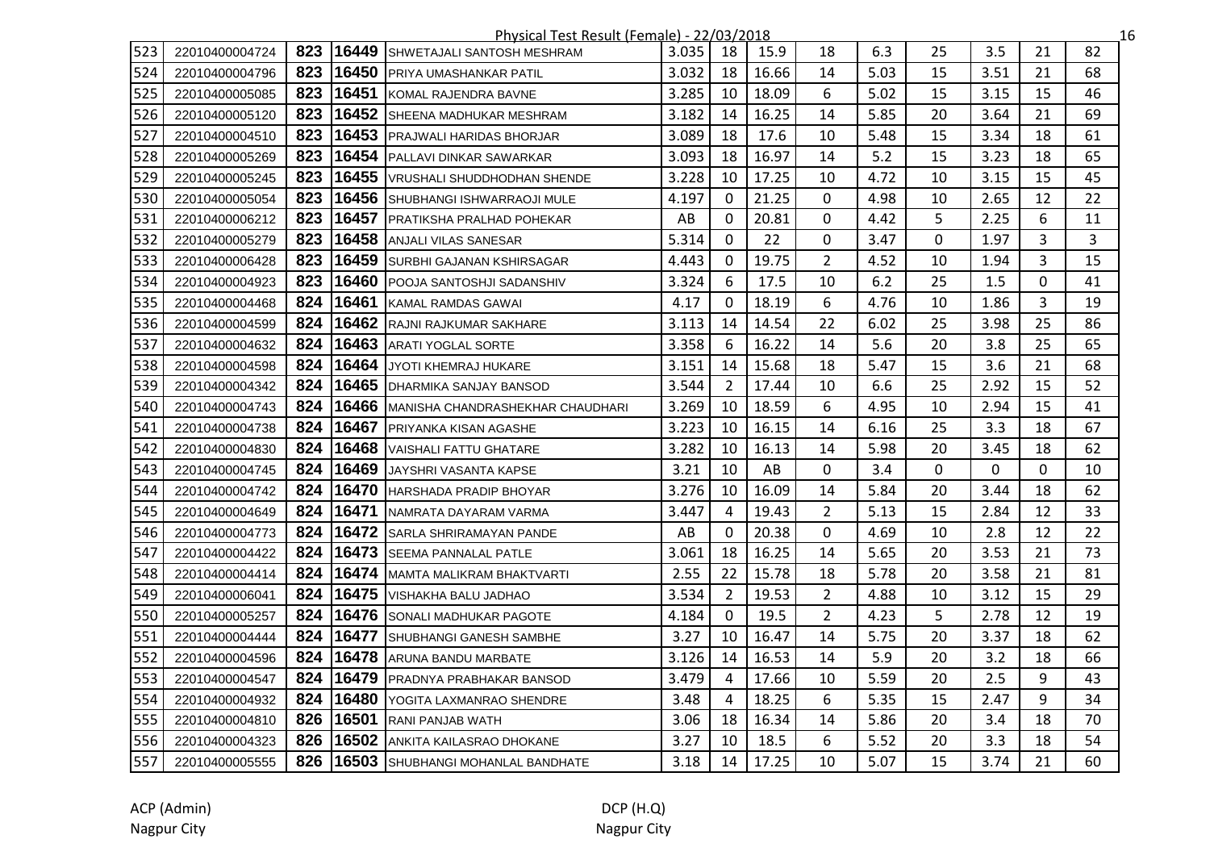Physical Test Result (Female) - 22/03/2018

| | | | | | | | | | | | | | |
|---|---|---|---|---|---|---|---|---|---|---|---|---|---|
| 523 | 22010400004724 | 823 | 16449 | SHWETAJALI SANTOSH MESHRAM | 3.035 | 18 | 15.9 | 18 | 6.3 | 25 | 3.5 | 21 | 82 |
| 524 | 22010400004796 | 823 | 16450 | PRIYA UMASHANKAR PATIL | 3.032 | 18 | 16.66 | 14 | 5.03 | 15 | 3.51 | 21 | 68 |
| 525 | 22010400005085 | 823 | 16451 | KOMAL RAJENDRA BAVNE | 3.285 | 10 | 18.09 | 6 | 5.02 | 15 | 3.15 | 15 | 46 |
| 526 | 22010400005120 | 823 | 16452 | SHEENA MADHUKAR MESHRAM | 3.182 | 14 | 16.25 | 14 | 5.85 | 20 | 3.64 | 21 | 69 |
| 527 | 22010400004510 | 823 | 16453 | PRAJWALI HARIDAS BHORJAR | 3.089 | 18 | 17.6 | 10 | 5.48 | 15 | 3.34 | 18 | 61 |
| 528 | 22010400005269 | 823 | 16454 | PALLAVI DINKAR SAWARKAR | 3.093 | 18 | 16.97 | 14 | 5.2 | 15 | 3.23 | 18 | 65 |
| 529 | 22010400005245 | 823 | 16455 | VRUSHALI SHUDDHODHAN SHENDE | 3.228 | 10 | 17.25 | 10 | 4.72 | 10 | 3.15 | 15 | 45 |
| 530 | 22010400005054 | 823 | 16456 | SHUBHANGI ISHWARRAOJI MULE | 4.197 | 0 | 21.25 | 0 | 4.98 | 10 | 2.65 | 12 | 22 |
| 531 | 22010400006212 | 823 | 16457 | PRATIKSHA PRALHAD POHEKAR | AB | 0 | 20.81 | 0 | 4.42 | 5 | 2.25 | 6 | 11 |
| 532 | 22010400005279 | 823 | 16458 | ANJALI VILAS SANESAR | 5.314 | 0 | 22 | 0 | 3.47 | 0 | 1.97 | 3 | 3 |
| 533 | 22010400006428 | 823 | 16459 | SURBHI GAJANAN KSHIRSAGAR | 4.443 | 0 | 19.75 | 2 | 4.52 | 10 | 1.94 | 3 | 15 |
| 534 | 22010400004923 | 823 | 16460 | POOJA SANTOSHJI SADANSHIV | 3.324 | 6 | 17.5 | 10 | 6.2 | 25 | 1.5 | 0 | 41 |
| 535 | 22010400004468 | 824 | 16461 | KAMAL RAMDAS GAWAI | 4.17 | 0 | 18.19 | 6 | 4.76 | 10 | 1.86 | 3 | 19 |
| 536 | 22010400004599 | 824 | 16462 | RAJNI RAJKUMAR SAKHARE | 3.113 | 14 | 14.54 | 22 | 6.02 | 25 | 3.98 | 25 | 86 |
| 537 | 22010400004632 | 824 | 16463 | ARATI YOGLAL SORTE | 3.358 | 6 | 16.22 | 14 | 5.6 | 20 | 3.8 | 25 | 65 |
| 538 | 22010400004598 | 824 | 16464 | JYOTI KHEMRAJ HUKARE | 3.151 | 14 | 15.68 | 18 | 5.47 | 15 | 3.6 | 21 | 68 |
| 539 | 22010400004342 | 824 | 16465 | DHARMIKA SANJAY BANSOD | 3.544 | 2 | 17.44 | 10 | 6.6 | 25 | 2.92 | 15 | 52 |
| 540 | 22010400004743 | 824 | 16466 | MANISHA CHANDRASHEKHAR CHAUDHARI | 3.269 | 10 | 18.59 | 6 | 4.95 | 10 | 2.94 | 15 | 41 |
| 541 | 22010400004738 | 824 | 16467 | PRIYANKA KISAN AGASHE | 3.223 | 10 | 16.15 | 14 | 6.16 | 25 | 3.3 | 18 | 67 |
| 542 | 22010400004830 | 824 | 16468 | VAISHALI FATTU GHATARE | 3.282 | 10 | 16.13 | 14 | 5.98 | 20 | 3.45 | 18 | 62 |
| 543 | 22010400004745 | 824 | 16469 | JAYSHRI VASANTA KAPSE | 3.21 | 10 | AB | 0 | 3.4 | 0 | 0 | 0 | 10 |
| 544 | 22010400004742 | 824 | 16470 | HARSHADA PRADIP BHOYAR | 3.276 | 10 | 16.09 | 14 | 5.84 | 20 | 3.44 | 18 | 62 |
| 545 | 22010400004649 | 824 | 16471 | NAMRATA DAYARAM VARMA | 3.447 | 4 | 19.43 | 2 | 5.13 | 15 | 2.84 | 12 | 33 |
| 546 | 22010400004773 | 824 | 16472 | SARLA SHRIRAMAYAN PANDE | AB | 0 | 20.38 | 0 | 4.69 | 10 | 2.8 | 12 | 22 |
| 547 | 22010400004422 | 824 | 16473 | SEEMA PANNALAL PATLE | 3.061 | 18 | 16.25 | 14 | 5.65 | 20 | 3.53 | 21 | 73 |
| 548 | 22010400004414 | 824 | 16474 | MAMTA MALIKRAM BHAKTVARTI | 2.55 | 22 | 15.78 | 18 | 5.78 | 20 | 3.58 | 21 | 81 |
| 549 | 22010400006041 | 824 | 16475 | VISHAKHA BALU JADHAO | 3.534 | 2 | 19.53 | 2 | 4.88 | 10 | 3.12 | 15 | 29 |
| 550 | 22010400005257 | 824 | 16476 | SONALI MADHUKAR PAGOTE | 4.184 | 0 | 19.5 | 2 | 4.23 | 5 | 2.78 | 12 | 19 |
| 551 | 22010400004444 | 824 | 16477 | SHUBHANGI GANESH SAMBHE | 3.27 | 10 | 16.47 | 14 | 5.75 | 20 | 3.37 | 18 | 62 |
| 552 | 22010400004596 | 824 | 16478 | ARUNA BANDU MARBATE | 3.126 | 14 | 16.53 | 14 | 5.9 | 20 | 3.2 | 18 | 66 |
| 553 | 22010400004547 | 824 | 16479 | PRADNYA PRABHAKAR BANSOD | 3.479 | 4 | 17.66 | 10 | 5.59 | 20 | 2.5 | 9 | 43 |
| 554 | 22010400004932 | 824 | 16480 | YOGITA LAXMANRAO SHENDRE | 3.48 | 4 | 18.25 | 6 | 5.35 | 15 | 2.47 | 9 | 34 |
| 555 | 22010400004810 | 826 | 16501 | RANI PANJAB WATH | 3.06 | 18 | 16.34 | 14 | 5.86 | 20 | 3.4 | 18 | 70 |
| 556 | 22010400004323 | 826 | 16502 | ANKITA KAILASRAO DHOKANE | 3.27 | 10 | 18.5 | 6 | 5.52 | 20 | 3.3 | 18 | 54 |
| 557 | 22010400005555 | 826 | 16503 | SHUBHANGI MOHANLAL BANDHATE | 3.18 | 14 | 17.25 | 10 | 5.07 | 15 | 3.74 | 21 | 60 |

ACP (Admin)
Nagpur City

DCP (H.Q)
Nagpur City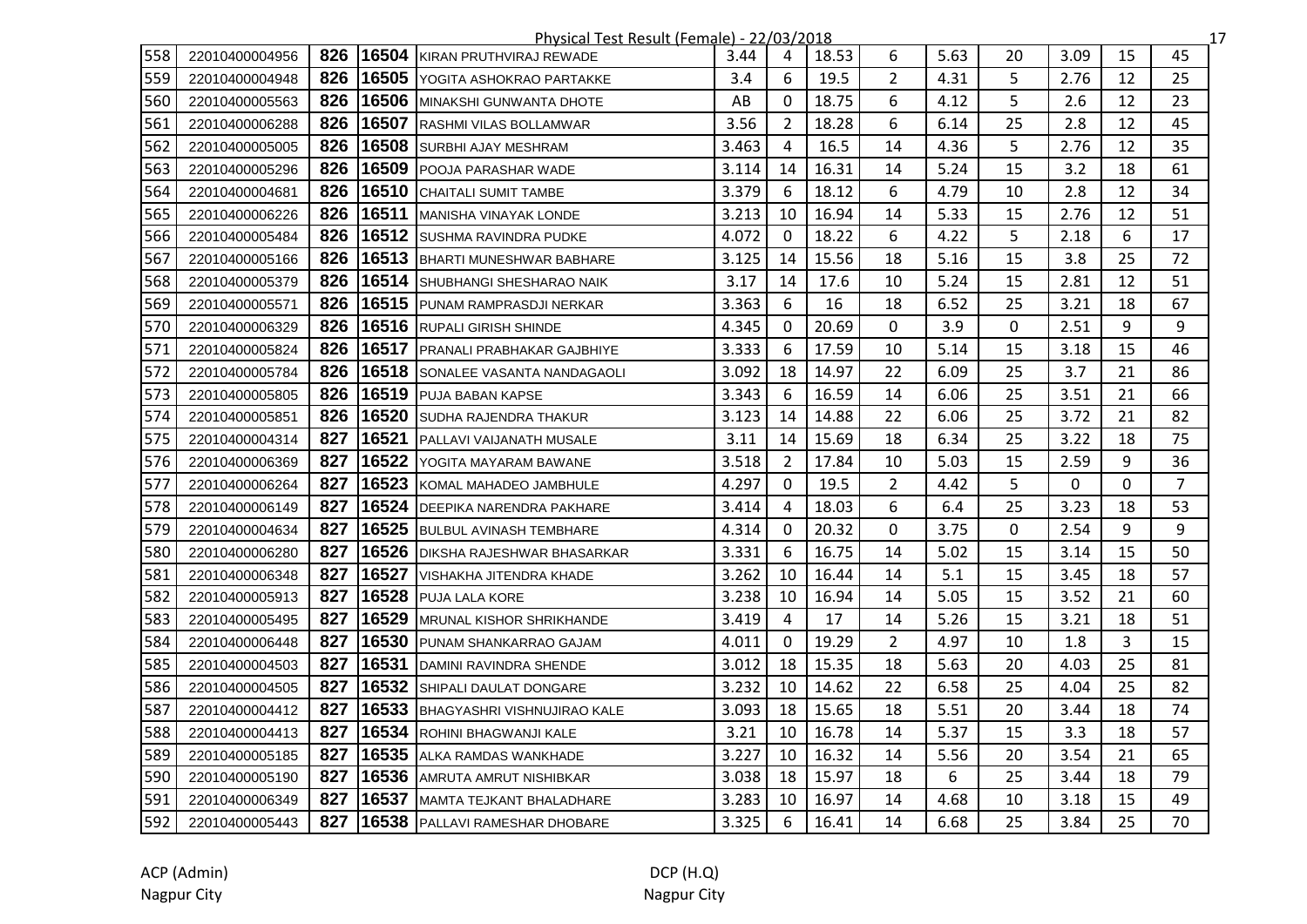Physical Test Result (Female) - 22/03/2018

| 558 | 22010400004956 | 826 | 16504 | KIRAN PRUTHVIRAJ REWADE | 3.44 | 4 | 18.53 | 6 | 5.63 | 20 | 3.09 | 15 | 45 |
|---|---|---|---|---|---|---|---|---|---|---|---|---|---|
| 559 | 22010400004948 | 826 | 16505 | YOGITA ASHOKRAO PARTAKKE | 3.4 | 6 | 19.5 | 2 | 4.31 | 5 | 2.76 | 12 | 25 |
| 560 | 22010400005563 | 826 | 16506 | MINAKSHI GUNWANTA DHOTE | AB | 0 | 18.75 | 6 | 4.12 | 5 | 2.6 | 12 | 23 |
| 561 | 22010400006288 | 826 | 16507 | RASHMI VILAS BOLLAMWAR | 3.56 | 2 | 18.28 | 6 | 6.14 | 25 | 2.8 | 12 | 45 |
| 562 | 22010400005005 | 826 | 16508 | SURBHI AJAY MESHRAM | 3.463 | 4 | 16.5 | 14 | 4.36 | 5 | 2.76 | 12 | 35 |
| 563 | 22010400005296 | 826 | 16509 | POOJA PARASHAR WADE | 3.114 | 14 | 16.31 | 14 | 5.24 | 15 | 3.2 | 18 | 61 |
| 564 | 22010400004681 | 826 | 16510 | CHAITALI SUMIT TAMBE | 3.379 | 6 | 18.12 | 6 | 4.79 | 10 | 2.8 | 12 | 34 |
| 565 | 22010400006226 | 826 | 16511 | MANISHA VINAYAK LONDE | 3.213 | 10 | 16.94 | 14 | 5.33 | 15 | 2.76 | 12 | 51 |
| 566 | 22010400005484 | 826 | 16512 | SUSHMA RAVINDRA PUDKE | 4.072 | 0 | 18.22 | 6 | 4.22 | 5 | 2.18 | 6 | 17 |
| 567 | 22010400005166 | 826 | 16513 | BHARTI MUNESHWAR BABHARE | 3.125 | 14 | 15.56 | 18 | 5.16 | 15 | 3.8 | 25 | 72 |
| 568 | 22010400005379 | 826 | 16514 | SHUBHANGI SHESHARAO NAIK | 3.17 | 14 | 17.6 | 10 | 5.24 | 15 | 2.81 | 12 | 51 |
| 569 | 22010400005571 | 826 | 16515 | PUNAM RAMPRASDJI NERKAR | 3.363 | 6 | 16 | 18 | 6.52 | 25 | 3.21 | 18 | 67 |
| 570 | 22010400006329 | 826 | 16516 | RUPALI GIRISH SHINDE | 4.345 | 0 | 20.69 | 0 | 3.9 | 0 | 2.51 | 9 | 9 |
| 571 | 22010400005824 | 826 | 16517 | PRANALI PRABHAKAR GAJBHIYE | 3.333 | 6 | 17.59 | 10 | 5.14 | 15 | 3.18 | 15 | 46 |
| 572 | 22010400005784 | 826 | 16518 | SONALEE VASANTA NANDAGAOLI | 3.092 | 18 | 14.97 | 22 | 6.09 | 25 | 3.7 | 21 | 86 |
| 573 | 22010400005805 | 826 | 16519 | PUJA BABAN KAPSE | 3.343 | 6 | 16.59 | 14 | 6.06 | 25 | 3.51 | 21 | 66 |
| 574 | 22010400005851 | 826 | 16520 | SUDHA RAJENDRA THAKUR | 3.123 | 14 | 14.88 | 22 | 6.06 | 25 | 3.72 | 21 | 82 |
| 575 | 22010400004314 | 827 | 16521 | PALLAVI VAIJANATH MUSALE | 3.11 | 14 | 15.69 | 18 | 6.34 | 25 | 3.22 | 18 | 75 |
| 576 | 22010400006369 | 827 | 16522 | YOGITA MAYARAM BAWANE | 3.518 | 2 | 17.84 | 10 | 5.03 | 15 | 2.59 | 9 | 36 |
| 577 | 22010400006264 | 827 | 16523 | KOMAL MAHADEO JAMBHULE | 4.297 | 0 | 19.5 | 2 | 4.42 | 5 | 0 | 0 | 7 |
| 578 | 22010400006149 | 827 | 16524 | DEEPIKA NARENDRA PAKHARE | 3.414 | 4 | 18.03 | 6 | 6.4 | 25 | 3.23 | 18 | 53 |
| 579 | 22010400004634 | 827 | 16525 | BULBUL AVINASH TEMBHARE | 4.314 | 0 | 20.32 | 0 | 3.75 | 0 | 2.54 | 9 | 9 |
| 580 | 22010400006280 | 827 | 16526 | DIKSHA RAJESHWAR BHASARKAR | 3.331 | 6 | 16.75 | 14 | 5.02 | 15 | 3.14 | 15 | 50 |
| 581 | 22010400006348 | 827 | 16527 | VISHAKHA JITENDRA KHADE | 3.262 | 10 | 16.44 | 14 | 5.1 | 15 | 3.45 | 18 | 57 |
| 582 | 22010400005913 | 827 | 16528 | PUJA LALA KORE | 3.238 | 10 | 16.94 | 14 | 5.05 | 15 | 3.52 | 21 | 60 |
| 583 | 22010400005495 | 827 | 16529 | MRUNAL KISHOR SHRIKHANDE | 3.419 | 4 | 17 | 14 | 5.26 | 15 | 3.21 | 18 | 51 |
| 584 | 22010400006448 | 827 | 16530 | PUNAM SHANKARRAO GAJAM | 4.011 | 0 | 19.29 | 2 | 4.97 | 10 | 1.8 | 3 | 15 |
| 585 | 22010400004503 | 827 | 16531 | DAMINI RAVINDRA SHENDE | 3.012 | 18 | 15.35 | 18 | 5.63 | 20 | 4.03 | 25 | 81 |
| 586 | 22010400004505 | 827 | 16532 | SHIPALI DAULAT DONGARE | 3.232 | 10 | 14.62 | 22 | 6.58 | 25 | 4.04 | 25 | 82 |
| 587 | 22010400004412 | 827 | 16533 | BHAGYASHRI VISHNUJIRAO KALE | 3.093 | 18 | 15.65 | 18 | 5.51 | 20 | 3.44 | 18 | 74 |
| 588 | 22010400004413 | 827 | 16534 | ROHINI BHAGWANJI KALE | 3.21 | 10 | 16.78 | 14 | 5.37 | 15 | 3.3 | 18 | 57 |
| 589 | 22010400005185 | 827 | 16535 | ALKA RAMDAS WANKHADE | 3.227 | 10 | 16.32 | 14 | 5.56 | 20 | 3.54 | 21 | 65 |
| 590 | 22010400005190 | 827 | 16536 | AMRUTA AMRUT NISHIBKAR | 3.038 | 18 | 15.97 | 18 | 6 | 25 | 3.44 | 18 | 79 |
| 591 | 22010400006349 | 827 | 16537 | MAMTA TEJKANT BHALADHARE | 3.283 | 10 | 16.97 | 14 | 4.68 | 10 | 3.18 | 15 | 49 |
| 592 | 22010400005443 | 827 | 16538 | PALLAVI RAMESHAR DHOBARE | 3.325 | 6 | 16.41 | 14 | 6.68 | 25 | 3.84 | 25 | 70 |

ACP (Admin)
Nagpur City

DCP (H.Q)
Nagpur City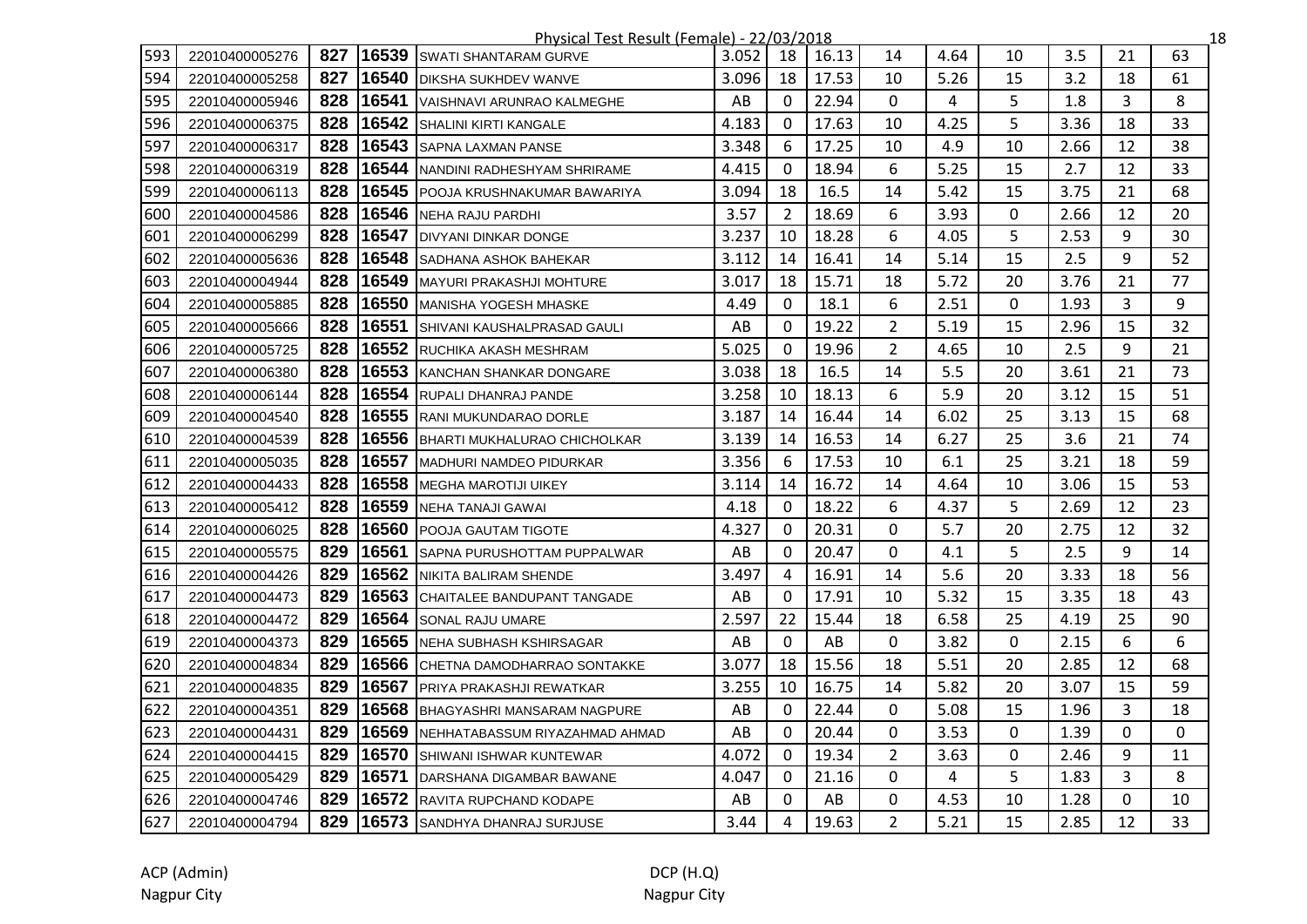Physical Test Result (Female) - 22/03/2018

| | | | | | | | | | | | | | |
|---|---|---|---|---|---|---|---|---|---|---|---|---|---|
| 593 | 22010400005276 | 827 | 16539 | SWATI SHANTARAM GURVE | 3.052 | 18 | 16.13 | 14 | 4.64 | 10 | 3.5 | 21 | 63 |
| 594 | 22010400005258 | 827 | 16540 | DIKSHA SUKHDEV WANVE | 3.096 | 18 | 17.53 | 10 | 5.26 | 15 | 3.2 | 18 | 61 |
| 595 | 22010400005946 | 828 | 16541 | VAISHNAVI ARUNRAO KALMEGHE | AB | 0 | 22.94 | 0 | 4 | 5 | 1.8 | 3 | 8 |
| 596 | 22010400006375 | 828 | 16542 | SHALINI KIRTI KANGALE | 4.183 | 0 | 17.63 | 10 | 4.25 | 5 | 3.36 | 18 | 33 |
| 597 | 22010400006317 | 828 | 16543 | SAPNA LAXMAN PANSE | 3.348 | 6 | 17.25 | 10 | 4.9 | 10 | 2.66 | 12 | 38 |
| 598 | 22010400006319 | 828 | 16544 | NANDINI RADHESHYAM SHRIRAME | 4.415 | 0 | 18.94 | 6 | 5.25 | 15 | 2.7 | 12 | 33 |
| 599 | 22010400006113 | 828 | 16545 | POOJA KRUSHNAKUMAR BAWARIYA | 3.094 | 18 | 16.5 | 14 | 5.42 | 15 | 3.75 | 21 | 68 |
| 600 | 22010400004586 | 828 | 16546 | NEHA RAJU PARDHI | 3.57 | 2 | 18.69 | 6 | 3.93 | 0 | 2.66 | 12 | 20 |
| 601 | 22010400006299 | 828 | 16547 | DIVYANI DINKAR DONGE | 3.237 | 10 | 18.28 | 6 | 4.05 | 5 | 2.53 | 9 | 30 |
| 602 | 22010400005636 | 828 | 16548 | SADHANA ASHOK BAHEKAR | 3.112 | 14 | 16.41 | 14 | 5.14 | 15 | 2.5 | 9 | 52 |
| 603 | 22010400004944 | 828 | 16549 | MAYURI PRAKASHJI MOHTURE | 3.017 | 18 | 15.71 | 18 | 5.72 | 20 | 3.76 | 21 | 77 |
| 604 | 22010400005885 | 828 | 16550 | MANISHA YOGESH MHASKE | 4.49 | 0 | 18.1 | 6 | 2.51 | 0 | 1.93 | 3 | 9 |
| 605 | 22010400005666 | 828 | 16551 | SHIVANI KAUSHALPRASAD GAULI | AB | 0 | 19.22 | 2 | 5.19 | 15 | 2.96 | 15 | 32 |
| 606 | 22010400005725 | 828 | 16552 | RUCHIKA AKASH MESHRAM | 5.025 | 0 | 19.96 | 2 | 4.65 | 10 | 2.5 | 9 | 21 |
| 607 | 22010400006380 | 828 | 16553 | KANCHAN SHANKAR DONGARE | 3.038 | 18 | 16.5 | 14 | 5.5 | 20 | 3.61 | 21 | 73 |
| 608 | 22010400006144 | 828 | 16554 | RUPALI DHANRAJ PANDE | 3.258 | 10 | 18.13 | 6 | 5.9 | 20 | 3.12 | 15 | 51 |
| 609 | 22010400004540 | 828 | 16555 | RANI MUKUNDARAO DORLE | 3.187 | 14 | 16.44 | 14 | 6.02 | 25 | 3.13 | 15 | 68 |
| 610 | 22010400004539 | 828 | 16556 | BHARTI MUKHALURAO CHICHOLKAR | 3.139 | 14 | 16.53 | 14 | 6.27 | 25 | 3.6 | 21 | 74 |
| 611 | 22010400005035 | 828 | 16557 | MADHURI NAMDEO PIDURKAR | 3.356 | 6 | 17.53 | 10 | 6.1 | 25 | 3.21 | 18 | 59 |
| 612 | 22010400004433 | 828 | 16558 | MEGHA MAROTIJI UIKEY | 3.114 | 14 | 16.72 | 14 | 4.64 | 10 | 3.06 | 15 | 53 |
| 613 | 22010400005412 | 828 | 16559 | NEHA TANAJI GAWAI | 4.18 | 0 | 18.22 | 6 | 4.37 | 5 | 2.69 | 12 | 23 |
| 614 | 22010400006025 | 828 | 16560 | POOJA GAUTAM TIGOTE | 4.327 | 0 | 20.31 | 0 | 5.7 | 20 | 2.75 | 12 | 32 |
| 615 | 22010400005575 | 829 | 16561 | SAPNA PURUSHOTTAM PUPPALWAR | AB | 0 | 20.47 | 0 | 4.1 | 5 | 2.5 | 9 | 14 |
| 616 | 22010400004426 | 829 | 16562 | NIKITA BALIRAM SHENDE | 3.497 | 4 | 16.91 | 14 | 5.6 | 20 | 3.33 | 18 | 56 |
| 617 | 22010400004473 | 829 | 16563 | CHAITALEE BANDUPANT TANGADE | AB | 0 | 17.91 | 10 | 5.32 | 15 | 3.35 | 18 | 43 |
| 618 | 22010400004472 | 829 | 16564 | SONAL RAJU UMARE | 2.597 | 22 | 15.44 | 18 | 6.58 | 25 | 4.19 | 25 | 90 |
| 619 | 22010400004373 | 829 | 16565 | NEHA SUBHASH KSHIRSAGAR | AB | 0 | AB | 0 | 3.82 | 0 | 2.15 | 6 | 6 |
| 620 | 22010400004834 | 829 | 16566 | CHETNA DAMODHARRAO SONTAKKE | 3.077 | 18 | 15.56 | 18 | 5.51 | 20 | 2.85 | 12 | 68 |
| 621 | 22010400004835 | 829 | 16567 | PRIYA PRAKASHJI REWATKAR | 3.255 | 10 | 16.75 | 14 | 5.82 | 20 | 3.07 | 15 | 59 |
| 622 | 22010400004351 | 829 | 16568 | BHAGYASHRI MANSARAM NAGPURE | AB | 0 | 22.44 | 0 | 5.08 | 15 | 1.96 | 3 | 18 |
| 623 | 22010400004431 | 829 | 16569 | NEHHATABASSUM RIYAZAHMAD AHMAD | AB | 0 | 20.44 | 0 | 3.53 | 0 | 1.39 | 0 | 0 |
| 624 | 22010400004415 | 829 | 16570 | SHIWANI ISHWAR KUNTEWAR | 4.072 | 0 | 19.34 | 2 | 3.63 | 0 | 2.46 | 9 | 11 |
| 625 | 22010400005429 | 829 | 16571 | DARSHANA DIGAMBAR BAWANE | 4.047 | 0 | 21.16 | 0 | 4 | 5 | 1.83 | 3 | 8 |
| 626 | 22010400004746 | 829 | 16572 | RAVITA RUPCHAND KODAPE | AB | 0 | AB | 0 | 4.53 | 10 | 1.28 | 0 | 10 |
| 627 | 22010400004794 | 829 | 16573 | SANDHYA DHANRAJ SURJUSE | 3.44 | 4 | 19.63 | 2 | 5.21 | 15 | 2.85 | 12 | 33 |

ACP (Admin)
Nagpur City

DCP (H.Q)
Nagpur City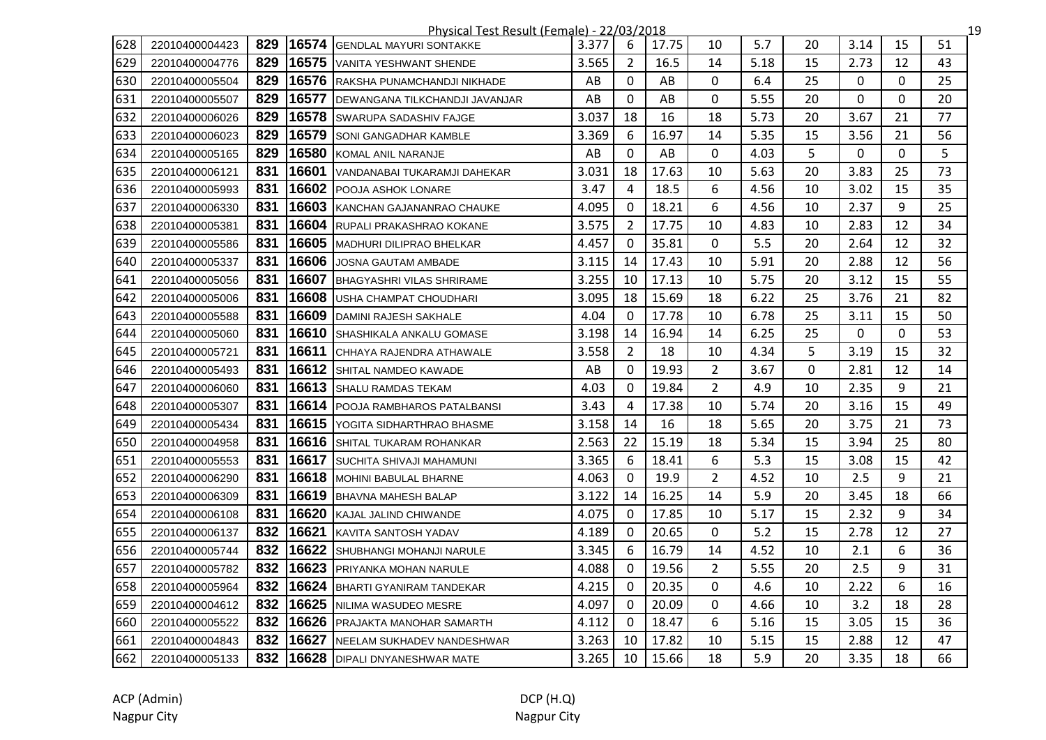Physical Test Result (Female) - 22/03/2018

| | | | | | | | | | | | | | |
|---|---|---|---|---|---|---|---|---|---|---|---|---|---|
| 628 | 22010400004423 | 829 | 16574 | GENDLAL MAYURI SONTAKKE | 3.377 | 6 | 17.75 | 10 | 5.7 | 20 | 3.14 | 15 | 51 |
| 629 | 22010400004776 | 829 | 16575 | VANITA YESHWANT SHENDE | 3.565 | 2 | 16.5 | 14 | 5.18 | 15 | 2.73 | 12 | 43 |
| 630 | 22010400005504 | 829 | 16576 | RAKSHA PUNAMCHANDJI NIKHADE | AB | 0 | AB | 0 | 6.4 | 25 | 0 | 0 | 25 |
| 631 | 22010400005507 | 829 | 16577 | DEWANGANA TILKCHANDJI JAVANJAR | AB | 0 | AB | 0 | 5.55 | 20 | 0 | 0 | 20 |
| 632 | 22010400006026 | 829 | 16578 | SWARUPA SADASHIV FAJGE | 3.037 | 18 | 16 | 18 | 5.73 | 20 | 3.67 | 21 | 77 |
| 633 | 22010400006023 | 829 | 16579 | SONI GANGADHAR KAMBLE | 3.369 | 6 | 16.97 | 14 | 5.35 | 15 | 3.56 | 21 | 56 |
| 634 | 22010400005165 | 829 | 16580 | KOMAL ANIL NARANJE | AB | 0 | AB | 0 | 4.03 | 5 | 0 | 0 | 5 |
| 635 | 22010400006121 | 831 | 16601 | VANDANABAI TUKARAMJI DAHEKAR | 3.031 | 18 | 17.63 | 10 | 5.63 | 20 | 3.83 | 25 | 73 |
| 636 | 22010400005993 | 831 | 16602 | POOJA ASHOK LONARE | 3.47 | 4 | 18.5 | 6 | 4.56 | 10 | 3.02 | 15 | 35 |
| 637 | 22010400006330 | 831 | 16603 | KANCHAN GAJANANRAO CHAUKE | 4.095 | 0 | 18.21 | 6 | 4.56 | 10 | 2.37 | 9 | 25 |
| 638 | 22010400005381 | 831 | 16604 | RUPALI PRAKASHRAO KOKANE | 3.575 | 2 | 17.75 | 10 | 4.83 | 10 | 2.83 | 12 | 34 |
| 639 | 22010400005586 | 831 | 16605 | MADHURI DILIPRAO BHELKAR | 4.457 | 0 | 35.81 | 0 | 5.5 | 20 | 2.64 | 12 | 32 |
| 640 | 22010400005337 | 831 | 16606 | JOSNA GAUTAM AMBADE | 3.115 | 14 | 17.43 | 10 | 5.91 | 20 | 2.88 | 12 | 56 |
| 641 | 22010400005056 | 831 | 16607 | BHAGYASHRI VILAS SHRIRAME | 3.255 | 10 | 17.13 | 10 | 5.75 | 20 | 3.12 | 15 | 55 |
| 642 | 22010400005006 | 831 | 16608 | USHA CHAMPAT CHOUDHARI | 3.095 | 18 | 15.69 | 18 | 6.22 | 25 | 3.76 | 21 | 82 |
| 643 | 22010400005588 | 831 | 16609 | DAMINI RAJESH SAKHALE | 4.04 | 0 | 17.78 | 10 | 6.78 | 25 | 3.11 | 15 | 50 |
| 644 | 22010400005060 | 831 | 16610 | SHASHIKALA ANKALU GOMASE | 3.198 | 14 | 16.94 | 14 | 6.25 | 25 | 0 | 0 | 53 |
| 645 | 22010400005721 | 831 | 16611 | CHHAYA RAJENDRA ATHAWALE | 3.558 | 2 | 18 | 10 | 4.34 | 5 | 3.19 | 15 | 32 |
| 646 | 22010400005493 | 831 | 16612 | SHITAL NAMDEO KAWADE | AB | 0 | 19.93 | 2 | 3.67 | 0 | 2.81 | 12 | 14 |
| 647 | 22010400006060 | 831 | 16613 | SHALU RAMDAS TEKAM | 4.03 | 0 | 19.84 | 2 | 4.9 | 10 | 2.35 | 9 | 21 |
| 648 | 22010400005307 | 831 | 16614 | POOJA RAMBHAROS PATALBANSI | 3.43 | 4 | 17.38 | 10 | 5.74 | 20 | 3.16 | 15 | 49 |
| 649 | 22010400005434 | 831 | 16615 | YOGITA SIDHARTHRAO BHASME | 3.158 | 14 | 16 | 18 | 5.65 | 20 | 3.75 | 21 | 73 |
| 650 | 22010400004958 | 831 | 16616 | SHITAL TUKARAM ROHANKAR | 2.563 | 22 | 15.19 | 18 | 5.34 | 15 | 3.94 | 25 | 80 |
| 651 | 22010400005553 | 831 | 16617 | SUCHITA SHIVAJI MAHAMUNI | 3.365 | 6 | 18.41 | 6 | 5.3 | 15 | 3.08 | 15 | 42 |
| 652 | 22010400006290 | 831 | 16618 | MOHINI BABULAL BHARNE | 4.063 | 0 | 19.9 | 2 | 4.52 | 10 | 2.5 | 9 | 21 |
| 653 | 22010400006309 | 831 | 16619 | BHAVNA MAHESH BALAP | 3.122 | 14 | 16.25 | 14 | 5.9 | 20 | 3.45 | 18 | 66 |
| 654 | 22010400006108 | 831 | 16620 | KAJAL JALIND CHIWANDE | 4.075 | 0 | 17.85 | 10 | 5.17 | 15 | 2.32 | 9 | 34 |
| 655 | 22010400006137 | 832 | 16621 | KAVITA SANTOSH YADAV | 4.189 | 0 | 20.65 | 0 | 5.2 | 15 | 2.78 | 12 | 27 |
| 656 | 22010400005744 | 832 | 16622 | SHUBHANGI MOHANJI NARULE | 3.345 | 6 | 16.79 | 14 | 4.52 | 10 | 2.1 | 6 | 36 |
| 657 | 22010400005782 | 832 | 16623 | PRIYANKA MOHAN NARULE | 4.088 | 0 | 19.56 | 2 | 5.55 | 20 | 2.5 | 9 | 31 |
| 658 | 22010400005964 | 832 | 16624 | BHARTI GYANIRAM TANDEKAR | 4.215 | 0 | 20.35 | 0 | 4.6 | 10 | 2.22 | 6 | 16 |
| 659 | 22010400004612 | 832 | 16625 | NILIMA WASUDEO MESRE | 4.097 | 0 | 20.09 | 0 | 4.66 | 10 | 3.2 | 18 | 28 |
| 660 | 22010400005522 | 832 | 16626 | PRAJAKTA MANOHAR SAMARTH | 4.112 | 0 | 18.47 | 6 | 5.16 | 15 | 3.05 | 15 | 36 |
| 661 | 22010400004843 | 832 | 16627 | NEELAM SUKHADEV NANDESHWAR | 3.263 | 10 | 17.82 | 10 | 5.15 | 15 | 2.88 | 12 | 47 |
| 662 | 22010400005133 | 832 | 16628 | DIPALI DNYANESHWAR MATE | 3.265 | 10 | 15.66 | 18 | 5.9 | 20 | 3.35 | 18 | 66 |

ACP (Admin)
Nagpur City

DCP (H.Q)
Nagpur City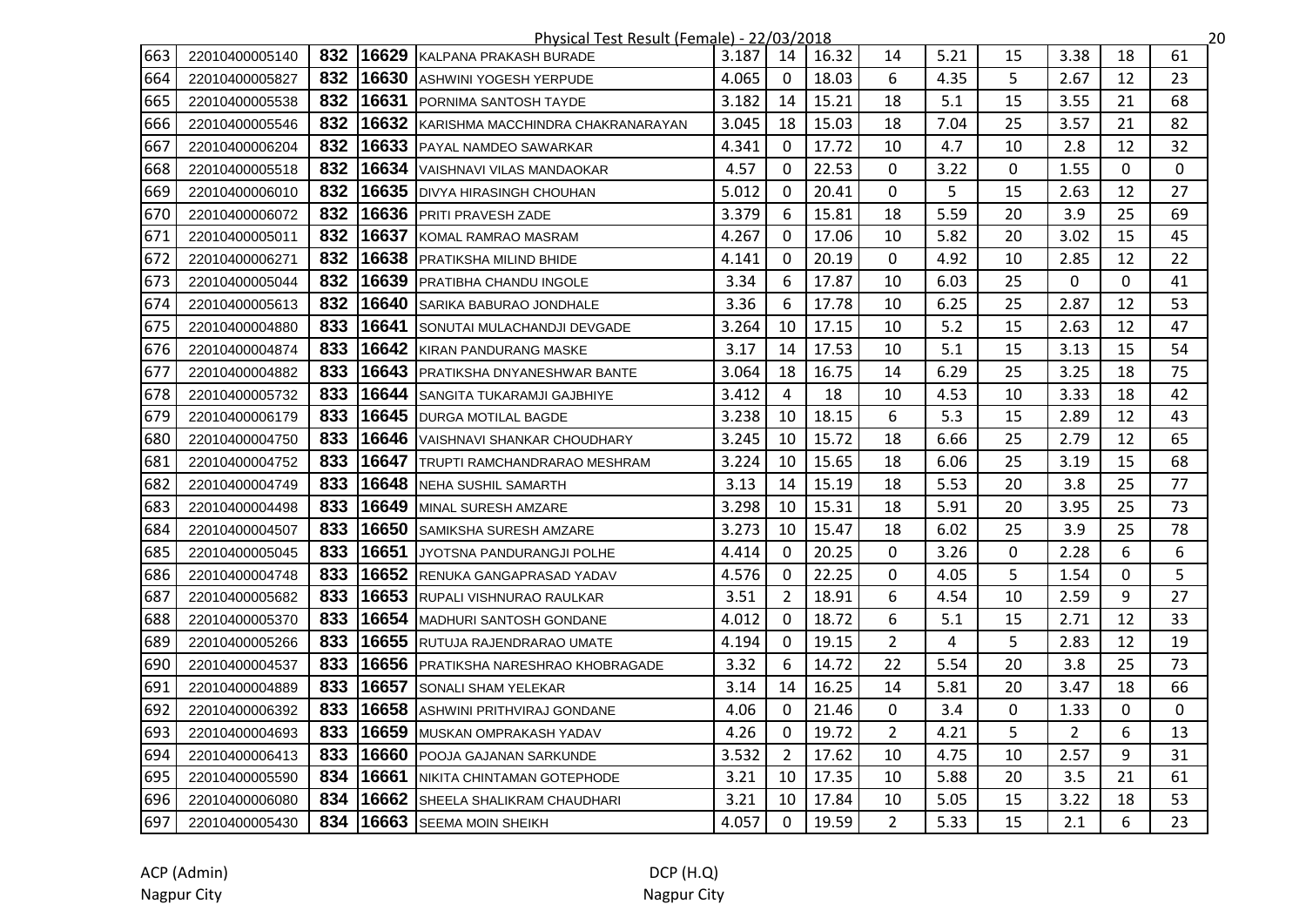Physical Test Result (Female) - 22/03/2018

| | | | | | | | | | | | | | |
|---|---|---|---|---|---|---|---|---|---|---|---|---|---|
| 663 | 22010400005140 | 832 | 16629 | KALPANA PRAKASH BURADE | 3.187 | 14 | 16.32 | 14 | 5.21 | 15 | 3.38 | 18 | 61 |
| 664 | 22010400005827 | 832 | 16630 | ASHWINI YOGESH YERPUDE | 4.065 | 0 | 18.03 | 6 | 4.35 | 5 | 2.67 | 12 | 23 |
| 665 | 22010400005538 | 832 | 16631 | PORNIMA SANTOSH TAYDE | 3.182 | 14 | 15.21 | 18 | 5.1 | 15 | 3.55 | 21 | 68 |
| 666 | 22010400005546 | 832 | 16632 | KARISHMA MACCHINDRA CHAKRANARAYAN | 3.045 | 18 | 15.03 | 18 | 7.04 | 25 | 3.57 | 21 | 82 |
| 667 | 22010400006204 | 832 | 16633 | PAYAL NAMDEO SAWARKAR | 4.341 | 0 | 17.72 | 10 | 4.7 | 10 | 2.8 | 12 | 32 |
| 668 | 22010400005518 | 832 | 16634 | VAISHNAVI VILAS MANDAOKAR | 4.57 | 0 | 22.53 | 0 | 3.22 | 0 | 1.55 | 0 | 0 |
| 669 | 22010400006010 | 832 | 16635 | DIVYA HIRASINGH CHOUHAN | 5.012 | 0 | 20.41 | 0 | 5 | 15 | 2.63 | 12 | 27 |
| 670 | 22010400006072 | 832 | 16636 | PRITI PRAVESH ZADE | 3.379 | 6 | 15.81 | 18 | 5.59 | 20 | 3.9 | 25 | 69 |
| 671 | 22010400005011 | 832 | 16637 | KOMAL RAMRAO MASRAM | 4.267 | 0 | 17.06 | 10 | 5.82 | 20 | 3.02 | 15 | 45 |
| 672 | 22010400006271 | 832 | 16638 | PRATIKSHA MILIND BHIDE | 4.141 | 0 | 20.19 | 0 | 4.92 | 10 | 2.85 | 12 | 22 |
| 673 | 22010400005044 | 832 | 16639 | PRATIBHA CHANDU INGOLE | 3.34 | 6 | 17.87 | 10 | 6.03 | 25 | 0 | 0 | 41 |
| 674 | 22010400005613 | 832 | 16640 | SARIKA BABURAO JONDHALE | 3.36 | 6 | 17.78 | 10 | 6.25 | 25 | 2.87 | 12 | 53 |
| 675 | 22010400004880 | 833 | 16641 | SONUTAI MULACHANDJI DEVGADE | 3.264 | 10 | 17.15 | 10 | 5.2 | 15 | 2.63 | 12 | 47 |
| 676 | 22010400004874 | 833 | 16642 | KIRAN PANDURANG MASKE | 3.17 | 14 | 17.53 | 10 | 5.1 | 15 | 3.13 | 15 | 54 |
| 677 | 22010400004882 | 833 | 16643 | PRATIKSHA DNYANESHWAR BANTE | 3.064 | 18 | 16.75 | 14 | 6.29 | 25 | 3.25 | 18 | 75 |
| 678 | 22010400005732 | 833 | 16644 | SANGITA TUKARAMJI GAJBHIYE | 3.412 | 4 | 18 | 10 | 4.53 | 10 | 3.33 | 18 | 42 |
| 679 | 22010400006179 | 833 | 16645 | DURGA MOTILAL BAGDE | 3.238 | 10 | 18.15 | 6 | 5.3 | 15 | 2.89 | 12 | 43 |
| 680 | 22010400004750 | 833 | 16646 | VAISHNAVI SHANKAR CHOUDHARY | 3.245 | 10 | 15.72 | 18 | 6.66 | 25 | 2.79 | 12 | 65 |
| 681 | 22010400004752 | 833 | 16647 | TRUPTI RAMCHANDRARAO MESHRAM | 3.224 | 10 | 15.65 | 18 | 6.06 | 25 | 3.19 | 15 | 68 |
| 682 | 22010400004749 | 833 | 16648 | NEHA SUSHIL SAMARTH | 3.13 | 14 | 15.19 | 18 | 5.53 | 20 | 3.8 | 25 | 77 |
| 683 | 22010400004498 | 833 | 16649 | MINAL SURESH AMZARE | 3.298 | 10 | 15.31 | 18 | 5.91 | 20 | 3.95 | 25 | 73 |
| 684 | 22010400004507 | 833 | 16650 | SAMIKSHA SURESH AMZARE | 3.273 | 10 | 15.47 | 18 | 6.02 | 25 | 3.9 | 25 | 78 |
| 685 | 22010400005045 | 833 | 16651 | JYOTSNA PANDURANGJI POLHE | 4.414 | 0 | 20.25 | 0 | 3.26 | 0 | 2.28 | 6 | 6 |
| 686 | 22010400004748 | 833 | 16652 | RENUKA GANGAPRASAD YADAV | 4.576 | 0 | 22.25 | 0 | 4.05 | 5 | 1.54 | 0 | 5 |
| 687 | 22010400005682 | 833 | 16653 | RUPALI VISHNURAO RAULKAR | 3.51 | 2 | 18.91 | 6 | 4.54 | 10 | 2.59 | 9 | 27 |
| 688 | 22010400005370 | 833 | 16654 | MADHURI SANTOSH GONDANE | 4.012 | 0 | 18.72 | 6 | 5.1 | 15 | 2.71 | 12 | 33 |
| 689 | 22010400005266 | 833 | 16655 | RUTUJA RAJENDRARAO UMATE | 4.194 | 0 | 19.15 | 2 | 4 | 5 | 2.83 | 12 | 19 |
| 690 | 22010400004537 | 833 | 16656 | PRATIKSHA NARESHRAO KHOBRAGADE | 3.32 | 6 | 14.72 | 22 | 5.54 | 20 | 3.8 | 25 | 73 |
| 691 | 22010400004889 | 833 | 16657 | SONALI SHAM YELEKAR | 3.14 | 14 | 16.25 | 14 | 5.81 | 20 | 3.47 | 18 | 66 |
| 692 | 22010400006392 | 833 | 16658 | ASHWINI PRITHVIRAJ GONDANE | 4.06 | 0 | 21.46 | 0 | 3.4 | 0 | 1.33 | 0 | 0 |
| 693 | 22010400004693 | 833 | 16659 | MUSKAN OMPRAKASH YADAV | 4.26 | 0 | 19.72 | 2 | 4.21 | 5 | 2 | 6 | 13 |
| 694 | 22010400006413 | 833 | 16660 | POOJA GAJANAN SARKUNDE | 3.532 | 2 | 17.62 | 10 | 4.75 | 10 | 2.57 | 9 | 31 |
| 695 | 22010400005590 | 834 | 16661 | NIKITA CHINTAMAN GOTEPHODE | 3.21 | 10 | 17.35 | 10 | 5.88 | 20 | 3.5 | 21 | 61 |
| 696 | 22010400006080 | 834 | 16662 | SHEELA SHALIKRAM CHAUDHARI | 3.21 | 10 | 17.84 | 10 | 5.05 | 15 | 3.22 | 18 | 53 |
| 697 | 22010400005430 | 834 | 16663 | SEEMA MOIN SHEIKH | 4.057 | 0 | 19.59 | 2 | 5.33 | 15 | 2.1 | 6 | 23 |

ACP (Admin)
Nagpur City

DCP (H.Q)
Nagpur City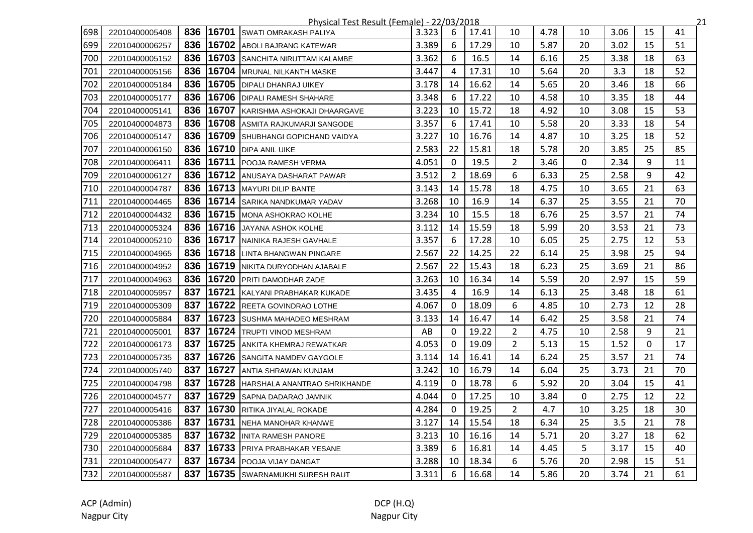# Physical Test Result (Female) - 22/03/2018

| | | | | | | | | | | | | | |
|---|---|---|---|---|---|---|---|---|---|---|---|---|---|
| 698 | 22010400005408 | 836 | 16701 | SWATI OMRAKASH PALIYA | 3.323 | 6 | 17.41 | 10 | 4.78 | 10 | 3.06 | 15 | 41 |
| 699 | 22010400006257 | 836 | 16702 | ABOLI BAJRANG KATEWAR | 3.389 | 6 | 17.29 | 10 | 5.87 | 20 | 3.02 | 15 | 51 |
| 700 | 22010400005152 | 836 | 16703 | SANCHITA NIRUTTAM KALAMBE | 3.362 | 6 | 16.5 | 14 | 6.16 | 25 | 3.38 | 18 | 63 |
| 701 | 22010400005156 | 836 | 16704 | MRUNAL NILKANTH MASKE | 3.447 | 4 | 17.31 | 10 | 5.64 | 20 | 3.3 | 18 | 52 |
| 702 | 22010400005184 | 836 | 16705 | DIPALI DHANRAJ UIKEY | 3.178 | 14 | 16.62 | 14 | 5.65 | 20 | 3.46 | 18 | 66 |
| 703 | 22010400005177 | 836 | 16706 | DIPALI RAMESH SHAHARE | 3.348 | 6 | 17.22 | 10 | 4.58 | 10 | 3.35 | 18 | 44 |
| 704 | 22010400005141 | 836 | 16707 | KARISHMA ASHOKAJI DHAARGAVE | 3.223 | 10 | 15.72 | 18 | 4.92 | 10 | 3.08 | 15 | 53 |
| 705 | 22010400004873 | 836 | 16708 | ASMITA RAJKUMARJI SANGODE | 3.357 | 6 | 17.41 | 10 | 5.58 | 20 | 3.33 | 18 | 54 |
| 706 | 22010400005147 | 836 | 16709 | SHUBHANGI GOPICHAND VAIDYA | 3.227 | 10 | 16.76 | 14 | 4.87 | 10 | 3.25 | 18 | 52 |
| 707 | 22010400006150 | 836 | 16710 | DIPA ANIL UIKE | 2.583 | 22 | 15.81 | 18 | 5.78 | 20 | 3.85 | 25 | 85 |
| 708 | 22010400006411 | 836 | 16711 | POOJA RAMESH VERMA | 4.051 | 0 | 19.5 | 2 | 3.46 | 0 | 2.34 | 9 | 11 |
| 709 | 22010400006127 | 836 | 16712 | ANUSAYA DASHARAT PAWAR | 3.512 | 2 | 18.69 | 6 | 6.33 | 25 | 2.58 | 9 | 42 |
| 710 | 22010400004787 | 836 | 16713 | MAYURI DILIP BANTE | 3.143 | 14 | 15.78 | 18 | 4.75 | 10 | 3.65 | 21 | 63 |
| 711 | 22010400004465 | 836 | 16714 | SARIKA NANDKUMAR YADAV | 3.268 | 10 | 16.9 | 14 | 6.37 | 25 | 3.55 | 21 | 70 |
| 712 | 22010400004432 | 836 | 16715 | MONA ASHOKRAO KOLHE | 3.234 | 10 | 15.5 | 18 | 6.76 | 25 | 3.57 | 21 | 74 |
| 713 | 22010400005324 | 836 | 16716 | JAYANA ASHOK KOLHE | 3.112 | 14 | 15.59 | 18 | 5.99 | 20 | 3.53 | 21 | 73 |
| 714 | 22010400005210 | 836 | 16717 | NAINIKA RAJESH GAVHALE | 3.357 | 6 | 17.28 | 10 | 6.05 | 25 | 2.75 | 12 | 53 |
| 715 | 22010400004965 | 836 | 16718 | LINTA BHANGWAN PINGARE | 2.567 | 22 | 14.25 | 22 | 6.14 | 25 | 3.98 | 25 | 94 |
| 716 | 22010400004952 | 836 | 16719 | NIKITA DURYODHAN AJABALE | 2.567 | 22 | 15.43 | 18 | 6.23 | 25 | 3.69 | 21 | 86 |
| 717 | 22010400004963 | 836 | 16720 | PRITI DAMODHAR ZADE | 3.263 | 10 | 16.34 | 14 | 5.59 | 20 | 2.97 | 15 | 59 |
| 718 | 22010400005957 | 837 | 16721 | KALYANI PRABHAKAR KUKADE | 3.435 | 4 | 16.9 | 14 | 6.13 | 25 | 3.48 | 18 | 61 |
| 719 | 22010400005309 | 837 | 16722 | REETA GOVINDRAO LOTHE | 4.067 | 0 | 18.09 | 6 | 4.85 | 10 | 2.73 | 12 | 28 |
| 720 | 22010400005884 | 837 | 16723 | SUSHMA MAHADEO MESHRAM | 3.133 | 14 | 16.47 | 14 | 6.42 | 25 | 3.58 | 21 | 74 |
| 721 | 22010400005001 | 837 | 16724 | TRUPTI VINOD MESHRAM | AB | 0 | 19.22 | 2 | 4.75 | 10 | 2.58 | 9 | 21 |
| 722 | 22010400006173 | 837 | 16725 | ANKITA KHEMRAJ REWATKAR | 4.053 | 0 | 19.09 | 2 | 5.13 | 15 | 1.52 | 0 | 17 |
| 723 | 22010400005735 | 837 | 16726 | SANGITA NAMDEV GAYGOLE | 3.114 | 14 | 16.41 | 14 | 6.24 | 25 | 3.57 | 21 | 74 |
| 724 | 22010400005740 | 837 | 16727 | ANTIA SHRAWAN KUNJAM | 3.242 | 10 | 16.79 | 14 | 6.04 | 25 | 3.73 | 21 | 70 |
| 725 | 22010400004798 | 837 | 16728 | HARSHALA ANANTRAO SHRIKHANDE | 4.119 | 0 | 18.78 | 6 | 5.92 | 20 | 3.04 | 15 | 41 |
| 726 | 22010400004577 | 837 | 16729 | SAPNA DADARAO JAMNIK | 4.044 | 0 | 17.25 | 10 | 3.84 | 0 | 2.75 | 12 | 22 |
| 727 | 22010400005416 | 837 | 16730 | RITIKA JIYALAL ROKADE | 4.284 | 0 | 19.25 | 2 | 4.7 | 10 | 3.25 | 18 | 30 |
| 728 | 22010400005386 | 837 | 16731 | NEHA MANOHAR KHANWE | 3.127 | 14 | 15.54 | 18 | 6.34 | 25 | 3.5 | 21 | 78 |
| 729 | 22010400005385 | 837 | 16732 | INITA RAMESH PANORE | 3.213 | 10 | 16.16 | 14 | 5.71 | 20 | 3.27 | 18 | 62 |
| 730 | 22010400005684 | 837 | 16733 | PRIYA PRABHAKAR YESANE | 3.389 | 6 | 16.81 | 14 | 4.45 | 5 | 3.17 | 15 | 40 |
| 731 | 22010400005477 | 837 | 16734 | POOJA VIJAY DANGAT | 3.288 | 10 | 18.34 | 6 | 5.76 | 20 | 2.98 | 15 | 51 |
| 732 | 22010400005587 | 837 | 16735 | SWARNAMUKHI SURESH RAUT | 3.311 | 6 | 16.68 | 14 | 5.86 | 20 | 3.74 | 21 | 61 |

ACP (Admin)
Nagpur City

DCP (H.Q)
Nagpur City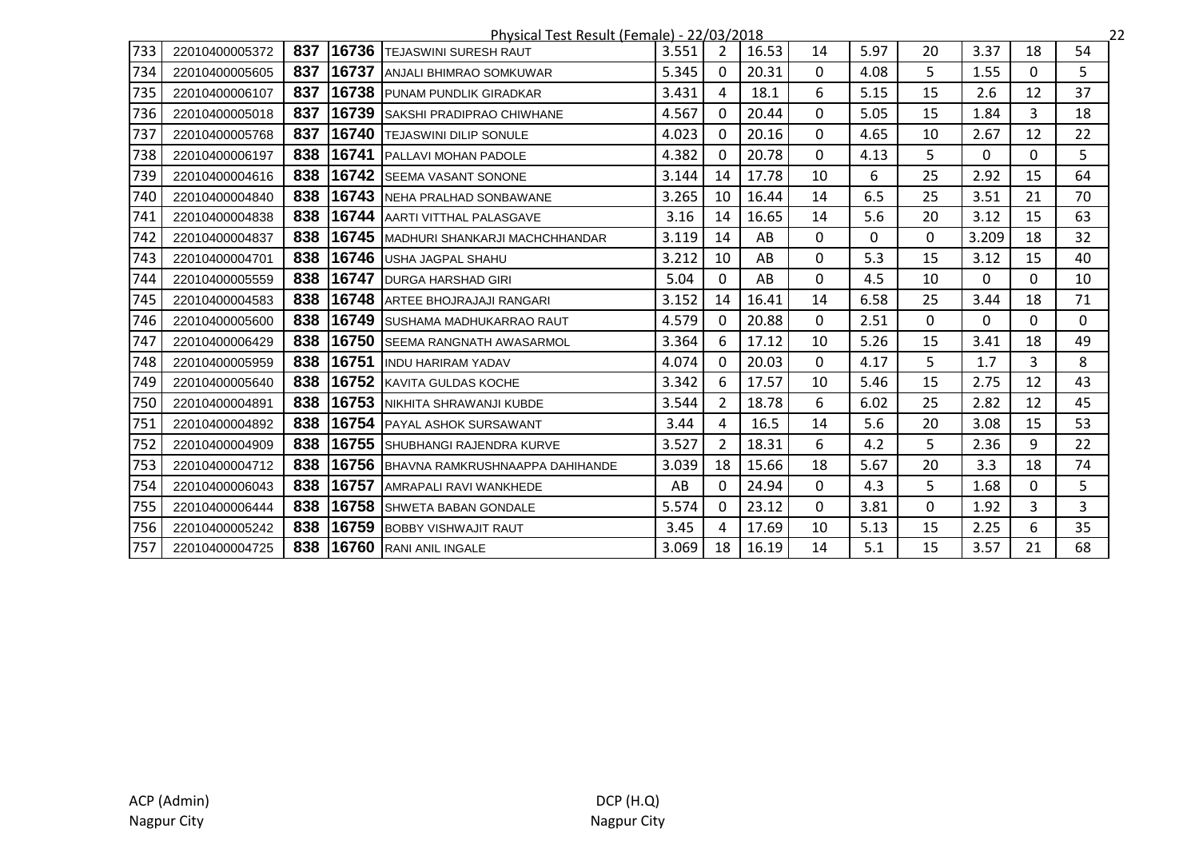Physical Test Result (Female) - 22/03/2018

| | | | | | | | | | | | | | |
|---|---|---|---|---|---|---|---|---|---|---|---|---|---|
| 733 | 22010400005372 | 837 | 16736 | TEJASWINI SURESH RAUT | 3.551 | 2 | 16.53 | 14 | 5.97 | 20 | 3.37 | 18 | 54 |
| 734 | 22010400005605 | 837 | 16737 | ANJALI BHIMRAO SOMKUWAR | 5.345 | 0 | 20.31 | 0 | 4.08 | 5 | 1.55 | 0 | 5 |
| 735 | 22010400006107 | 837 | 16738 | PUNAM PUNDLIK GIRADKAR | 3.431 | 4 | 18.1 | 6 | 5.15 | 15 | 2.6 | 12 | 37 |
| 736 | 22010400005018 | 837 | 16739 | SAKSHI PRADIPRAO CHIWHANE | 4.567 | 0 | 20.44 | 0 | 5.05 | 15 | 1.84 | 3 | 18 |
| 737 | 22010400005768 | 837 | 16740 | TEJASWINI DILIP SONULE | 4.023 | 0 | 20.16 | 0 | 4.65 | 10 | 2.67 | 12 | 22 |
| 738 | 22010400006197 | 838 | 16741 | PALLAVI MOHAN PADOLE | 4.382 | 0 | 20.78 | 0 | 4.13 | 5 | 0 | 0 | 5 |
| 739 | 22010400004616 | 838 | 16742 | SEEMA VASANT SONONE | 3.144 | 14 | 17.78 | 10 | 6 | 25 | 2.92 | 15 | 64 |
| 740 | 22010400004840 | 838 | 16743 | NEHA PRALHAD SONBAWANE | 3.265 | 10 | 16.44 | 14 | 6.5 | 25 | 3.51 | 21 | 70 |
| 741 | 22010400004838 | 838 | 16744 | AARTI VITTHAL PALASGAVE | 3.16 | 14 | 16.65 | 14 | 5.6 | 20 | 3.12 | 15 | 63 |
| 742 | 22010400004837 | 838 | 16745 | MADHURI SHANKARJI MACHCHHANDAR | 3.119 | 14 | AB | 0 | 0 | 0 | 3.209 | 18 | 32 |
| 743 | 22010400004701 | 838 | 16746 | USHA JAGPAL SHAHU | 3.212 | 10 | AB | 0 | 5.3 | 15 | 3.12 | 15 | 40 |
| 744 | 22010400005559 | 838 | 16747 | DURGA HARSHAD GIRI | 5.04 | 0 | AB | 0 | 4.5 | 10 | 0 | 0 | 10 |
| 745 | 22010400004583 | 838 | 16748 | ARTEE BHOJRAJAJI RANGARI | 3.152 | 14 | 16.41 | 14 | 6.58 | 25 | 3.44 | 18 | 71 |
| 746 | 22010400005600 | 838 | 16749 | SUSHAMA MADHUKARRAO RAUT | 4.579 | 0 | 20.88 | 0 | 2.51 | 0 | 0 | 0 | 0 |
| 747 | 22010400006429 | 838 | 16750 | SEEMA RANGNATH AWASARMOL | 3.364 | 6 | 17.12 | 10 | 5.26 | 15 | 3.41 | 18 | 49 |
| 748 | 22010400005959 | 838 | 16751 | INDU HARIRAM YADAV | 4.074 | 0 | 20.03 | 0 | 4.17 | 5 | 1.7 | 3 | 8 |
| 749 | 22010400005640 | 838 | 16752 | KAVITA GULDAS KOCHE | 3.342 | 6 | 17.57 | 10 | 5.46 | 15 | 2.75 | 12 | 43 |
| 750 | 22010400004891 | 838 | 16753 | NIKHITA SHRAWANJI KUBDE | 3.544 | 2 | 18.78 | 6 | 6.02 | 25 | 2.82 | 12 | 45 |
| 751 | 22010400004892 | 838 | 16754 | PAYAL ASHOK SURSAWANT | 3.44 | 4 | 16.5 | 14 | 5.6 | 20 | 3.08 | 15 | 53 |
| 752 | 22010400004909 | 838 | 16755 | SHUBHANGI RAJENDRA KURVE | 3.527 | 2 | 18.31 | 6 | 4.2 | 5 | 2.36 | 9 | 22 |
| 753 | 22010400004712 | 838 | 16756 | BHAVNA RAMKRUSHNAAPPA DAHIHANDE | 3.039 | 18 | 15.66 | 18 | 5.67 | 20 | 3.3 | 18 | 74 |
| 754 | 22010400006043 | 838 | 16757 | AMRAPALI RAVI WANKHEDE | AB | 0 | 24.94 | 0 | 4.3 | 5 | 1.68 | 0 | 5 |
| 755 | 22010400006444 | 838 | 16758 | SHWETA BABAN GONDALE | 5.574 | 0 | 23.12 | 0 | 3.81 | 0 | 1.92 | 3 | 3 |
| 756 | 22010400005242 | 838 | 16759 | BOBBY VISHWAJIT RAUT | 3.45 | 4 | 17.69 | 10 | 5.13 | 15 | 2.25 | 6 | 35 |
| 757 | 22010400004725 | 838 | 16760 | RANI ANIL INGALE | 3.069 | 18 | 16.19 | 14 | 5.1 | 15 | 3.57 | 21 | 68 |

ACP (Admin)
Nagpur City

DCP (H.Q)
Nagpur City